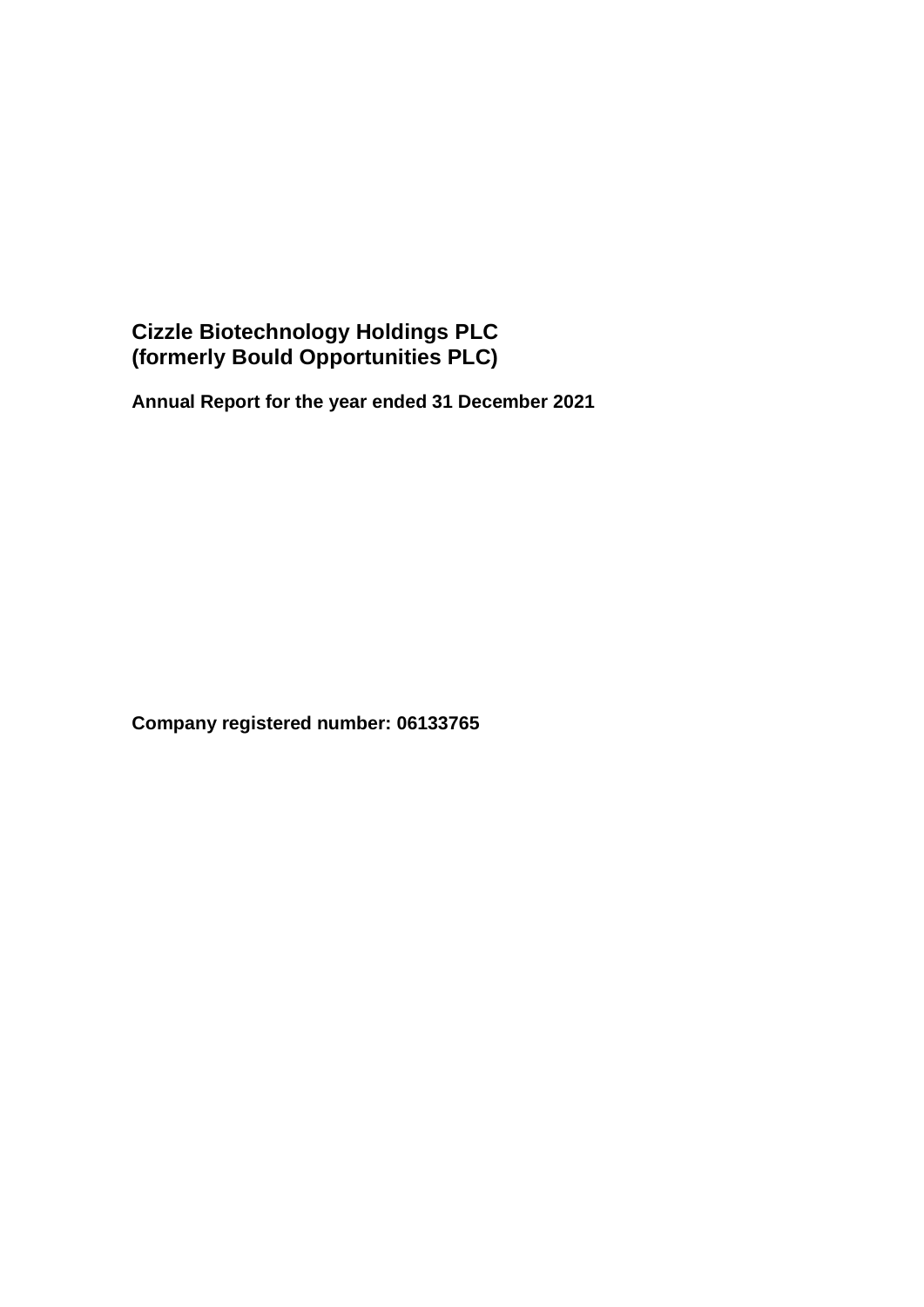# Cizzle Biotechnology Holdings PLC
# (formerly Bould Opportunities PLC)

**Annual Report for the year ended 31 December 2021**

**Company registered number: 06133765**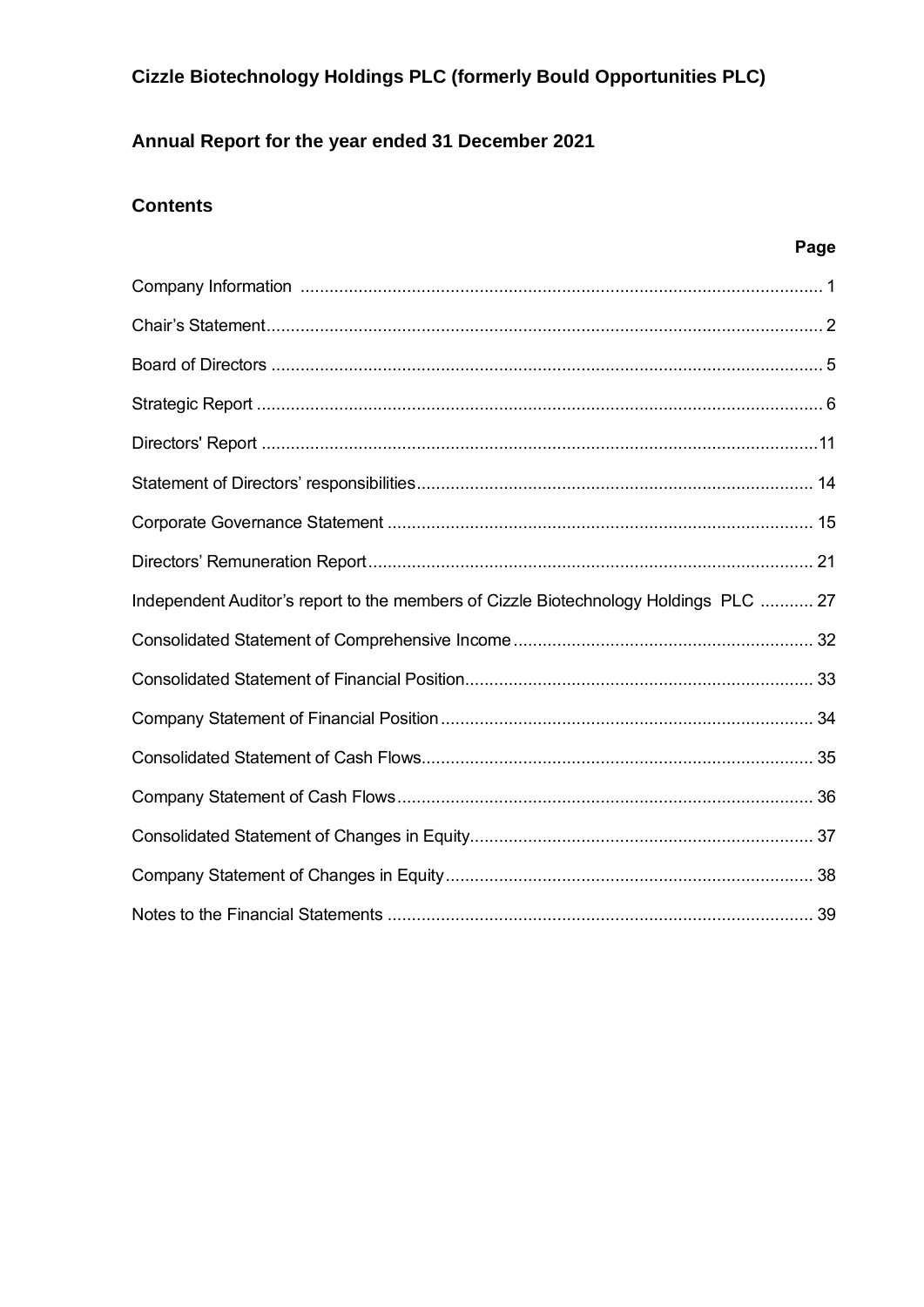# Cizzle Biotechnology Holdings PLC (formerly Bould Opportunities PLC)

## Annual Report for the year ended 31 December 2021

### Contents

| | Page |
|---|---|
| Company Information | 1 |
| Chair's Statement | 2 |
| Board of Directors | 5 |
| Strategic Report | 6 |
| Directors' Report | 11 |
| Statement of Directors' responsibilities | 14 |
| Corporate Governance Statement | 15 |
| Directors' Remuneration Report | 21 |
| Independent Auditor's report to the members of Cizzle Biotechnology Holdings PLC | 27 |
| Consolidated Statement of Comprehensive Income | 32 |
| Consolidated Statement of Financial Position | 33 |
| Company Statement of Financial Position | 34 |
| Consolidated Statement of Cash Flows | 35 |
| Company Statement of Cash Flows | 36 |
| Consolidated Statement of Changes in Equity | 37 |
| Company Statement of Changes in Equity | 38 |
| Notes to the Financial Statements | 39 |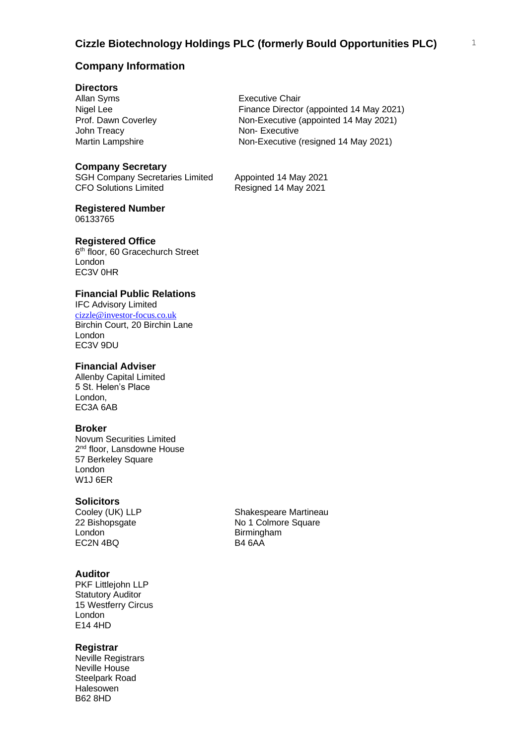# Cizzle Biotechnology Holdings PLC (formerly Bould Opportunities PLC)

## Company Information

### Directors

| | |
|---|---|
| Allan Syms | Executive Chair |
| Nigel Lee | Finance Director (appointed 14 May 2021) |
| Prof. Dawn Coverley | Non-Executive (appointed 14 May 2021) |
| John Treacy | Non- Executive |
| Martin Lampshire | Non-Executive (resigned 14 May 2021) |

### Company Secretary

| | |
|---|---|
| SGH Company Secretaries Limited | Appointed 14 May 2021 |
| CFO Solutions Limited | Resigned 14 May 2021 |

### Registered Number

06133765

### Registered Office

6th floor, 60 Gracechurch Street
London
EC3V 0HR

### Financial Public Relations

IFC Advisory Limited
cizzle@investor-focus.co.uk
Birchin Court, 20 Birchin Lane
London
EC3V 9DU

### Financial Adviser

Allenby Capital Limited
5 St. Helen's Place
London,
EC3A 6AB

### Broker

Novum Securities Limited
2nd floor, Lansdowne House
57 Berkeley Square
London
W1J 6ER

### Solicitors

Cooley (UK) LLP
22 Bishopsgate
London
EC2N 4BQ

Shakespeare Martineau
No 1 Colmore Square
Birmingham
B4 6AA

### Auditor

PKF Littlejohn LLP
Statutory Auditor
15 Westferry Circus
London
E14 4HD

### Registrar

Neville Registrars
Neville House
Steelpark Road
Halesowen
B62 8HD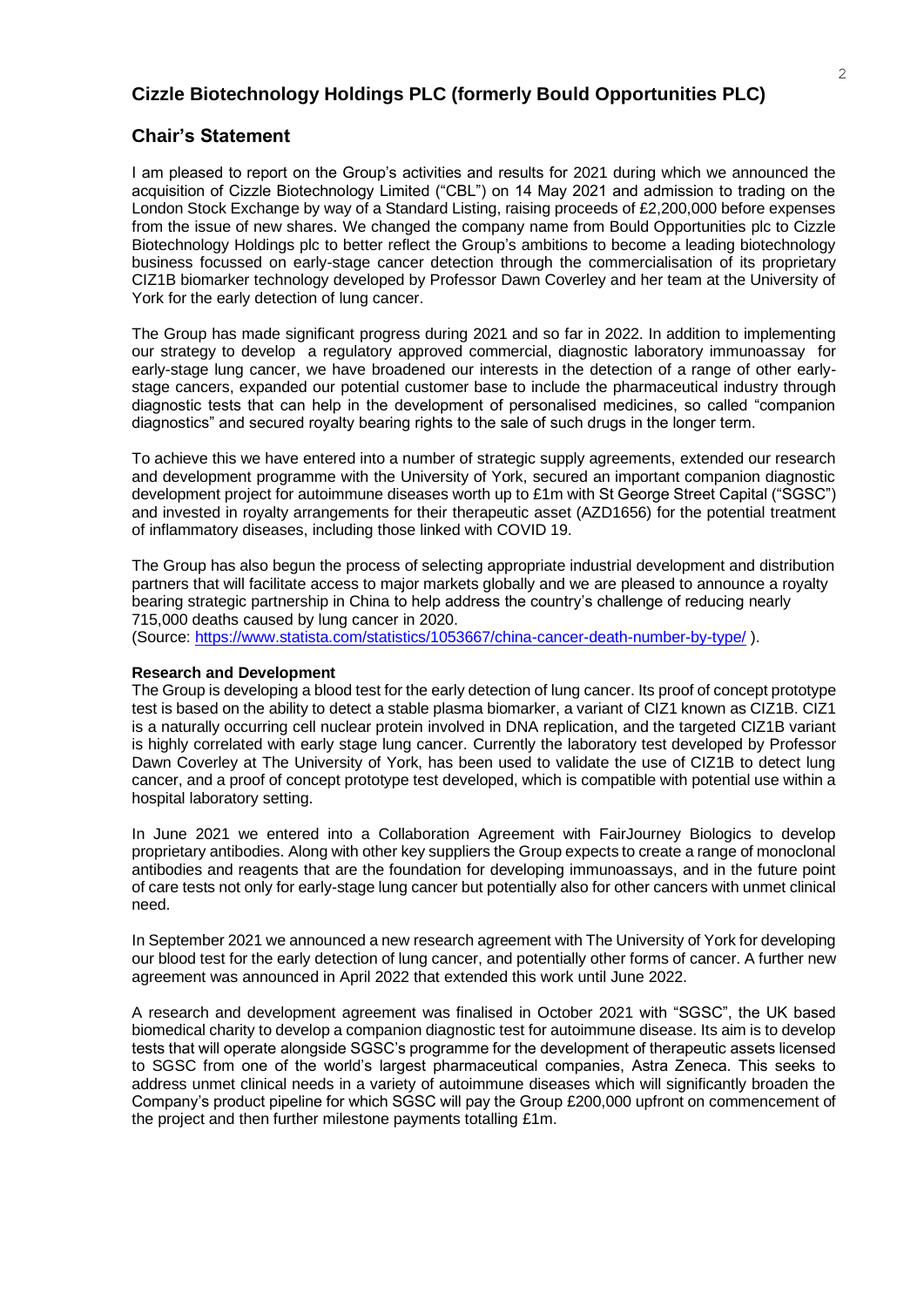# Cizzle Biotechnology Holdings PLC (formerly Bould Opportunities PLC)

## Chair's Statement

I am pleased to report on the Group's activities and results for 2021 during which we announced the acquisition of Cizzle Biotechnology Limited ("CBL") on 14 May 2021 and admission to trading on the London Stock Exchange by way of a Standard Listing, raising proceeds of £2,200,000 before expenses from the issue of new shares. We changed the company name from Bould Opportunities plc to Cizzle Biotechnology Holdings plc to better reflect the Group's ambitions to become a leading biotechnology business focussed on early-stage cancer detection through the commercialisation of its proprietary CIZ1B biomarker technology developed by Professor Dawn Coverley and her team at the University of York for the early detection of lung cancer.

The Group has made significant progress during 2021 and so far in 2022. In addition to implementing our strategy to develop a regulatory approved commercial, diagnostic laboratory immunoassay for early-stage lung cancer, we have broadened our interests in the detection of a range of other early-stage cancers, expanded our potential customer base to include the pharmaceutical industry through diagnostic tests that can help in the development of personalised medicines, so called "companion diagnostics" and secured royalty bearing rights to the sale of such drugs in the longer term.

To achieve this we have entered into a number of strategic supply agreements, extended our research and development programme with the University of York, secured an important companion diagnostic development project for autoimmune diseases worth up to £1m with St George Street Capital ("SGSC") and invested in royalty arrangements for their therapeutic asset (AZD1656) for the potential treatment of inflammatory diseases, including those linked with COVID 19.

The Group has also begun the process of selecting appropriate industrial development and distribution partners that will facilitate access to major markets globally and we are pleased to announce a royalty bearing strategic partnership in China to help address the country's challenge of reducing nearly 715,000 deaths caused by lung cancer in 2020.
(Source: https://www.statista.com/statistics/1053667/china-cancer-death-number-by-type/ ).

**Research and Development**

The Group is developing a blood test for the early detection of lung cancer. Its proof of concept prototype test is based on the ability to detect a stable plasma biomarker, a variant of CIZ1 known as CIZ1B. CIZ1 is a naturally occurring cell nuclear protein involved in DNA replication, and the targeted CIZ1B variant is highly correlated with early stage lung cancer. Currently the laboratory test developed by Professor Dawn Coverley at The University of York, has been used to validate the use of CIZ1B to detect lung cancer, and a proof of concept prototype test developed, which is compatible with potential use within a hospital laboratory setting.

In June 2021 we entered into a Collaboration Agreement with FairJourney Biologics to develop proprietary antibodies. Along with other key suppliers the Group expects to create a range of monoclonal antibodies and reagents that are the foundation for developing immunoassays, and in the future point of care tests not only for early-stage lung cancer but potentially also for other cancers with unmet clinical need.

In September 2021 we announced a new research agreement with The University of York for developing our blood test for the early detection of lung cancer, and potentially other forms of cancer. A further new agreement was announced in April 2022 that extended this work until June 2022.

A research and development agreement was finalised in October 2021 with "SGSC", the UK based biomedical charity to develop a companion diagnostic test for autoimmune disease. Its aim is to develop tests that will operate alongside SGSC's programme for the development of therapeutic assets licensed to SGSC from one of the world's largest pharmaceutical companies, Astra Zeneca. This seeks to address unmet clinical needs in a variety of autoimmune diseases which will significantly broaden the Company's product pipeline for which SGSC will pay the Group £200,000 upfront on commencement of the project and then further milestone payments totalling £1m.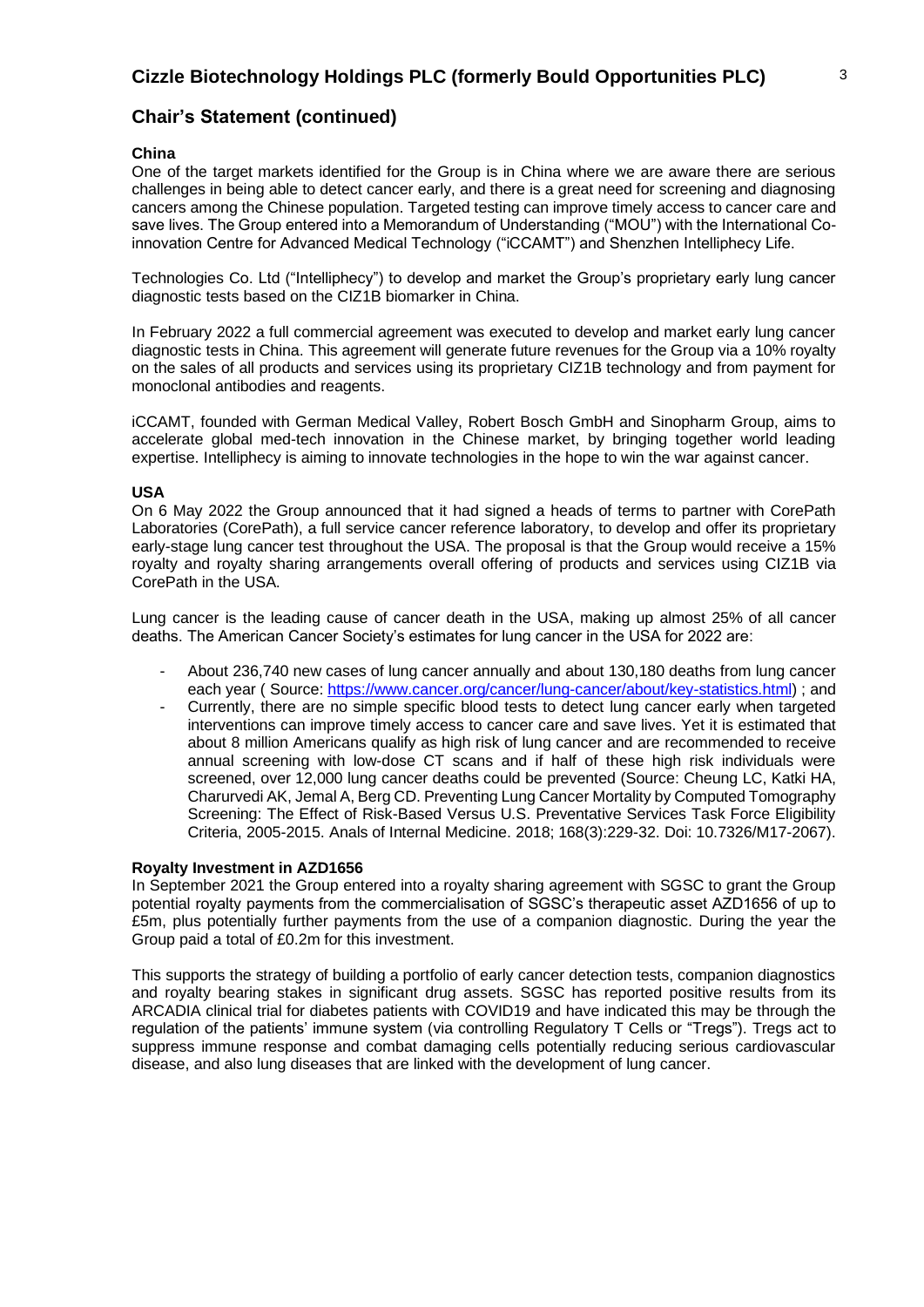## Chair's Statement (continued)

### China

One of the target markets identified for the Group is in China where we are aware there are serious challenges in being able to detect cancer early, and there is a great need for screening and diagnosing cancers among the Chinese population. Targeted testing can improve timely access to cancer care and save lives. The Group entered into a Memorandum of Understanding ("MOU") with the International Co-innovation Centre for Advanced Medical Technology ("iCCAMT") and Shenzhen Intelliphecy Life.

Technologies Co. Ltd ("Intelliphecy") to develop and market the Group's proprietary early lung cancer diagnostic tests based on the CIZ1B biomarker in China.

In February 2022 a full commercial agreement was executed to develop and market early lung cancer diagnostic tests in China. This agreement will generate future revenues for the Group via a 10% royalty on the sales of all products and services using its proprietary CIZ1B technology and from payment for monoclonal antibodies and reagents.

iCCAMT, founded with German Medical Valley, Robert Bosch GmbH and Sinopharm Group, aims to accelerate global med-tech innovation in the Chinese market, by bringing together world leading expertise. Intelliphecy is aiming to innovate technologies in the hope to win the war against cancer.

### USA

On 6 May 2022 the Group announced that it had signed a heads of terms to partner with CorePath Laboratories (CorePath), a full service cancer reference laboratory, to develop and offer its proprietary early-stage lung cancer test throughout the USA. The proposal is that the Group would receive a 15% royalty and royalty sharing arrangements overall offering of products and services using CIZ1B via CorePath in the USA.

Lung cancer is the leading cause of cancer death in the USA, making up almost 25% of all cancer deaths. The American Cancer Society's estimates for lung cancer in the USA for 2022 are:

- About 236,740 new cases of lung cancer annually and about 130,180 deaths from lung cancer each year ( Source: https://www.cancer.org/cancer/lung-cancer/about/key-statistics.html) ; and
- Currently, there are no simple specific blood tests to detect lung cancer early when targeted interventions can improve timely access to cancer care and save lives. Yet it is estimated that about 8 million Americans qualify as high risk of lung cancer and are recommended to receive annual screening with low-dose CT scans and if half of these high risk individuals were screened, over 12,000 lung cancer deaths could be prevented (Source: Cheung LC, Katki HA, Charurvedi AK, Jemal A, Berg CD. Preventing Lung Cancer Mortality by Computed Tomography Screening: The Effect of Risk-Based Versus U.S. Preventative Services Task Force Eligibility Criteria, 2005-2015. Anals of Internal Medicine. 2018; 168(3):229-32. Doi: 10.7326/M17-2067).

### Royalty Investment in AZD1656

In September 2021 the Group entered into a royalty sharing agreement with SGSC to grant the Group potential royalty payments from the commercialisation of SGSC's therapeutic asset AZD1656 of up to £5m, plus potentially further payments from the use of a companion diagnostic. During the year the Group paid a total of £0.2m for this investment.

This supports the strategy of building a portfolio of early cancer detection tests, companion diagnostics and royalty bearing stakes in significant drug assets. SGSC has reported positive results from its ARCADIA clinical trial for diabetes patients with COVID19 and have indicated this may be through the regulation of the patients' immune system (via controlling Regulatory T Cells or "Tregs"). Tregs act to suppress immune response and combat damaging cells potentially reducing serious cardiovascular disease, and also lung diseases that are linked with the development of lung cancer.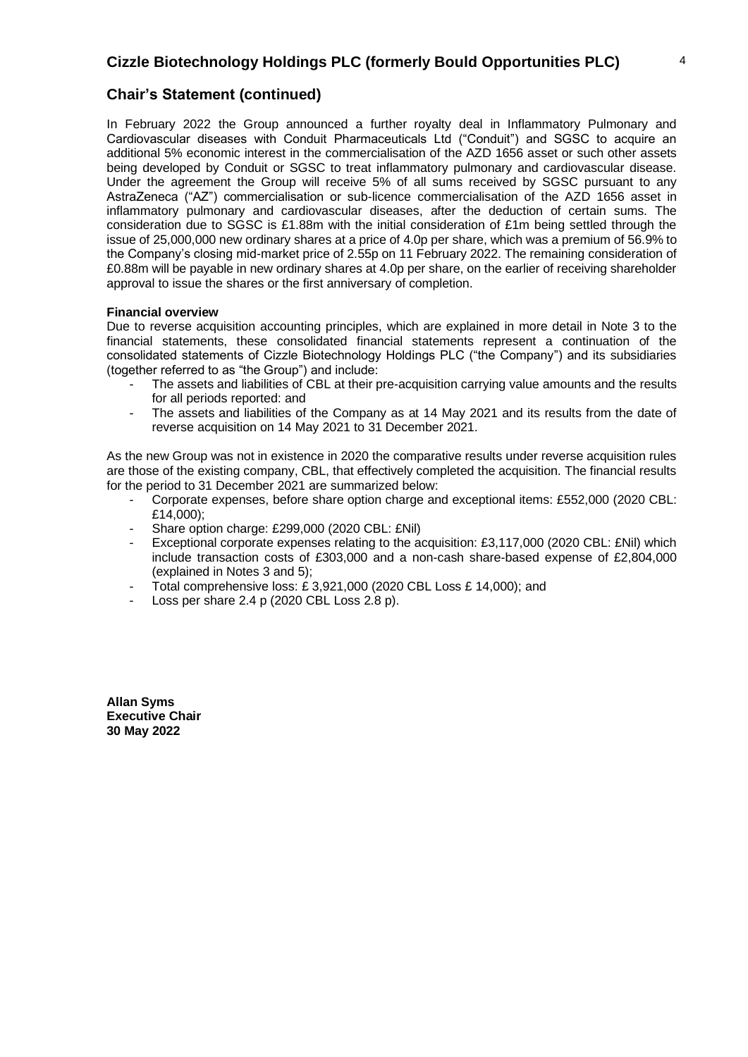## Chair's Statement (continued)

In February 2022 the Group announced a further royalty deal in Inflammatory Pulmonary and Cardiovascular diseases with Conduit Pharmaceuticals Ltd ("Conduit") and SGSC to acquire an additional 5% economic interest in the commercialisation of the AZD 1656 asset or such other assets being developed by Conduit or SGSC to treat inflammatory pulmonary and cardiovascular disease. Under the agreement the Group will receive 5% of all sums received by SGSC pursuant to any AstraZeneca ("AZ") commercialisation or sub-licence commercialisation of the AZD 1656 asset in inflammatory pulmonary and cardiovascular diseases, after the deduction of certain sums. The consideration due to SGSC is £1.88m with the initial consideration of £1m being settled through the issue of 25,000,000 new ordinary shares at a price of 4.0p per share, which was a premium of 56.9% to the Company's closing mid-market price of 2.55p on 11 February 2022. The remaining consideration of £0.88m will be payable in new ordinary shares at 4.0p per share, on the earlier of receiving shareholder approval to issue the shares or the first anniversary of completion.

**Financial overview**

Due to reverse acquisition accounting principles, which are explained in more detail in Note 3 to the financial statements, these consolidated financial statements represent a continuation of the consolidated statements of Cizzle Biotechnology Holdings PLC ("the Company") and its subsidiaries (together referred to as "the Group") and include:

- The assets and liabilities of CBL at their pre-acquisition carrying value amounts and the results for all periods reported: and
- The assets and liabilities of the Company as at 14 May 2021 and its results from the date of reverse acquisition on 14 May 2021 to 31 December 2021.

As the new Group was not in existence in 2020 the comparative results under reverse acquisition rules are those of the existing company, CBL, that effectively completed the acquisition. The financial results for the period to 31 December 2021 are summarized below:

- Corporate expenses, before share option charge and exceptional items: £552,000 (2020 CBL: £14,000);
- Share option charge: £299,000 (2020 CBL: £Nil)
- Exceptional corporate expenses relating to the acquisition: £3,117,000 (2020 CBL: £Nil) which include transaction costs of £303,000 and a non-cash share-based expense of £2,804,000 (explained in Notes 3 and 5);
- Total comprehensive loss: £ 3,921,000 (2020 CBL Loss £ 14,000); and
- Loss per share 2.4 p (2020 CBL Loss 2.8 p).

**Allan Syms**
**Executive Chair**
**30 May 2022**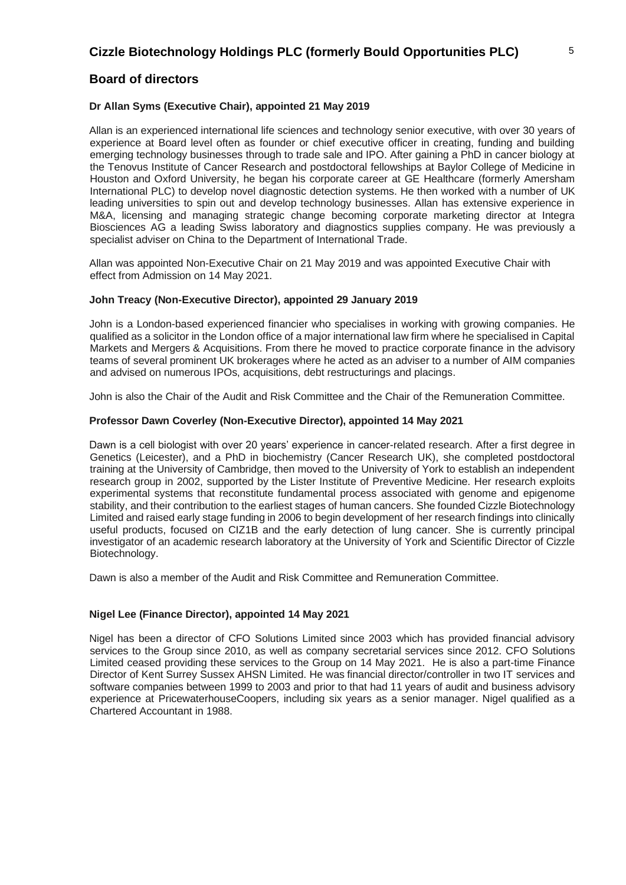## Board of directors

**Dr Allan Syms (Executive Chair), appointed 21 May 2019**

Allan is an experienced international life sciences and technology senior executive, with over 30 years of experience at Board level often as founder or chief executive officer in creating, funding and building emerging technology businesses through to trade sale and IPO. After gaining a PhD in cancer biology at the Tenovus Institute of Cancer Research and postdoctoral fellowships at Baylor College of Medicine in Houston and Oxford University, he began his corporate career at GE Healthcare (formerly Amersham International PLC) to develop novel diagnostic detection systems. He then worked with a number of UK leading universities to spin out and develop technology businesses. Allan has extensive experience in M&A, licensing and managing strategic change becoming corporate marketing director at Integra Biosciences AG a leading Swiss laboratory and diagnostics supplies company. He was previously a specialist adviser on China to the Department of International Trade.

Allan was appointed Non-Executive Chair on 21 May 2019 and was appointed Executive Chair with effect from Admission on 14 May 2021.

**John Treacy (Non-Executive Director), appointed 29 January 2019**

John is a London-based experienced financier who specialises in working with growing companies. He qualified as a solicitor in the London office of a major international law firm where he specialised in Capital Markets and Mergers & Acquisitions. From there he moved to practice corporate finance in the advisory teams of several prominent UK brokerages where he acted as an adviser to a number of AIM companies and advised on numerous IPOs, acquisitions, debt restructurings and placings.

John is also the Chair of the Audit and Risk Committee and the Chair of the Remuneration Committee.

**Professor Dawn Coverley (Non-Executive Director), appointed 14 May 2021**

Dawn is a cell biologist with over 20 years' experience in cancer-related research. After a first degree in Genetics (Leicester), and a PhD in biochemistry (Cancer Research UK), she completed postdoctoral training at the University of Cambridge, then moved to the University of York to establish an independent research group in 2002, supported by the Lister Institute of Preventive Medicine. Her research exploits experimental systems that reconstitute fundamental process associated with genome and epigenome stability, and their contribution to the earliest stages of human cancers. She founded Cizzle Biotechnology Limited and raised early stage funding in 2006 to begin development of her research findings into clinically useful products, focused on CIZ1B and the early detection of lung cancer. She is currently principal investigator of an academic research laboratory at the University of York and Scientific Director of Cizzle Biotechnology.

Dawn is also a member of the Audit and Risk Committee and Remuneration Committee.

**Nigel Lee (Finance Director), appointed 14 May 2021**

Nigel has been a director of CFO Solutions Limited since 2003 which has provided financial advisory services to the Group since 2010, as well as company secretarial services since 2012. CFO Solutions Limited ceased providing these services to the Group on 14 May 2021. He is also a part-time Finance Director of Kent Surrey Sussex AHSN Limited. He was financial director/controller in two IT services and software companies between 1999 to 2003 and prior to that had 11 years of audit and business advisory experience at PricewaterhouseCoopers, including six years as a senior manager. Nigel qualified as a Chartered Accountant in 1988.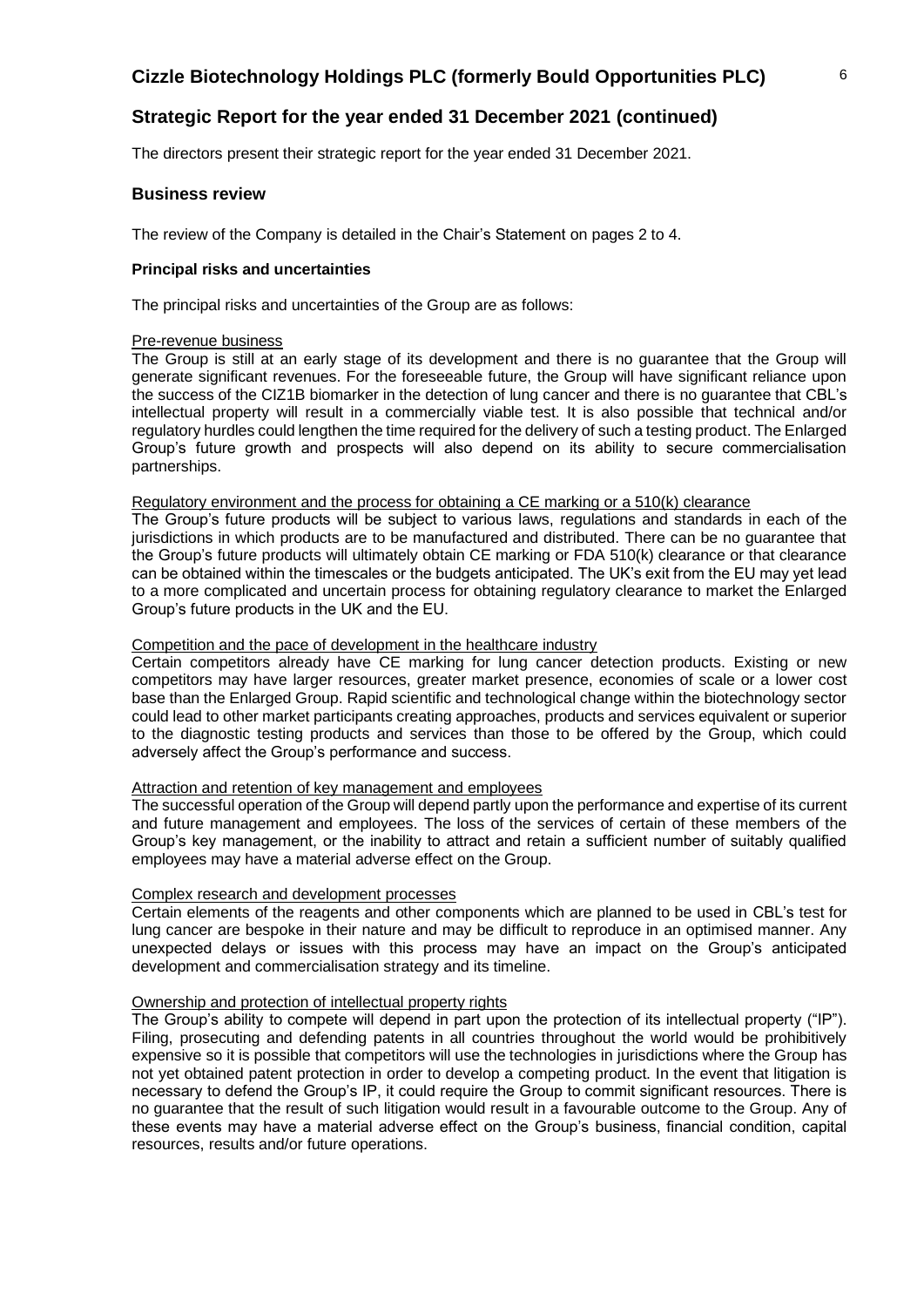## Strategic Report for the year ended 31 December 2021 (continued)

The directors present their strategic report for the year ended 31 December 2021.

### Business review

The review of the Company is detailed in the Chair's Statement on pages 2 to 4.

**Principal risks and uncertainties**

The principal risks and uncertainties of the Group are as follows:

Pre-revenue business

The Group is still at an early stage of its development and there is no guarantee that the Group will generate significant revenues. For the foreseeable future, the Group will have significant reliance upon the success of the CIZ1B biomarker in the detection of lung cancer and there is no guarantee that CBL's intellectual property will result in a commercially viable test. It is also possible that technical and/or regulatory hurdles could lengthen the time required for the delivery of such a testing product. The Enlarged Group's future growth and prospects will also depend on its ability to secure commercialisation partnerships.

Regulatory environment and the process for obtaining a CE marking or a 510(k) clearance

The Group's future products will be subject to various laws, regulations and standards in each of the jurisdictions in which products are to be manufactured and distributed. There can be no guarantee that the Group's future products will ultimately obtain CE marking or FDA 510(k) clearance or that clearance can be obtained within the timescales or the budgets anticipated. The UK's exit from the EU may yet lead to a more complicated and uncertain process for obtaining regulatory clearance to market the Enlarged Group's future products in the UK and the EU.

Competition and the pace of development in the healthcare industry

Certain competitors already have CE marking for lung cancer detection products. Existing or new competitors may have larger resources, greater market presence, economies of scale or a lower cost base than the Enlarged Group. Rapid scientific and technological change within the biotechnology sector could lead to other market participants creating approaches, products and services equivalent or superior to the diagnostic testing products and services than those to be offered by the Group, which could adversely affect the Group's performance and success.

Attraction and retention of key management and employees

The successful operation of the Group will depend partly upon the performance and expertise of its current and future management and employees. The loss of the services of certain of these members of the Group's key management, or the inability to attract and retain a sufficient number of suitably qualified employees may have a material adverse effect on the Group.

Complex research and development processes

Certain elements of the reagents and other components which are planned to be used in CBL's test for lung cancer are bespoke in their nature and may be difficult to reproduce in an optimised manner. Any unexpected delays or issues with this process may have an impact on the Group's anticipated development and commercialisation strategy and its timeline.

Ownership and protection of intellectual property rights

The Group's ability to compete will depend in part upon the protection of its intellectual property ("IP"). Filing, prosecuting and defending patents in all countries throughout the world would be prohibitively expensive so it is possible that competitors will use the technologies in jurisdictions where the Group has not yet obtained patent protection in order to develop a competing product. In the event that litigation is necessary to defend the Group's IP, it could require the Group to commit significant resources. There is no guarantee that the result of such litigation would result in a favourable outcome to the Group. Any of these events may have a material adverse effect on the Group's business, financial condition, capital resources, results and/or future operations.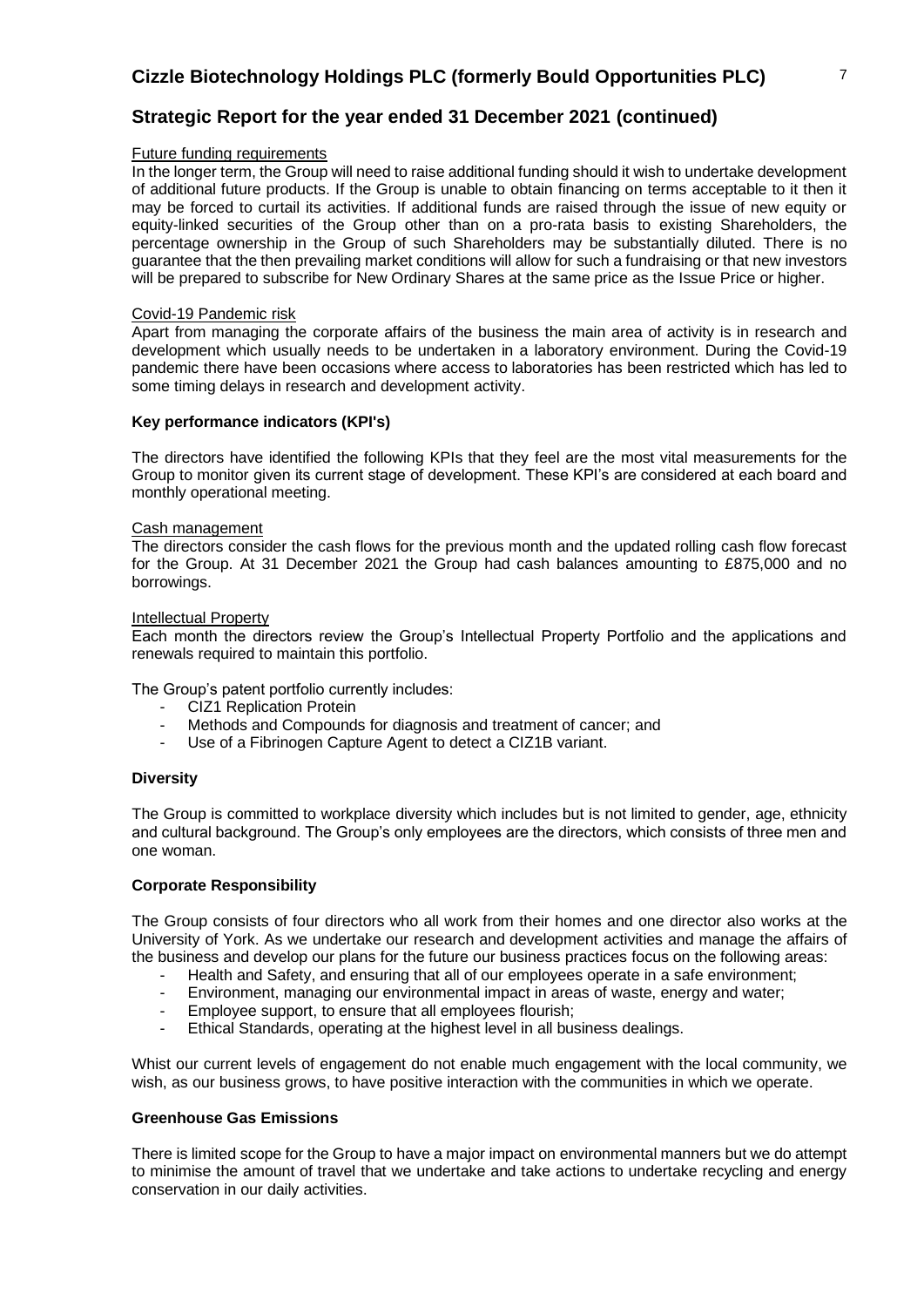## Strategic Report for the year ended 31 December 2021 (continued)

Future funding requirements

In the longer term, the Group will need to raise additional funding should it wish to undertake development of additional future products. If the Group is unable to obtain financing on terms acceptable to it then it may be forced to curtail its activities. If additional funds are raised through the issue of new equity or equity-linked securities of the Group other than on a pro-rata basis to existing Shareholders, the percentage ownership in the Group of such Shareholders may be substantially diluted. There is no guarantee that the then prevailing market conditions will allow for such a fundraising or that new investors will be prepared to subscribe for New Ordinary Shares at the same price as the Issue Price or higher.

Covid-19 Pandemic risk

Apart from managing the corporate affairs of the business the main area of activity is in research and development which usually needs to be undertaken in a laboratory environment. During the Covid-19 pandemic there have been occasions where access to laboratories has been restricted which has led to some timing delays in research and development activity.

### Key performance indicators (KPI's)

The directors have identified the following KPIs that they feel are the most vital measurements for the Group to monitor given its current stage of development. These KPI's are considered at each board and monthly operational meeting.

Cash management

The directors consider the cash flows for the previous month and the updated rolling cash flow forecast for the Group. At 31 December 2021 the Group had cash balances amounting to £875,000 and no borrowings.

Intellectual Property

Each month the directors review the Group's Intellectual Property Portfolio and the applications and renewals required to maintain this portfolio.

The Group's patent portfolio currently includes:

- CIZ1 Replication Protein
- Methods and Compounds for diagnosis and treatment of cancer; and
- Use of a Fibrinogen Capture Agent to detect a CIZ1B variant.

### Diversity

The Group is committed to workplace diversity which includes but is not limited to gender, age, ethnicity and cultural background. The Group's only employees are the directors, which consists of three men and one woman.

### Corporate Responsibility

The Group consists of four directors who all work from their homes and one director also works at the University of York. As we undertake our research and development activities and manage the affairs of the business and develop our plans for the future our business practices focus on the following areas:

- Health and Safety, and ensuring that all of our employees operate in a safe environment;
- Environment, managing our environmental impact in areas of waste, energy and water;
- Employee support, to ensure that all employees flourish;
- Ethical Standards, operating at the highest level in all business dealings.

Whist our current levels of engagement do not enable much engagement with the local community, we wish, as our business grows, to have positive interaction with the communities in which we operate.

### Greenhouse Gas Emissions

There is limited scope for the Group to have a major impact on environmental manners but we do attempt to minimise the amount of travel that we undertake and take actions to undertake recycling and energy conservation in our daily activities.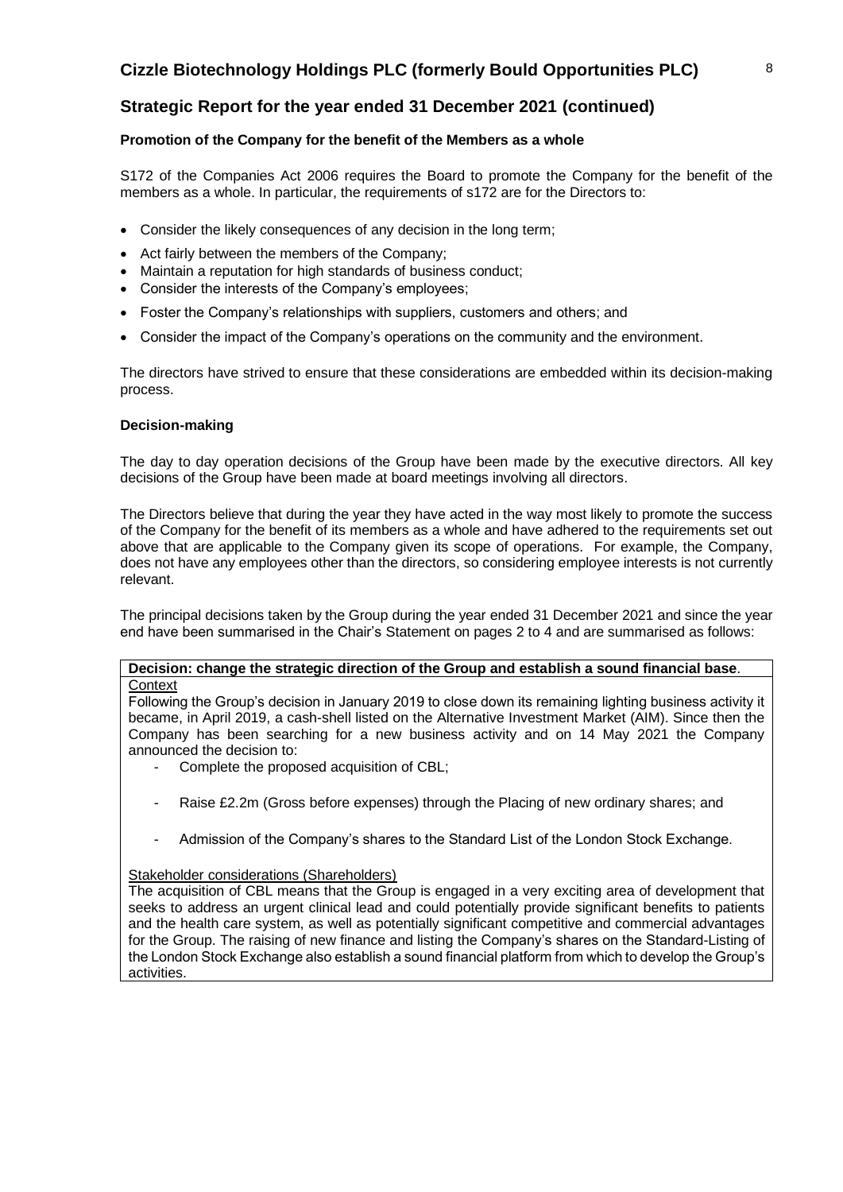## Strategic Report for the year ended 31 December 2021 (continued)

### Promotion of the Company for the benefit of the Members as a whole

S172 of the Companies Act 2006 requires the Board to promote the Company for the benefit of the members as a whole. In particular, the requirements of s172 are for the Directors to:

- Consider the likely consequences of any decision in the long term;
- Act fairly between the members of the Company;
- Maintain a reputation for high standards of business conduct;
- Consider the interests of the Company's employees;
- Foster the Company's relationships with suppliers, customers and others; and
- Consider the impact of the Company's operations on the community and the environment.

The directors have strived to ensure that these considerations are embedded within its decision-making process.

### Decision-making

The day to day operation decisions of the Group have been made by the executive directors. All key decisions of the Group have been made at board meetings involving all directors.

The Directors believe that during the year they have acted in the way most likely to promote the success of the Company for the benefit of its members as a whole and have adhered to the requirements set out above that are applicable to the Company given its scope of operations. For example, the Company, does not have any employees other than the directors, so considering employee interests is not currently relevant.

The principal decisions taken by the Group during the year ended 31 December 2021 and since the year end have been summarised in the Chair's Statement on pages 2 to 4 and are summarised as follows:

**Decision: change the strategic direction of the Group and establish a sound financial base**.

Context

Following the Group's decision in January 2019 to close down its remaining lighting business activity it became, in April 2019, a cash-shell listed on the Alternative Investment Market (AIM). Since then the Company has been searching for a new business activity and on 14 May 2021 the Company announced the decision to:

- Complete the proposed acquisition of CBL;
- Raise £2.2m (Gross before expenses) through the Placing of new ordinary shares; and
- Admission of the Company's shares to the Standard List of the London Stock Exchange.

Stakeholder considerations (Shareholders)

The acquisition of CBL means that the Group is engaged in a very exciting area of development that seeks to address an urgent clinical lead and could potentially provide significant benefits to patients and the health care system, as well as potentially significant competitive and commercial advantages for the Group. The raising of new finance and listing the Company's shares on the Standard-Listing of the London Stock Exchange also establish a sound financial platform from which to develop the Group's activities.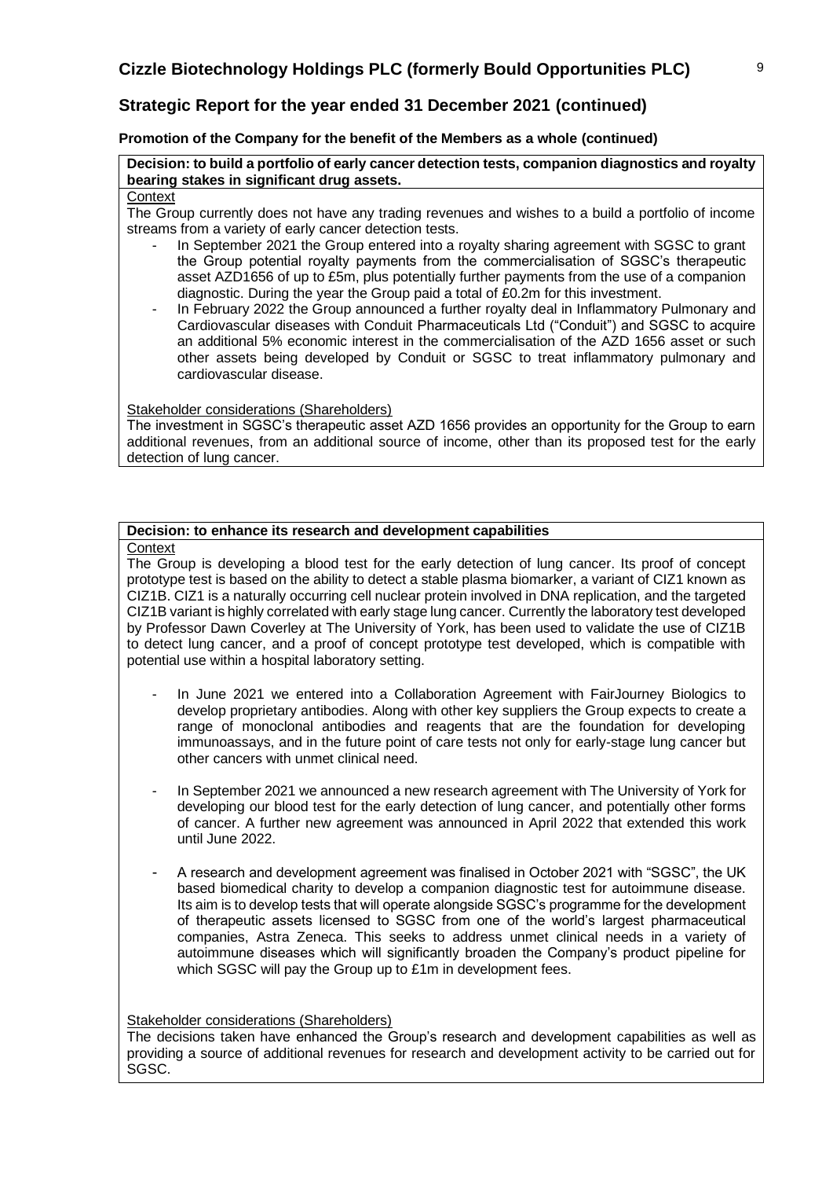## Strategic Report for the year ended 31 December 2021 (continued)

### Promotion of the Company for the benefit of the Members as a whole (continued)

**Decision: to build a portfolio of early cancer detection tests, companion diagnostics and royalty bearing stakes in significant drug assets.**

Context

The Group currently does not have any trading revenues and wishes to a build a portfolio of income streams from a variety of early cancer detection tests.

- In September 2021 the Group entered into a royalty sharing agreement with SGSC to grant the Group potential royalty payments from the commercialisation of SGSC's therapeutic asset AZD1656 of up to £5m, plus potentially further payments from the use of a companion diagnostic. During the year the Group paid a total of £0.2m for this investment.
- In February 2022 the Group announced a further royalty deal in Inflammatory Pulmonary and Cardiovascular diseases with Conduit Pharmaceuticals Ltd ("Conduit") and SGSC to acquire an additional 5% economic interest in the commercialisation of the AZD 1656 asset or such other assets being developed by Conduit or SGSC to treat inflammatory pulmonary and cardiovascular disease.

Stakeholder considerations (Shareholders)

The investment in SGSC's therapeutic asset AZD 1656 provides an opportunity for the Group to earn additional revenues, from an additional source of income, other than its proposed test for the early detection of lung cancer.

**Decision: to enhance its research and development capabilities**

Context

The Group is developing a blood test for the early detection of lung cancer. Its proof of concept prototype test is based on the ability to detect a stable plasma biomarker, a variant of CIZ1 known as CIZ1B. CIZ1 is a naturally occurring cell nuclear protein involved in DNA replication, and the targeted CIZ1B variant is highly correlated with early stage lung cancer. Currently the laboratory test developed by Professor Dawn Coverley at The University of York, has been used to validate the use of CIZ1B to detect lung cancer, and a proof of concept prototype test developed, which is compatible with potential use within a hospital laboratory setting.

- In June 2021 we entered into a Collaboration Agreement with FairJourney Biologics to develop proprietary antibodies. Along with other key suppliers the Group expects to create a range of monoclonal antibodies and reagents that are the foundation for developing immunoassays, and in the future point of care tests not only for early-stage lung cancer but other cancers with unmet clinical need.

- In September 2021 we announced a new research agreement with The University of York for developing our blood test for the early detection of lung cancer, and potentially other forms of cancer. A further new agreement was announced in April 2022 that extended this work until June 2022.

- A research and development agreement was finalised in October 2021 with "SGSC", the UK based biomedical charity to develop a companion diagnostic test for autoimmune disease. Its aim is to develop tests that will operate alongside SGSC's programme for the development of therapeutic assets licensed to SGSC from one of the world's largest pharmaceutical companies, Astra Zeneca. This seeks to address unmet clinical needs in a variety of autoimmune diseases which will significantly broaden the Company's product pipeline for which SGSC will pay the Group up to £1m in development fees.

Stakeholder considerations (Shareholders)

The decisions taken have enhanced the Group's research and development capabilities as well as providing a source of additional revenues for research and development activity to be carried out for SGSC.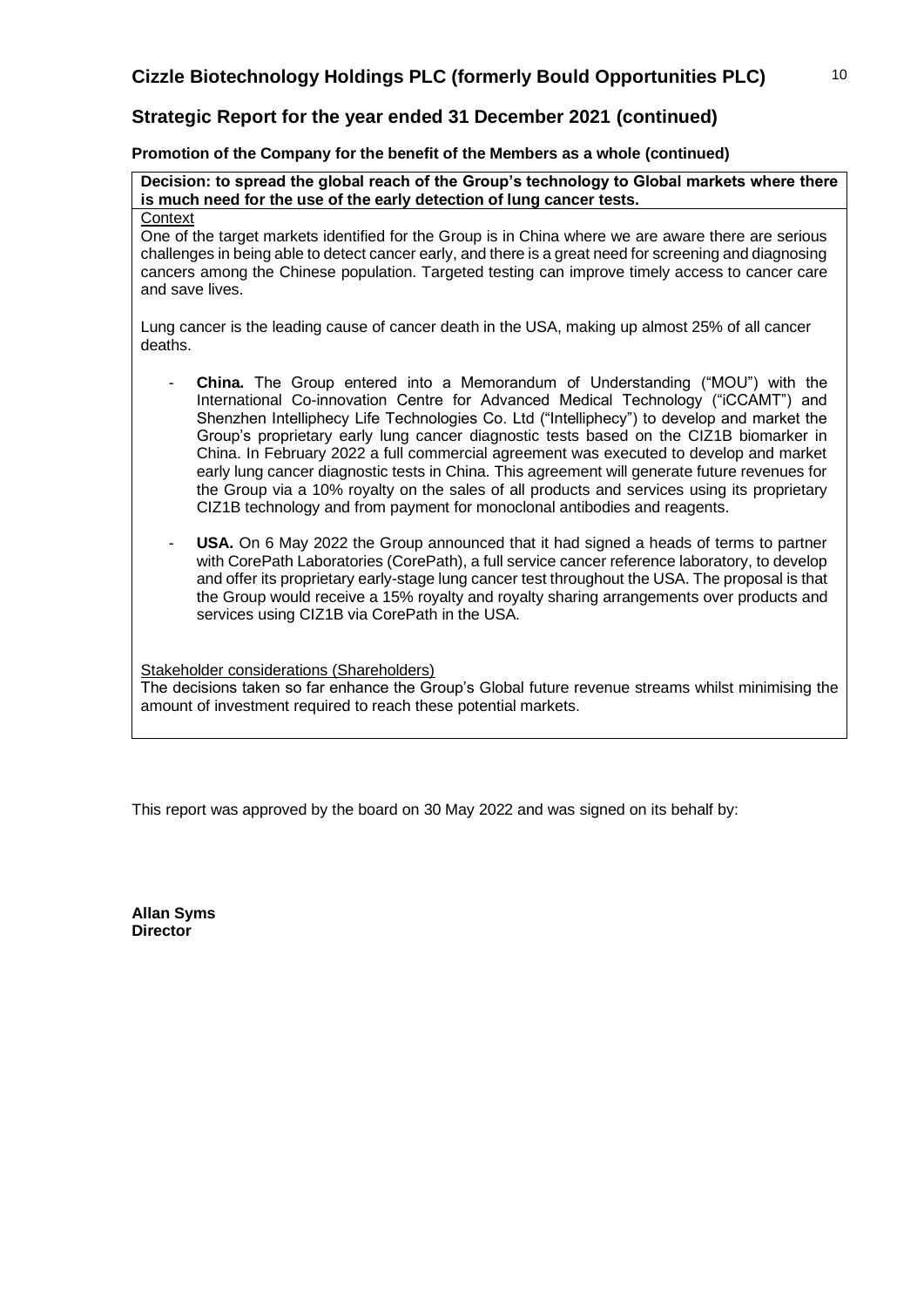## Strategic Report for the year ended 31 December 2021 (continued)

**Promotion of the Company for the benefit of the Members as a whole (continued)**

**Decision: to spread the global reach of the Group's technology to Global markets where there is much need for the use of the early detection of lung cancer tests.**

Context

One of the target markets identified for the Group is in China where we are aware there are serious challenges in being able to detect cancer early, and there is a great need for screening and diagnosing cancers among the Chinese population. Targeted testing can improve timely access to cancer care and save lives.

Lung cancer is the leading cause of cancer death in the USA, making up almost 25% of all cancer deaths.

- **China.** The Group entered into a Memorandum of Understanding ("MOU") with the International Co-innovation Centre for Advanced Medical Technology ("iCCAMT") and Shenzhen Intelliphecy Life Technologies Co. Ltd ("Intelliphecy") to develop and market the Group's proprietary early lung cancer diagnostic tests based on the CIZ1B biomarker in China. In February 2022 a full commercial agreement was executed to develop and market early lung cancer diagnostic tests in China. This agreement will generate future revenues for the Group via a 10% royalty on the sales of all products and services using its proprietary CIZ1B technology and from payment for monoclonal antibodies and reagents.
- **USA.** On 6 May 2022 the Group announced that it had signed a heads of terms to partner with CorePath Laboratories (CorePath), a full service cancer reference laboratory, to develop and offer its proprietary early-stage lung cancer test throughout the USA. The proposal is that the Group would receive a 15% royalty and royalty sharing arrangements over products and services using CIZ1B via CorePath in the USA.

Stakeholder considerations (Shareholders)

The decisions taken so far enhance the Group's Global future revenue streams whilst minimising the amount of investment required to reach these potential markets.

This report was approved by the board on 30 May 2022 and was signed on its behalf by:

**Allan Syms**
**Director**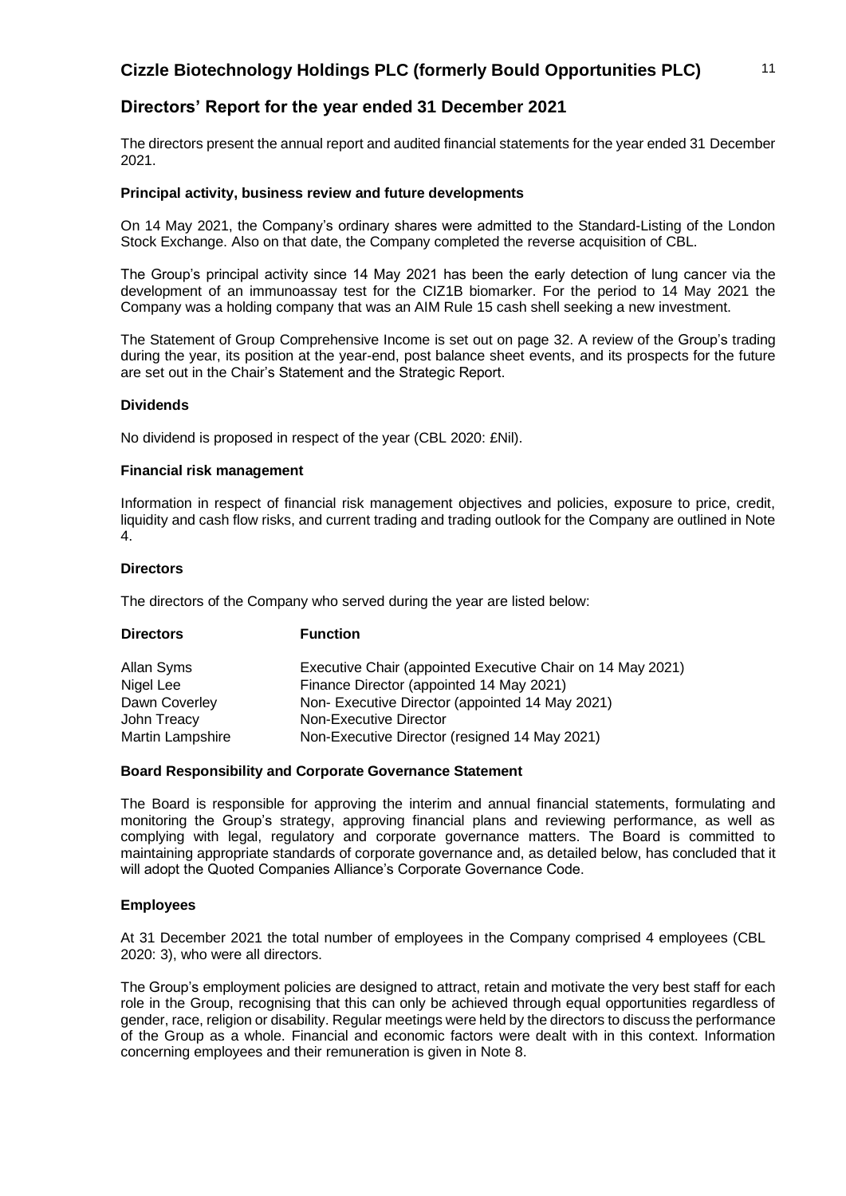# Cizzle Biotechnology Holdings PLC (formerly Bould Opportunities PLC)

## Directors' Report for the year ended 31 December 2021

The directors present the annual report and audited financial statements for the year ended 31 December 2021.

### Principal activity, business review and future developments

On 14 May 2021, the Company's ordinary shares were admitted to the Standard-Listing of the London Stock Exchange. Also on that date, the Company completed the reverse acquisition of CBL.

The Group's principal activity since 14 May 2021 has been the early detection of lung cancer via the development of an immunoassay test for the CIZ1B biomarker. For the period to 14 May 2021 the Company was a holding company that was an AIM Rule 15 cash shell seeking a new investment.

The Statement of Group Comprehensive Income is set out on page 32. A review of the Group's trading during the year, its position at the year-end, post balance sheet events, and its prospects for the future are set out in the Chair's Statement and the Strategic Report.

### Dividends

No dividend is proposed in respect of the year (CBL 2020: £Nil).

### Financial risk management

Information in respect of financial risk management objectives and policies, exposure to price, credit, liquidity and cash flow risks, and current trading and trading outlook for the Company are outlined in Note 4.

### Directors

The directors of the Company who served during the year are listed below:

| Directors | Function |
|---|---|
| Allan Syms | Executive Chair (appointed Executive Chair on 14 May 2021) |
| Nigel Lee | Finance Director (appointed 14 May 2021) |
| Dawn Coverley | Non- Executive Director (appointed 14 May 2021) |
| John Treacy | Non-Executive Director |
| Martin Lampshire | Non-Executive Director (resigned 14 May 2021) |

### Board Responsibility and Corporate Governance Statement

The Board is responsible for approving the interim and annual financial statements, formulating and monitoring the Group's strategy, approving financial plans and reviewing performance, as well as complying with legal, regulatory and corporate governance matters. The Board is committed to maintaining appropriate standards of corporate governance and, as detailed below, has concluded that it will adopt the Quoted Companies Alliance's Corporate Governance Code.

### Employees

At 31 December 2021 the total number of employees in the Company comprised 4 employees (CBL 2020: 3), who were all directors.

The Group's employment policies are designed to attract, retain and motivate the very best staff for each role in the Group, recognising that this can only be achieved through equal opportunities regardless of gender, race, religion or disability. Regular meetings were held by the directors to discuss the performance of the Group as a whole. Financial and economic factors were dealt with in this context. Information concerning employees and their remuneration is given in Note 8.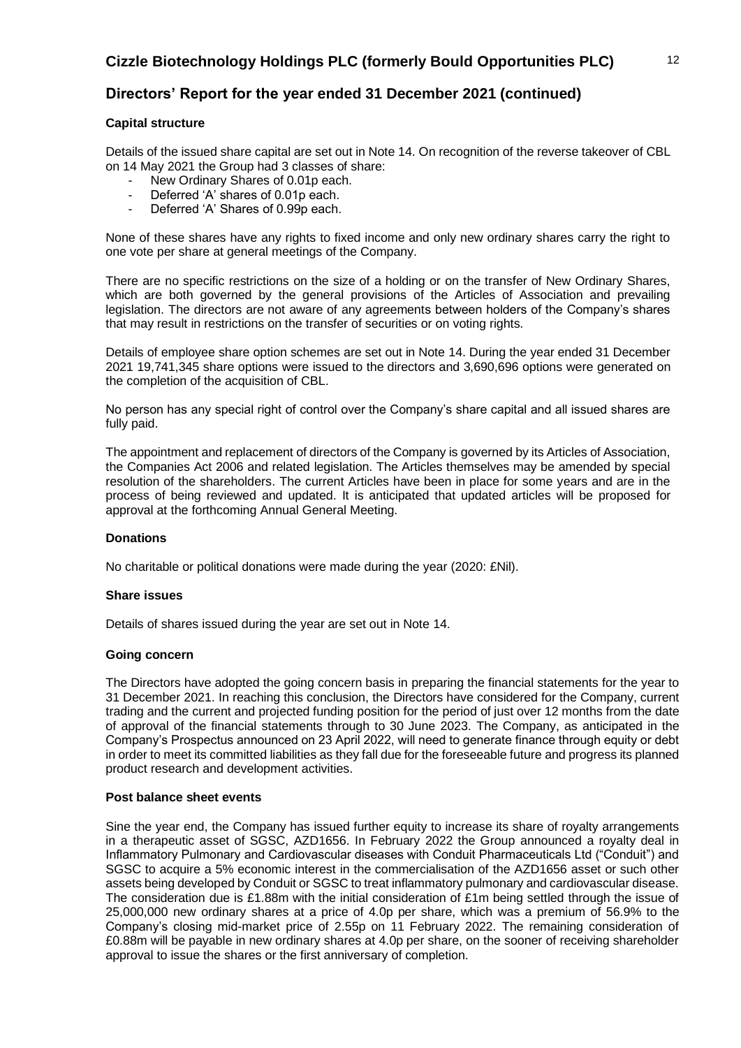## Directors' Report for the year ended 31 December 2021 (continued)

### Capital structure

Details of the issued share capital are set out in Note 14. On recognition of the reverse takeover of CBL on 14 May 2021 the Group had 3 classes of share:

- New Ordinary Shares of 0.01p each.
- Deferred 'A' shares of 0.01p each.
- Deferred 'A' Shares of 0.99p each.

None of these shares have any rights to fixed income and only new ordinary shares carry the right to one vote per share at general meetings of the Company.

There are no specific restrictions on the size of a holding or on the transfer of New Ordinary Shares, which are both governed by the general provisions of the Articles of Association and prevailing legislation. The directors are not aware of any agreements between holders of the Company's shares that may result in restrictions on the transfer of securities or on voting rights.

Details of employee share option schemes are set out in Note 14. During the year ended 31 December 2021 19,741,345 share options were issued to the directors and 3,690,696 options were generated on the completion of the acquisition of CBL.

No person has any special right of control over the Company's share capital and all issued shares are fully paid.

The appointment and replacement of directors of the Company is governed by its Articles of Association, the Companies Act 2006 and related legislation. The Articles themselves may be amended by special resolution of the shareholders. The current Articles have been in place for some years and are in the process of being reviewed and updated. It is anticipated that updated articles will be proposed for approval at the forthcoming Annual General Meeting.

### Donations

No charitable or political donations were made during the year (2020: £Nil).

### Share issues

Details of shares issued during the year are set out in Note 14.

### Going concern

The Directors have adopted the going concern basis in preparing the financial statements for the year to 31 December 2021. In reaching this conclusion, the Directors have considered for the Company, current trading and the current and projected funding position for the period of just over 12 months from the date of approval of the financial statements through to 30 June 2023. The Company, as anticipated in the Company's Prospectus announced on 23 April 2022, will need to generate finance through equity or debt in order to meet its committed liabilities as they fall due for the foreseeable future and progress its planned product research and development activities.

### Post balance sheet events

Sine the year end, the Company has issued further equity to increase its share of royalty arrangements in a therapeutic asset of SGSC, AZD1656. In February 2022 the Group announced a royalty deal in Inflammatory Pulmonary and Cardiovascular diseases with Conduit Pharmaceuticals Ltd ("Conduit") and SGSC to acquire a 5% economic interest in the commercialisation of the AZD1656 asset or such other assets being developed by Conduit or SGSC to treat inflammatory pulmonary and cardiovascular disease. The consideration due is £1.88m with the initial consideration of £1m being settled through the issue of 25,000,000 new ordinary shares at a price of 4.0p per share, which was a premium of 56.9% to the Company's closing mid-market price of 2.55p on 11 February 2022. The remaining consideration of £0.88m will be payable in new ordinary shares at 4.0p per share, on the sooner of receiving shareholder approval to issue the shares or the first anniversary of completion.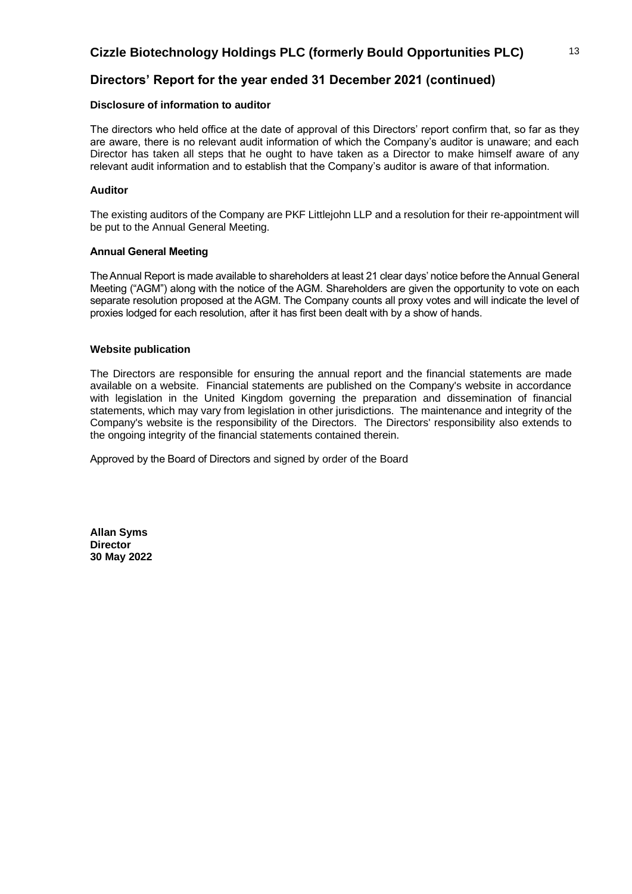## Directors' Report for the year ended 31 December 2021 (continued)

### Disclosure of information to auditor

The directors who held office at the date of approval of this Directors' report confirm that, so far as they are aware, there is no relevant audit information of which the Company's auditor is unaware; and each Director has taken all steps that he ought to have taken as a Director to make himself aware of any relevant audit information and to establish that the Company's auditor is aware of that information.

### Auditor

The existing auditors of the Company are PKF Littlejohn LLP and a resolution for their re-appointment will be put to the Annual General Meeting.

### Annual General Meeting

The Annual Report is made available to shareholders at least 21 clear days' notice before the Annual General Meeting ("AGM") along with the notice of the AGM. Shareholders are given the opportunity to vote on each separate resolution proposed at the AGM. The Company counts all proxy votes and will indicate the level of proxies lodged for each resolution, after it has first been dealt with by a show of hands.

### Website publication

The Directors are responsible for ensuring the annual report and the financial statements are made available on a website. Financial statements are published on the Company's website in accordance with legislation in the United Kingdom governing the preparation and dissemination of financial statements, which may vary from legislation in other jurisdictions. The maintenance and integrity of the Company's website is the responsibility of the Directors. The Directors' responsibility also extends to the ongoing integrity of the financial statements contained therein.

Approved by the Board of Directors and signed by order of the Board

**Allan Syms**
**Director**
**30 May 2022**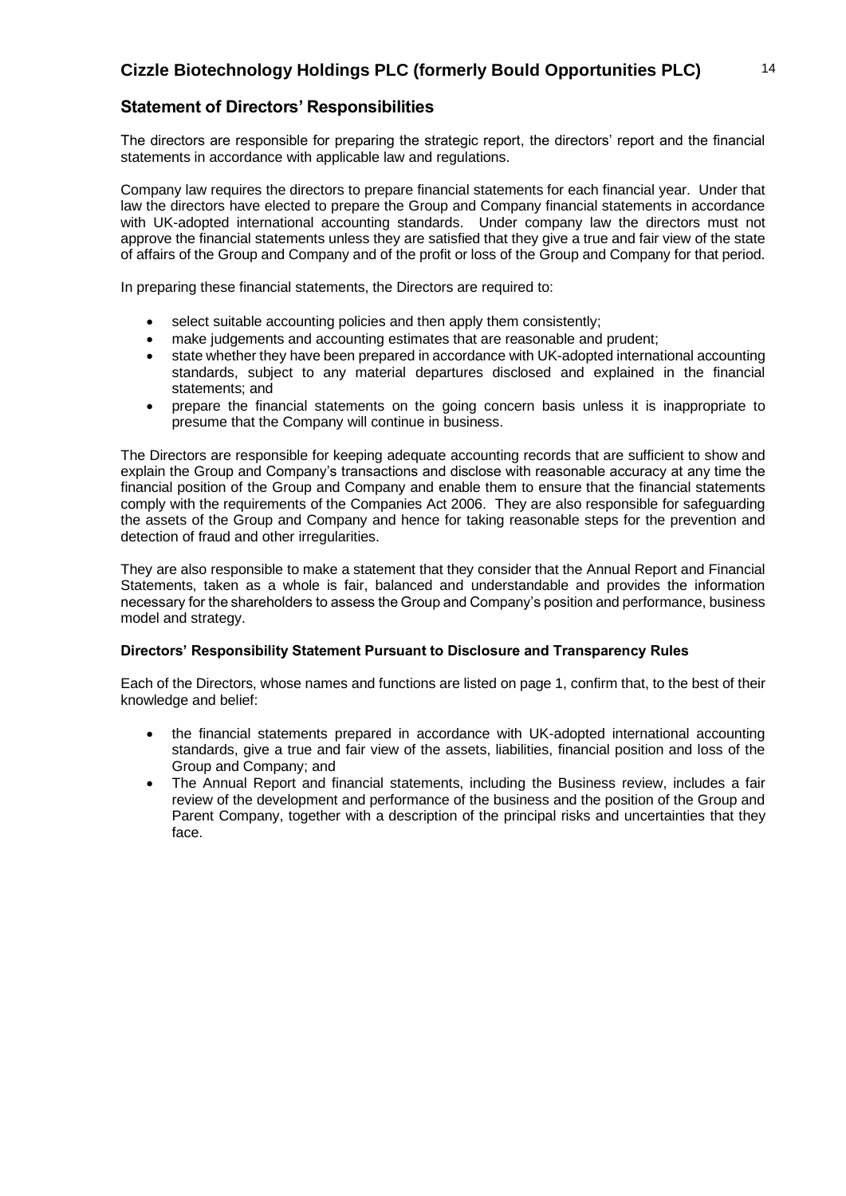## Statement of Directors' Responsibilities

The directors are responsible for preparing the strategic report, the directors' report and the financial statements in accordance with applicable law and regulations.

Company law requires the directors to prepare financial statements for each financial year. Under that law the directors have elected to prepare the Group and Company financial statements in accordance with UK-adopted international accounting standards. Under company law the directors must not approve the financial statements unless they are satisfied that they give a true and fair view of the state of affairs of the Group and Company and of the profit or loss of the Group and Company for that period.

In preparing these financial statements, the Directors are required to:

- select suitable accounting policies and then apply them consistently;
- make judgements and accounting estimates that are reasonable and prudent;
- state whether they have been prepared in accordance with UK-adopted international accounting standards, subject to any material departures disclosed and explained in the financial statements; and
- prepare the financial statements on the going concern basis unless it is inappropriate to presume that the Company will continue in business.

The Directors are responsible for keeping adequate accounting records that are sufficient to show and explain the Group and Company's transactions and disclose with reasonable accuracy at any time the financial position of the Group and Company and enable them to ensure that the financial statements comply with the requirements of the Companies Act 2006. They are also responsible for safeguarding the assets of the Group and Company and hence for taking reasonable steps for the prevention and detection of fraud and other irregularities.

They are also responsible to make a statement that they consider that the Annual Report and Financial Statements, taken as a whole is fair, balanced and understandable and provides the information necessary for the shareholders to assess the Group and Company's position and performance, business model and strategy.

**Directors' Responsibility Statement Pursuant to Disclosure and Transparency Rules**

Each of the Directors, whose names and functions are listed on page 1, confirm that, to the best of their knowledge and belief:

- the financial statements prepared in accordance with UK-adopted international accounting standards, give a true and fair view of the assets, liabilities, financial position and loss of the Group and Company; and
- The Annual Report and financial statements, including the Business review, includes a fair review of the development and performance of the business and the position of the Group and Parent Company, together with a description of the principal risks and uncertainties that they face.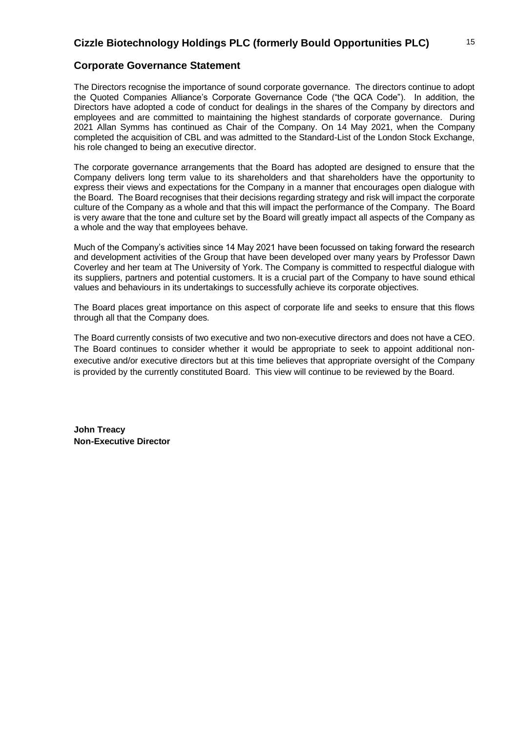## Corporate Governance Statement

The Directors recognise the importance of sound corporate governance. The directors continue to adopt the Quoted Companies Alliance's Corporate Governance Code ("the QCA Code"). In addition, the Directors have adopted a code of conduct for dealings in the shares of the Company by directors and employees and are committed to maintaining the highest standards of corporate governance. During 2021 Allan Symms has continued as Chair of the Company. On 14 May 2021, when the Company completed the acquisition of CBL and was admitted to the Standard-List of the London Stock Exchange, his role changed to being an executive director.

The corporate governance arrangements that the Board has adopted are designed to ensure that the Company delivers long term value to its shareholders and that shareholders have the opportunity to express their views and expectations for the Company in a manner that encourages open dialogue with the Board. The Board recognises that their decisions regarding strategy and risk will impact the corporate culture of the Company as a whole and that this will impact the performance of the Company. The Board is very aware that the tone and culture set by the Board will greatly impact all aspects of the Company as a whole and the way that employees behave.

Much of the Company's activities since 14 May 2021 have been focussed on taking forward the research and development activities of the Group that have been developed over many years by Professor Dawn Coverley and her team at The University of York. The Company is committed to respectful dialogue with its suppliers, partners and potential customers. It is a crucial part of the Company to have sound ethical values and behaviours in its undertakings to successfully achieve its corporate objectives.

The Board places great importance on this aspect of corporate life and seeks to ensure that this flows through all that the Company does.

The Board currently consists of two executive and two non-executive directors and does not have a CEO. The Board continues to consider whether it would be appropriate to seek to appoint additional non-executive and/or executive directors but at this time believes that appropriate oversight of the Company is provided by the currently constituted Board. This view will continue to be reviewed by the Board.

**John Treacy**
**Non-Executive Director**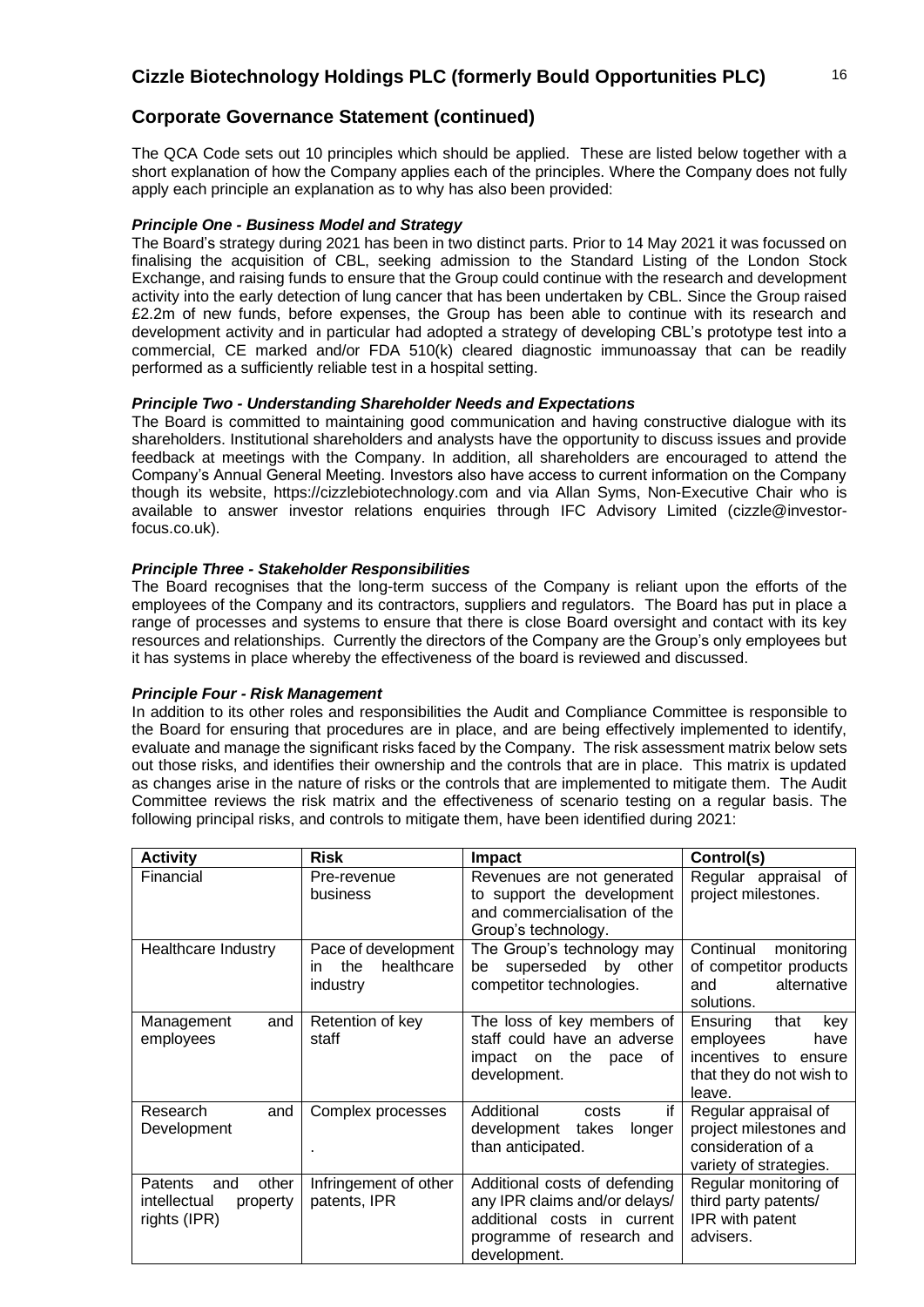# Cizzle Biotechnology Holdings PLC (formerly Bould Opportunities PLC)

## Corporate Governance Statement (continued)

The QCA Code sets out 10 principles which should be applied. These are listed below together with a short explanation of how the Company applies each of the principles. Where the Company does not fully apply each principle an explanation as to why has also been provided:

### *Principle One - Business Model and Strategy*

The Board's strategy during 2021 has been in two distinct parts. Prior to 14 May 2021 it was focussed on finalising the acquisition of CBL, seeking admission to the Standard Listing of the London Stock Exchange, and raising funds to ensure that the Group could continue with the research and development activity into the early detection of lung cancer that has been undertaken by CBL. Since the Group raised £2.2m of new funds, before expenses, the Group has been able to continue with its research and development activity and in particular had adopted a strategy of developing CBL's prototype test into a commercial, CE marked and/or FDA 510(k) cleared diagnostic immunoassay that can be readily performed as a sufficiently reliable test in a hospital setting.

### *Principle Two - Understanding Shareholder Needs and Expectations*

The Board is committed to maintaining good communication and having constructive dialogue with its shareholders. Institutional shareholders and analysts have the opportunity to discuss issues and provide feedback at meetings with the Company. In addition, all shareholders are encouraged to attend the Company's Annual General Meeting. Investors also have access to current information on the Company though its website, https://cizzlebiotechnology.com and via Allan Syms, Non-Executive Chair who is available to answer investor relations enquiries through IFC Advisory Limited (cizzle@investor-focus.co.uk).

### *Principle Three - Stakeholder Responsibilities*

The Board recognises that the long-term success of the Company is reliant upon the efforts of the employees of the Company and its contractors, suppliers and regulators. The Board has put in place a range of processes and systems to ensure that there is close Board oversight and contact with its key resources and relationships. Currently the directors of the Company are the Group's only employees but it has systems in place whereby the effectiveness of the board is reviewed and discussed.

### *Principle Four - Risk Management*

In addition to its other roles and responsibilities the Audit and Compliance Committee is responsible to the Board for ensuring that procedures are in place, and are being effectively implemented to identify, evaluate and manage the significant risks faced by the Company. The risk assessment matrix below sets out those risks, and identifies their ownership and the controls that are in place. This matrix is updated as changes arise in the nature of risks or the controls that are implemented to mitigate them. The Audit Committee reviews the risk matrix and the effectiveness of scenario testing on a regular basis. The following principal risks, and controls to mitigate them, have been identified during 2021:

| **Activity** | **Risk** | **Impact** | **Control(s)** |
|---|---|---|---|
| Financial | Pre-revenue business | Revenues are not generated to support the development and commercialisation of the Group's technology. | Regular appraisal of project milestones. |
| Healthcare Industry | Pace of development in the healthcare industry | The Group's technology may be superseded by other competitor technologies. | Continual monitoring of competitor products and alternative solutions. |
| Management and employees | Retention of key staff | The loss of key members of staff could have an adverse impact on the pace of development. | Ensuring that key employees have incentives to ensure that they do not wish to leave. |
| Research and Development | Complex processes . | Additional costs if development takes longer than anticipated. | Regular appraisal of project milestones and consideration of a variety of strategies. |
| Patents and other intellectual property rights (IPR) | Infringement of other patents, IPR | Additional costs of defending any IPR claims and/or delays/ additional costs in current programme of research and development. | Regular monitoring of third party patents/ IPR with patent advisers. |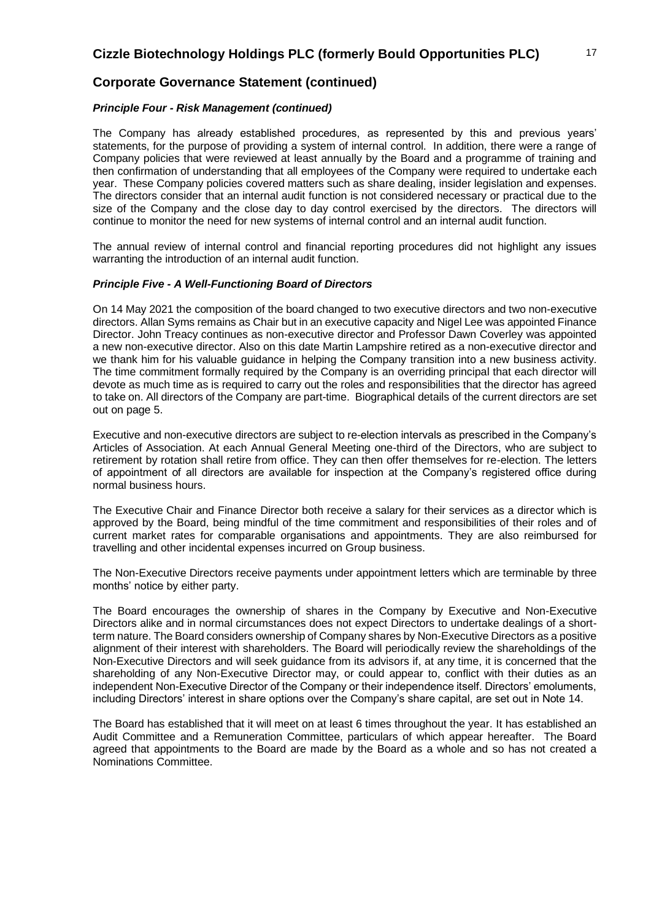## Corporate Governance Statement (continued)

### *Principle Four - Risk Management (continued)*

The Company has already established procedures, as represented by this and previous years' statements, for the purpose of providing a system of internal control. In addition, there were a range of Company policies that were reviewed at least annually by the Board and a programme of training and then confirmation of understanding that all employees of the Company were required to undertake each year. These Company policies covered matters such as share dealing, insider legislation and expenses. The directors consider that an internal audit function is not considered necessary or practical due to the size of the Company and the close day to day control exercised by the directors. The directors will continue to monitor the need for new systems of internal control and an internal audit function.

The annual review of internal control and financial reporting procedures did not highlight any issues warranting the introduction of an internal audit function.

### *Principle Five - A Well-Functioning Board of Directors*

On 14 May 2021 the composition of the board changed to two executive directors and two non-executive directors. Allan Syms remains as Chair but in an executive capacity and Nigel Lee was appointed Finance Director. John Treacy continues as non-executive director and Professor Dawn Coverley was appointed a new non-executive director. Also on this date Martin Lampshire retired as a non-executive director and we thank him for his valuable guidance in helping the Company transition into a new business activity. The time commitment formally required by the Company is an overriding principal that each director will devote as much time as is required to carry out the roles and responsibilities that the director has agreed to take on. All directors of the Company are part-time. Biographical details of the current directors are set out on page 5.

Executive and non-executive directors are subject to re-election intervals as prescribed in the Company's Articles of Association. At each Annual General Meeting one-third of the Directors, who are subject to retirement by rotation shall retire from office. They can then offer themselves for re-election. The letters of appointment of all directors are available for inspection at the Company's registered office during normal business hours.

The Executive Chair and Finance Director both receive a salary for their services as a director which is approved by the Board, being mindful of the time commitment and responsibilities of their roles and of current market rates for comparable organisations and appointments. They are also reimbursed for travelling and other incidental expenses incurred on Group business.

The Non-Executive Directors receive payments under appointment letters which are terminable by three months' notice by either party.

The Board encourages the ownership of shares in the Company by Executive and Non-Executive Directors alike and in normal circumstances does not expect Directors to undertake dealings of a short-term nature. The Board considers ownership of Company shares by Non-Executive Directors as a positive alignment of their interest with shareholders. The Board will periodically review the shareholdings of the Non-Executive Directors and will seek guidance from its advisors if, at any time, it is concerned that the shareholding of any Non-Executive Director may, or could appear to, conflict with their duties as an independent Non-Executive Director of the Company or their independence itself. Directors' emoluments, including Directors' interest in share options over the Company's share capital, are set out in Note 14.

The Board has established that it will meet on at least 6 times throughout the year. It has established an Audit Committee and a Remuneration Committee, particulars of which appear hereafter. The Board agreed that appointments to the Board are made by the Board as a whole and so has not created a Nominations Committee.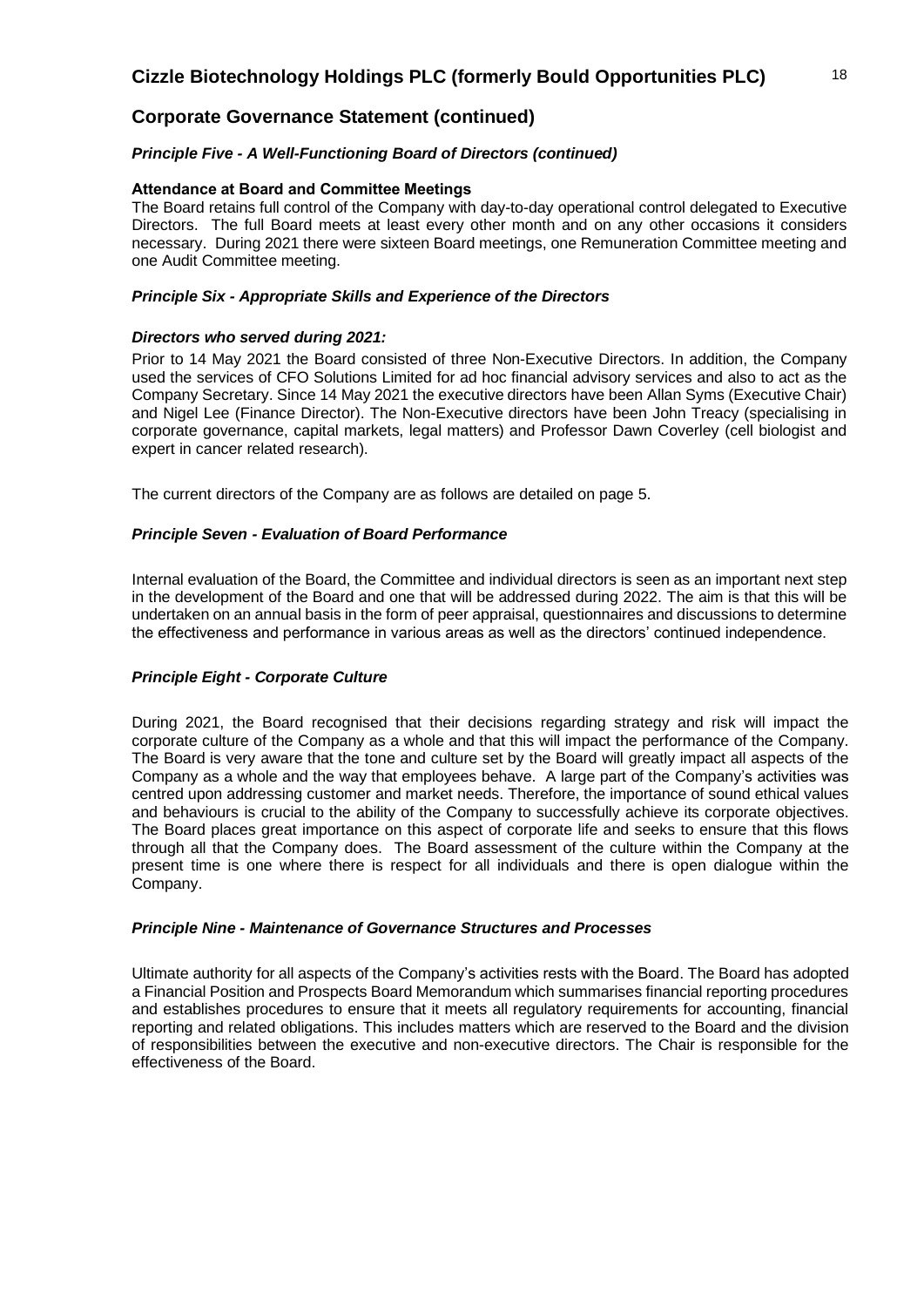## Corporate Governance Statement (continued)

### *Principle Five - A Well-Functioning Board of Directors (continued)*

**Attendance at Board and Committee Meetings**

The Board retains full control of the Company with day-to-day operational control delegated to Executive Directors. The full Board meets at least every other month and on any other occasions it considers necessary. During 2021 there were sixteen Board meetings, one Remuneration Committee meeting and one Audit Committee meeting.

### *Principle Six - Appropriate Skills and Experience of the Directors*

***Directors who served during 2021:***

Prior to 14 May 2021 the Board consisted of three Non-Executive Directors. In addition, the Company used the services of CFO Solutions Limited for ad hoc financial advisory services and also to act as the Company Secretary. Since 14 May 2021 the executive directors have been Allan Syms (Executive Chair) and Nigel Lee (Finance Director). The Non-Executive directors have been John Treacy (specialising in corporate governance, capital markets, legal matters) and Professor Dawn Coverley (cell biologist and expert in cancer related research).

The current directors of the Company are as follows are detailed on page 5.

### *Principle Seven - Evaluation of Board Performance*

Internal evaluation of the Board, the Committee and individual directors is seen as an important next step in the development of the Board and one that will be addressed during 2022. The aim is that this will be undertaken on an annual basis in the form of peer appraisal, questionnaires and discussions to determine the effectiveness and performance in various areas as well as the directors' continued independence.

### *Principle Eight - Corporate Culture*

During 2021, the Board recognised that their decisions regarding strategy and risk will impact the corporate culture of the Company as a whole and that this will impact the performance of the Company. The Board is very aware that the tone and culture set by the Board will greatly impact all aspects of the Company as a whole and the way that employees behave. A large part of the Company's activities was centred upon addressing customer and market needs. Therefore, the importance of sound ethical values and behaviours is crucial to the ability of the Company to successfully achieve its corporate objectives. The Board places great importance on this aspect of corporate life and seeks to ensure that this flows through all that the Company does. The Board assessment of the culture within the Company at the present time is one where there is respect for all individuals and there is open dialogue within the Company.

### *Principle Nine - Maintenance of Governance Structures and Processes*

Ultimate authority for all aspects of the Company's activities rests with the Board. The Board has adopted a Financial Position and Prospects Board Memorandum which summarises financial reporting procedures and establishes procedures to ensure that it meets all regulatory requirements for accounting, financial reporting and related obligations. This includes matters which are reserved to the Board and the division of responsibilities between the executive and non-executive directors. The Chair is responsible for the effectiveness of the Board.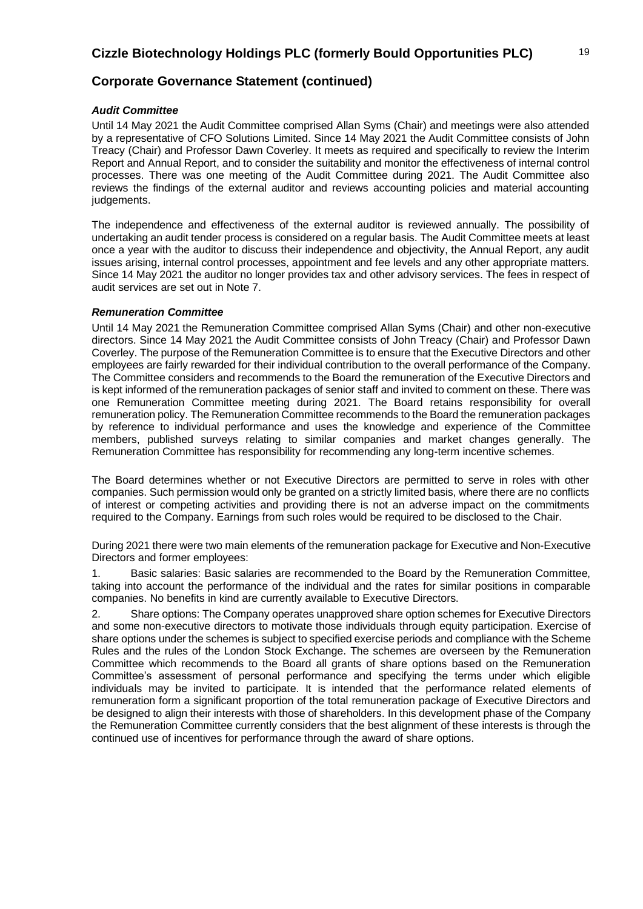## Corporate Governance Statement (continued)

### *Audit Committee*

Until 14 May 2021 the Audit Committee comprised Allan Syms (Chair) and meetings were also attended by a representative of CFO Solutions Limited. Since 14 May 2021 the Audit Committee consists of John Treacy (Chair) and Professor Dawn Coverley. It meets as required and specifically to review the Interim Report and Annual Report, and to consider the suitability and monitor the effectiveness of internal control processes. There was one meeting of the Audit Committee during 2021. The Audit Committee also reviews the findings of the external auditor and reviews accounting policies and material accounting judgements.

The independence and effectiveness of the external auditor is reviewed annually. The possibility of undertaking an audit tender process is considered on a regular basis. The Audit Committee meets at least once a year with the auditor to discuss their independence and objectivity, the Annual Report, any audit issues arising, internal control processes, appointment and fee levels and any other appropriate matters. Since 14 May 2021 the auditor no longer provides tax and other advisory services. The fees in respect of audit services are set out in Note 7.

### *Remuneration Committee*

Until 14 May 2021 the Remuneration Committee comprised Allan Syms (Chair) and other non-executive directors. Since 14 May 2021 the Audit Committee consists of John Treacy (Chair) and Professor Dawn Coverley. The purpose of the Remuneration Committee is to ensure that the Executive Directors and other employees are fairly rewarded for their individual contribution to the overall performance of the Company. The Committee considers and recommends to the Board the remuneration of the Executive Directors and is kept informed of the remuneration packages of senior staff and invited to comment on these. There was one Remuneration Committee meeting during 2021. The Board retains responsibility for overall remuneration policy. The Remuneration Committee recommends to the Board the remuneration packages by reference to individual performance and uses the knowledge and experience of the Committee members, published surveys relating to similar companies and market changes generally. The Remuneration Committee has responsibility for recommending any long-term incentive schemes.

The Board determines whether or not Executive Directors are permitted to serve in roles with other companies. Such permission would only be granted on a strictly limited basis, where there are no conflicts of interest or competing activities and providing there is not an adverse impact on the commitments required to the Company. Earnings from such roles would be required to be disclosed to the Chair.

During 2021 there were two main elements of the remuneration package for Executive and Non-Executive Directors and former employees:

1. Basic salaries: Basic salaries are recommended to the Board by the Remuneration Committee, taking into account the performance of the individual and the rates for similar positions in comparable companies. No benefits in kind are currently available to Executive Directors.

2. Share options: The Company operates unapproved share option schemes for Executive Directors and some non-executive directors to motivate those individuals through equity participation. Exercise of share options under the schemes is subject to specified exercise periods and compliance with the Scheme Rules and the rules of the London Stock Exchange. The schemes are overseen by the Remuneration Committee which recommends to the Board all grants of share options based on the Remuneration Committee's assessment of personal performance and specifying the terms under which eligible individuals may be invited to participate. It is intended that the performance related elements of remuneration form a significant proportion of the total remuneration package of Executive Directors and be designed to align their interests with those of shareholders. In this development phase of the Company the Remuneration Committee currently considers that the best alignment of these interests is through the continued use of incentives for performance through the award of share options.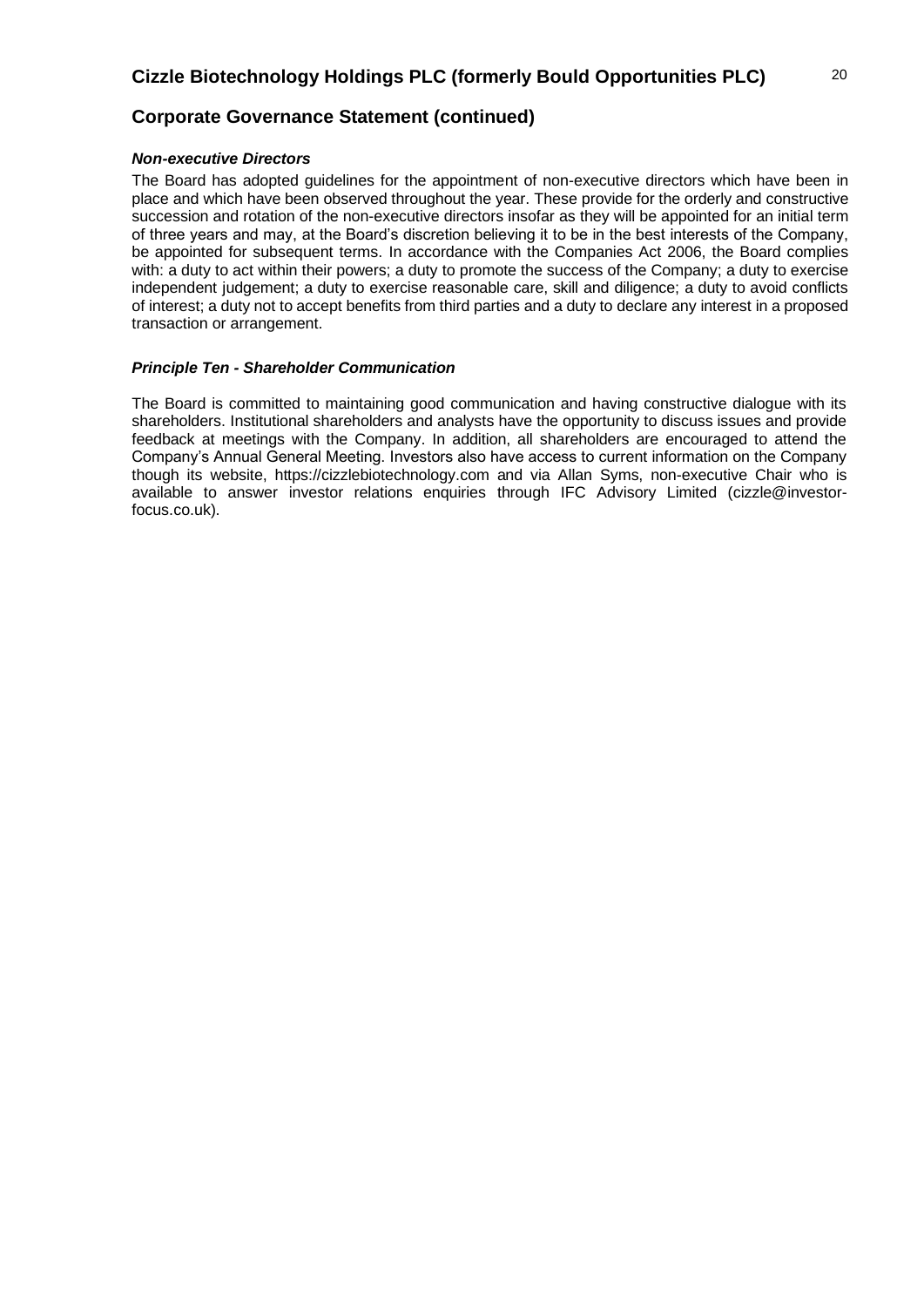## Corporate Governance Statement (continued)

***Non-executive Directors***

The Board has adopted guidelines for the appointment of non-executive directors which have been in place and which have been observed throughout the year. These provide for the orderly and constructive succession and rotation of the non-executive directors insofar as they will be appointed for an initial term of three years and may, at the Board's discretion believing it to be in the best interests of the Company, be appointed for subsequent terms. In accordance with the Companies Act 2006, the Board complies with: a duty to act within their powers; a duty to promote the success of the Company; a duty to exercise independent judgement; a duty to exercise reasonable care, skill and diligence; a duty to avoid conflicts of interest; a duty not to accept benefits from third parties and a duty to declare any interest in a proposed transaction or arrangement.

***Principle Ten - Shareholder Communication***

The Board is committed to maintaining good communication and having constructive dialogue with its shareholders. Institutional shareholders and analysts have the opportunity to discuss issues and provide feedback at meetings with the Company. In addition, all shareholders are encouraged to attend the Company's Annual General Meeting. Investors also have access to current information on the Company though its website, https://cizzlebiotechnology.com and via Allan Syms, non-executive Chair who is available to answer investor relations enquiries through IFC Advisory Limited (cizzle@investor-focus.co.uk).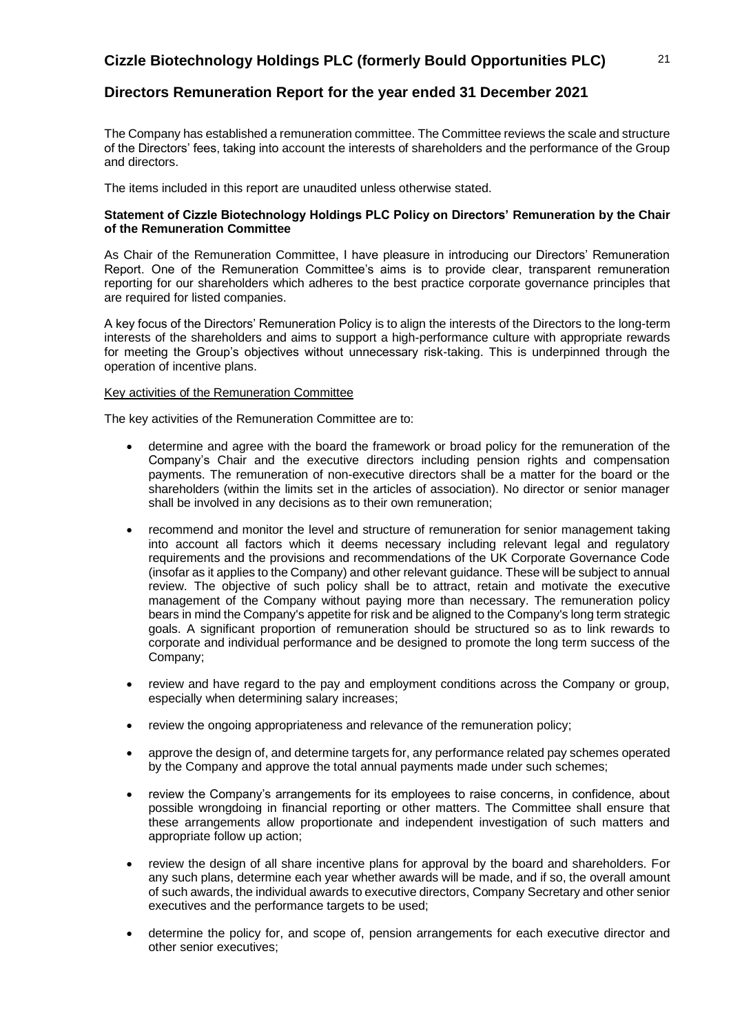# Cizzle Biotechnology Holdings PLC (formerly Bould Opportunities PLC)

## Directors Remuneration Report for the year ended 31 December 2021

The Company has established a remuneration committee. The Committee reviews the scale and structure of the Directors' fees, taking into account the interests of shareholders and the performance of the Group and directors.

The items included in this report are unaudited unless otherwise stated.

**Statement of Cizzle Biotechnology Holdings PLC Policy on Directors' Remuneration by the Chair of the Remuneration Committee**

As Chair of the Remuneration Committee, I have pleasure in introducing our Directors' Remuneration Report. One of the Remuneration Committee's aims is to provide clear, transparent remuneration reporting for our shareholders which adheres to the best practice corporate governance principles that are required for listed companies.

A key focus of the Directors' Remuneration Policy is to align the interests of the Directors to the long-term interests of the shareholders and aims to support a high-performance culture with appropriate rewards for meeting the Group's objectives without unnecessary risk-taking. This is underpinned through the operation of incentive plans.

Key activities of the Remuneration Committee

The key activities of the Remuneration Committee are to:

- determine and agree with the board the framework or broad policy for the remuneration of the Company's Chair and the executive directors including pension rights and compensation payments. The remuneration of non-executive directors shall be a matter for the board or the shareholders (within the limits set in the articles of association). No director or senior manager shall be involved in any decisions as to their own remuneration;
- recommend and monitor the level and structure of remuneration for senior management taking into account all factors which it deems necessary including relevant legal and regulatory requirements and the provisions and recommendations of the UK Corporate Governance Code (insofar as it applies to the Company) and other relevant guidance. These will be subject to annual review. The objective of such policy shall be to attract, retain and motivate the executive management of the Company without paying more than necessary. The remuneration policy bears in mind the Company's appetite for risk and be aligned to the Company's long term strategic goals. A significant proportion of remuneration should be structured so as to link rewards to corporate and individual performance and be designed to promote the long term success of the Company;
- review and have regard to the pay and employment conditions across the Company or group, especially when determining salary increases;
- review the ongoing appropriateness and relevance of the remuneration policy;
- approve the design of, and determine targets for, any performance related pay schemes operated by the Company and approve the total annual payments made under such schemes;
- review the Company's arrangements for its employees to raise concerns, in confidence, about possible wrongdoing in financial reporting or other matters. The Committee shall ensure that these arrangements allow proportionate and independent investigation of such matters and appropriate follow up action;
- review the design of all share incentive plans for approval by the board and shareholders. For any such plans, determine each year whether awards will be made, and if so, the overall amount of such awards, the individual awards to executive directors, Company Secretary and other senior executives and the performance targets to be used;
- determine the policy for, and scope of, pension arrangements for each executive director and other senior executives;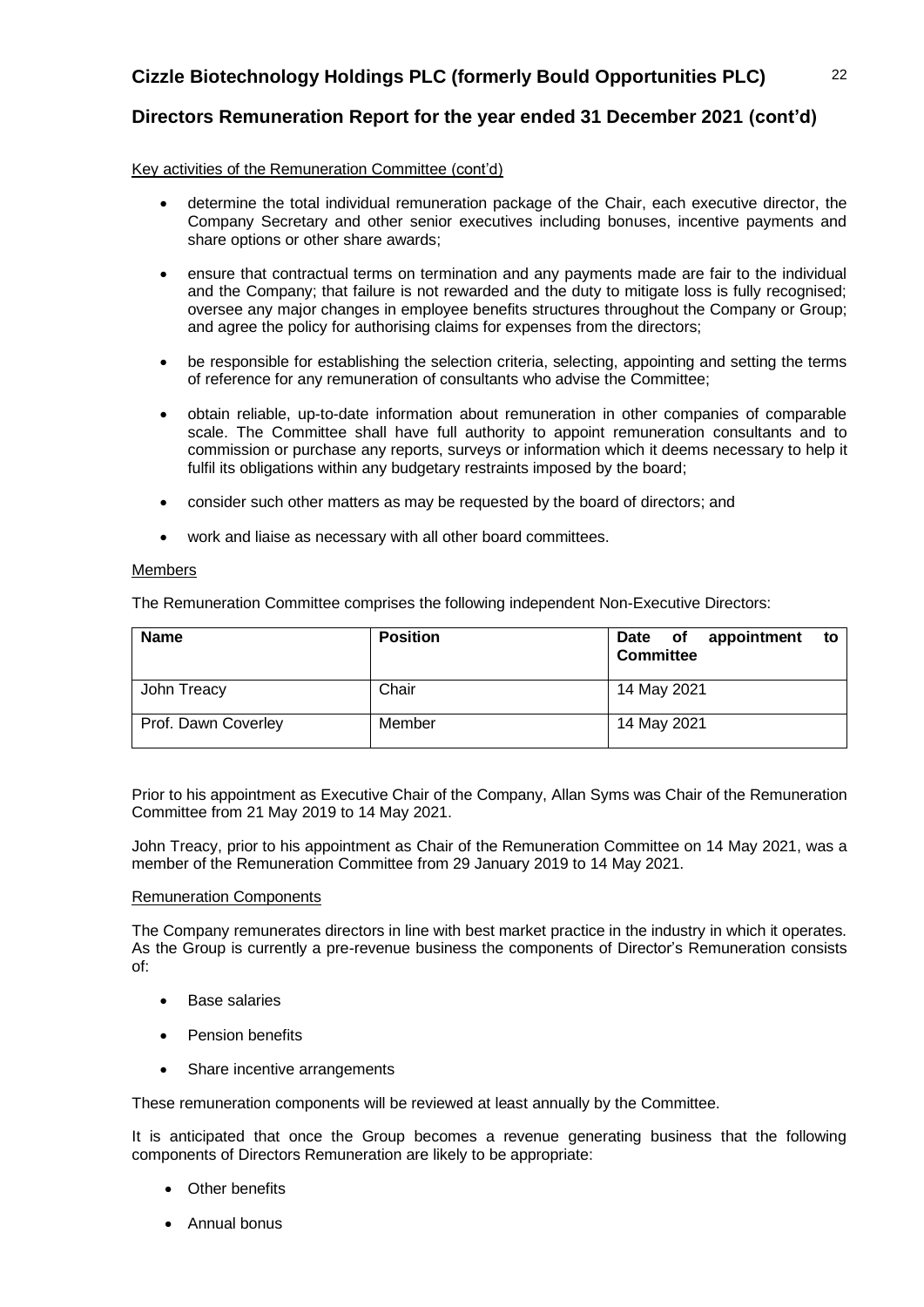# Cizzle Biotechnology Holdings PLC (formerly Bould Opportunities PLC)

## Directors Remuneration Report for the year ended 31 December 2021 (cont'd)

Key activities of the Remuneration Committee (cont'd)

- determine the total individual remuneration package of the Chair, each executive director, the Company Secretary and other senior executives including bonuses, incentive payments and share options or other share awards;
- ensure that contractual terms on termination and any payments made are fair to the individual and the Company; that failure is not rewarded and the duty to mitigate loss is fully recognised; oversee any major changes in employee benefits structures throughout the Company or Group; and agree the policy for authorising claims for expenses from the directors;
- be responsible for establishing the selection criteria, selecting, appointing and setting the terms of reference for any remuneration of consultants who advise the Committee;
- obtain reliable, up-to-date information about remuneration in other companies of comparable scale. The Committee shall have full authority to appoint remuneration consultants and to commission or purchase any reports, surveys or information which it deems necessary to help it fulfil its obligations within any budgetary restraints imposed by the board;
- consider such other matters as may be requested by the board of directors; and
- work and liaise as necessary with all other board committees.

Members

The Remuneration Committee comprises the following independent Non-Executive Directors:

| Name | Position | Date of appointment to Committee |
|---|---|---|
| John Treacy | Chair | 14 May 2021 |
| Prof. Dawn Coverley | Member | 14 May 2021 |

Prior to his appointment as Executive Chair of the Company, Allan Syms was Chair of the Remuneration Committee from 21 May 2019 to 14 May 2021.

John Treacy, prior to his appointment as Chair of the Remuneration Committee on 14 May 2021, was a member of the Remuneration Committee from 29 January 2019 to 14 May 2021.

Remuneration Components

The Company remunerates directors in line with best market practice in the industry in which it operates. As the Group is currently a pre-revenue business the components of Director's Remuneration consists of:

- Base salaries
- Pension benefits
- Share incentive arrangements

These remuneration components will be reviewed at least annually by the Committee.

It is anticipated that once the Group becomes a revenue generating business that the following components of Directors Remuneration are likely to be appropriate:

- Other benefits
- Annual bonus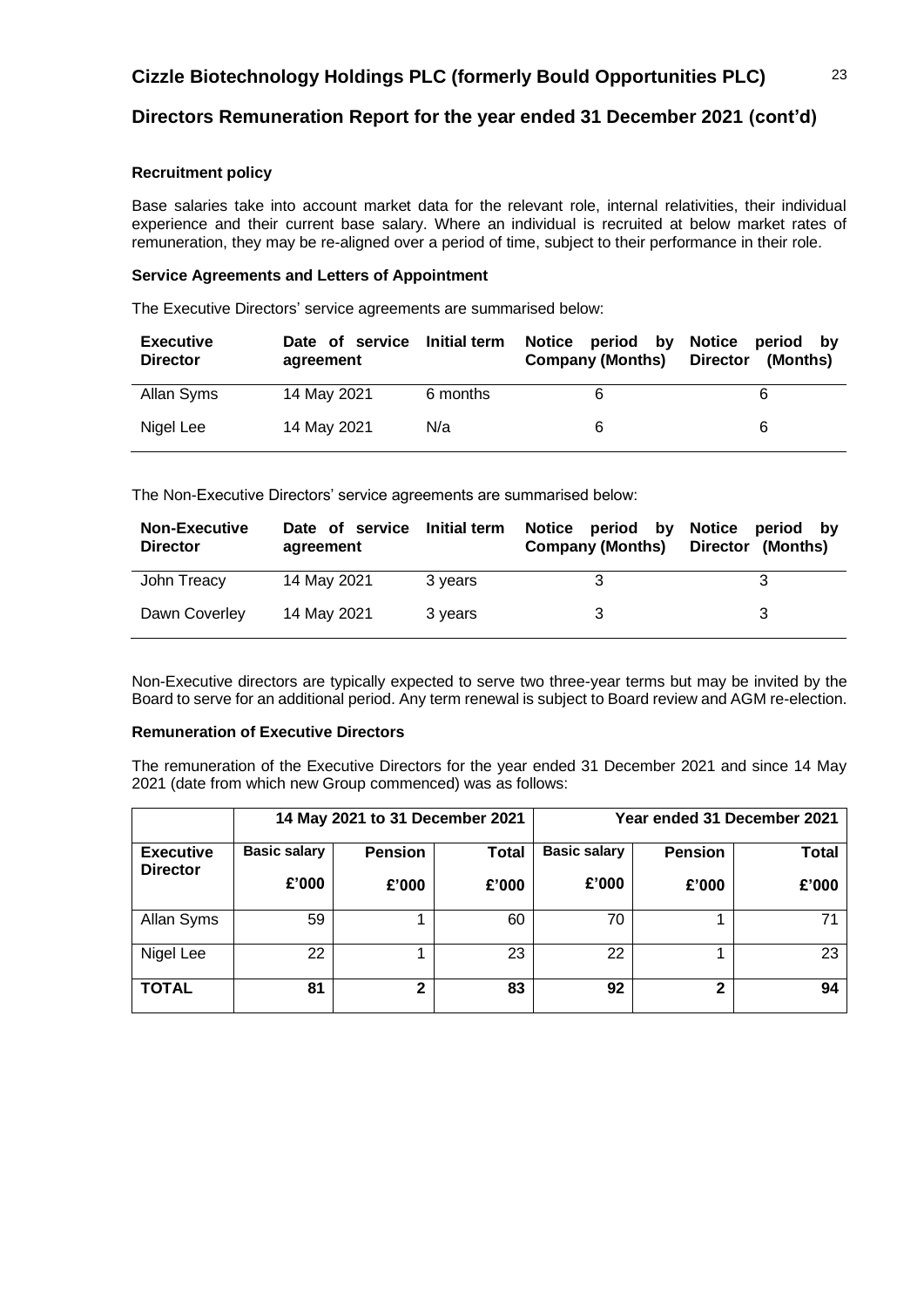## Directors Remuneration Report for the year ended 31 December 2021 (cont'd)

### Recruitment policy

Base salaries take into account market data for the relevant role, internal relativities, their individual experience and their current base salary. Where an individual is recruited at below market rates of remuneration, they may be re-aligned over a period of time, subject to their performance in their role.

### Service Agreements and Letters of Appointment

The Executive Directors' service agreements are summarised below:

| Executive Director | Date of service agreement | Initial term | Notice period by Company (Months) | Notice period by Director (Months) |
|---|---|---|---|---|
| Allan Syms | 14 May 2021 | 6 months | 6 | 6 |
| Nigel Lee | 14 May 2021 | N/a | 6 | 6 |

The Non-Executive Directors' service agreements are summarised below:

| Non-Executive Director | Date of service agreement | Initial term | Notice period by Company (Months) | Notice period by Director (Months) |
|---|---|---|---|---|
| John Treacy | 14 May 2021 | 3 years | 3 | 3 |
| Dawn Coverley | 14 May 2021 | 3 years | 3 | 3 |

Non-Executive directors are typically expected to serve two three-year terms but may be invited by the Board to serve for an additional period. Any term renewal is subject to Board review and AGM re-election.

### Remuneration of Executive Directors

The remuneration of the Executive Directors for the year ended 31 December 2021 and since 14 May 2021 (date from which new Group commenced) was as follows:

| | 14 May 2021 to 31 December 2021 | | | Year ended 31 December 2021 | | |
|---|---|---|---|---|---|---|
| **Executive Director** | **Basic salary £'000** | **Pension £'000** | **Total £'000** | **Basic salary £'000** | **Pension £'000** | **Total £'000** |
| Allan Syms | 59 | 1 | 60 | 70 | 1 | 71 |
| Nigel Lee | 22 | 1 | 23 | 22 | 1 | 23 |
| **TOTAL** | **81** | **2** | **83** | **92** | **2** | **94** |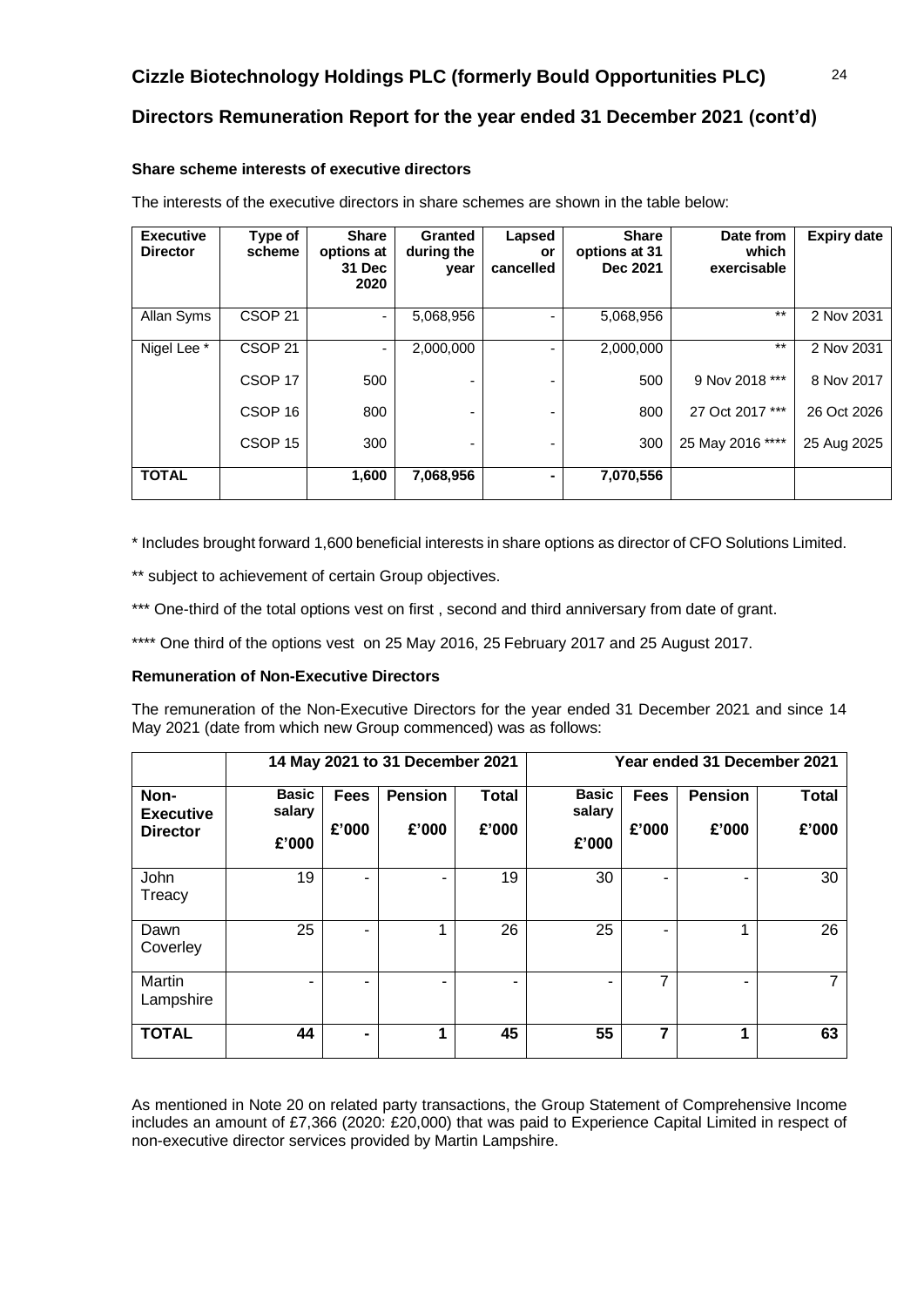## Cizzle Biotechnology Holdings PLC (formerly Bould Opportunities PLC)

## Directors Remuneration Report for the year ended 31 December 2021 (cont'd)

### Share scheme interests of executive directors

The interests of the executive directors in share schemes are shown in the table below:

| Executive Director | Type of scheme | Share options at 31 Dec 2020 | Granted during the year | Lapsed or cancelled | Share options at 31 Dec 2021 | Date from which exercisable | Expiry date |
|---|---|---|---|---|---|---|---|
| Allan Syms | CSOP 21 | - | 5,068,956 | - | 5,068,956 | ** | 2 Nov 2031 |
| Nigel Lee * | CSOP 21 | - | 2,000,000 | - | 2,000,000 | ** | 2 Nov 2031 |
| | CSOP 17 | 500 | - | - | 500 | 9 Nov 2018 *** | 8 Nov 2017 |
| | CSOP 16 | 800 | - | - | 800 | 27 Oct 2017 *** | 26 Oct 2026 |
| | CSOP 15 | 300 | - | - | 300 | 25 May 2016 **** | 25 Aug 2025 |
| **TOTAL** | | **1,600** | **7,068,956** | **-** | **7,070,556** | | |

* Includes brought forward 1,600 beneficial interests in share options as director of CFO Solutions Limited.

** subject to achievement of certain Group objectives.

*** One-third of the total options vest on first , second and third anniversary from date of grant.

**** One third of the options vest on 25 May 2016, 25 February 2017 and 25 August 2017.

### Remuneration of Non-Executive Directors

The remuneration of the Non-Executive Directors for the year ended 31 December 2021 and since 14 May 2021 (date from which new Group commenced) was as follows:

| | 14 May 2021 to 31 December 2021 | | | | Year ended 31 December 2021 | | | |
|---|---|---|---|---|---|---|---|---|
| **Non-Executive Director** | **Basic salary £'000** | **Fees £'000** | **Pension £'000** | **Total £'000** | **Basic salary £'000** | **Fees £'000** | **Pension £'000** | **Total £'000** |
| John Treacy | 19 | - | - | 19 | 30 | - | - | 30 |
| Dawn Coverley | 25 | - | 1 | 26 | 25 | - | 1 | 26 |
| Martin Lampshire | - | - | - | - | - | 7 | - | 7 |
| **TOTAL** | **44** | **-** | **1** | **45** | **55** | **7** | **1** | **63** |

As mentioned in Note 20 on related party transactions, the Group Statement of Comprehensive Income includes an amount of £7,366 (2020: £20,000) that was paid to Experience Capital Limited in respect of non-executive director services provided by Martin Lampshire.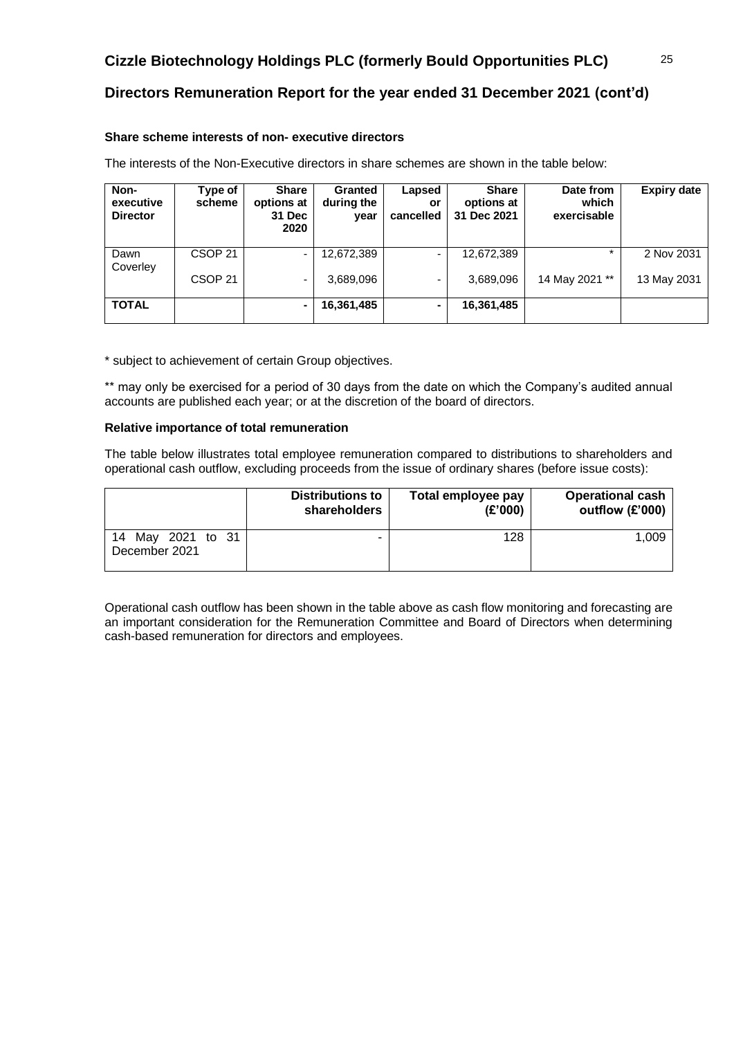## Cizzle Biotechnology Holdings PLC (formerly Bould Opportunities PLC)

## Directors Remuneration Report for the year ended 31 December 2021 (cont'd)

### Share scheme interests of non- executive directors

The interests of the Non-Executive directors in share schemes are shown in the table below:

| Non-executive Director | Type of scheme | Share options at 31 Dec 2020 | Granted during the year | Lapsed or cancelled | Share options at 31 Dec 2021 | Date from which exercisable | Expiry date |
|---|---|---|---|---|---|---|---|
| Dawn Coverley | CSOP 21 | - | 12,672,389 | - | 12,672,389 | * | 2 Nov 2031 |
| | CSOP 21 | - | 3,689,096 | - | 3,689,096 | 14 May 2021 ** | 13 May 2031 |
| **TOTAL** | | **-** | **16,361,485** | **-** | **16,361,485** | | |

* subject to achievement of certain Group objectives.

** may only be exercised for a period of 30 days from the date on which the Company's audited annual accounts are published each year; or at the discretion of the board of directors.

### Relative importance of total remuneration

The table below illustrates total employee remuneration compared to distributions to shareholders and operational cash outflow, excluding proceeds from the issue of ordinary shares (before issue costs):

| | Distributions to shareholders | Total employee pay (£'000) | Operational cash outflow (£'000) |
|---|---|---|---|
| 14 May 2021 to 31 December 2021 | - | 128 | 1,009 |

Operational cash outflow has been shown in the table above as cash flow monitoring and forecasting are an important consideration for the Remuneration Committee and Board of Directors when determining cash-based remuneration for directors and employees.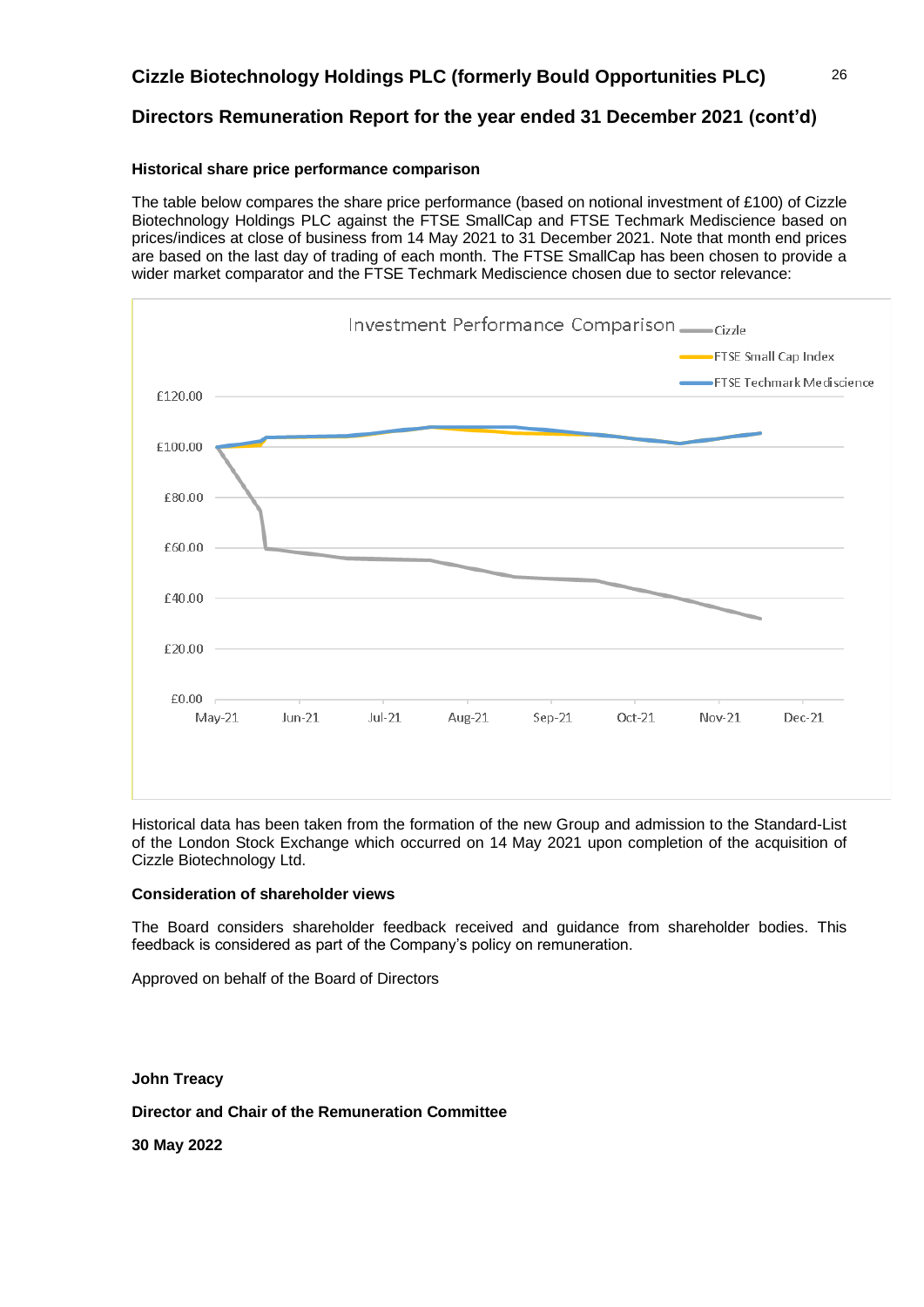## Directors Remuneration Report for the year ended 31 December 2021 (cont'd)

### Historical share price performance comparison

The table below compares the share price performance (based on notional investment of £100) of Cizzle Biotechnology Holdings PLC against the FTSE SmallCap and FTSE Techmark Mediscience based on prices/indices at close of business from 14 May 2021 to 31 December 2021. Note that month end prices are based on the last day of trading of each month. The FTSE SmallCap has been chosen to provide a wider market comparator and the FTSE Techmark Mediscience chosen due to sector relevance:

Historical data has been taken from the formation of the new Group and admission to the Standard-List of the London Stock Exchange which occurred on 14 May 2021 upon completion of the acquisition of Cizzle Biotechnology Ltd.

### Consideration of shareholder views

The Board considers shareholder feedback received and guidance from shareholder bodies. This feedback is considered as part of the Company's policy on remuneration.

Approved on behalf of the Board of Directors

**John Treacy**

**Director and Chair of the Remuneration Committee**

**30 May 2022**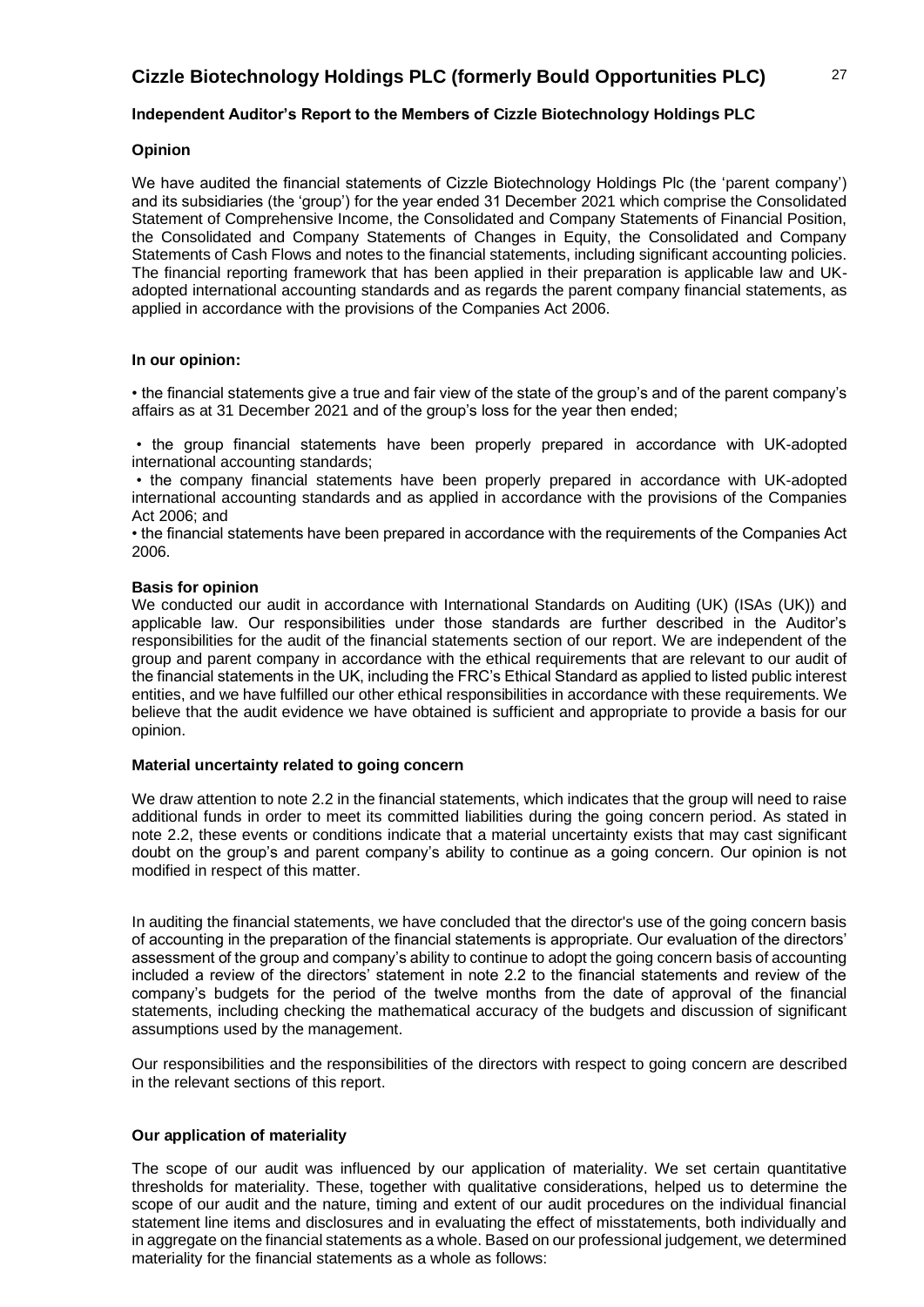## Independent Auditor's Report to the Members of Cizzle Biotechnology Holdings PLC

### Opinion

We have audited the financial statements of Cizzle Biotechnology Holdings Plc (the 'parent company') and its subsidiaries (the 'group') for the year ended 31 December 2021 which comprise the Consolidated Statement of Comprehensive Income, the Consolidated and Company Statements of Financial Position, the Consolidated and Company Statements of Changes in Equity, the Consolidated and Company Statements of Cash Flows and notes to the financial statements, including significant accounting policies. The financial reporting framework that has been applied in their preparation is applicable law and UK-adopted international accounting standards and as regards the parent company financial statements, as applied in accordance with the provisions of the Companies Act 2006.

### In our opinion:

- the financial statements give a true and fair view of the state of the group's and of the parent company's affairs as at 31 December 2021 and of the group's loss for the year then ended;
- the group financial statements have been properly prepared in accordance with UK-adopted international accounting standards;
- the company financial statements have been properly prepared in accordance with UK-adopted international accounting standards and as applied in accordance with the provisions of the Companies Act 2006; and
- the financial statements have been prepared in accordance with the requirements of the Companies Act 2006.

### Basis for opinion

We conducted our audit in accordance with International Standards on Auditing (UK) (ISAs (UK)) and applicable law. Our responsibilities under those standards are further described in the Auditor's responsibilities for the audit of the financial statements section of our report. We are independent of the group and parent company in accordance with the ethical requirements that are relevant to our audit of the financial statements in the UK, including the FRC's Ethical Standard as applied to listed public interest entities, and we have fulfilled our other ethical responsibilities in accordance with these requirements. We believe that the audit evidence we have obtained is sufficient and appropriate to provide a basis for our opinion.

### Material uncertainty related to going concern

We draw attention to note 2.2 in the financial statements, which indicates that the group will need to raise additional funds in order to meet its committed liabilities during the going concern period. As stated in note 2.2, these events or conditions indicate that a material uncertainty exists that may cast significant doubt on the group's and parent company's ability to continue as a going concern. Our opinion is not modified in respect of this matter.

In auditing the financial statements, we have concluded that the director's use of the going concern basis of accounting in the preparation of the financial statements is appropriate. Our evaluation of the directors' assessment of the group and company's ability to continue to adopt the going concern basis of accounting included a review of the directors' statement in note 2.2 to the financial statements and review of the company's budgets for the period of the twelve months from the date of approval of the financial statements, including checking the mathematical accuracy of the budgets and discussion of significant assumptions used by the management.

Our responsibilities and the responsibilities of the directors with respect to going concern are described in the relevant sections of this report.

### Our application of materiality

The scope of our audit was influenced by our application of materiality. We set certain quantitative thresholds for materiality. These, together with qualitative considerations, helped us to determine the scope of our audit and the nature, timing and extent of our audit procedures on the individual financial statement line items and disclosures and in evaluating the effect of misstatements, both individually and in aggregate on the financial statements as a whole. Based on our professional judgement, we determined materiality for the financial statements as a whole as follows: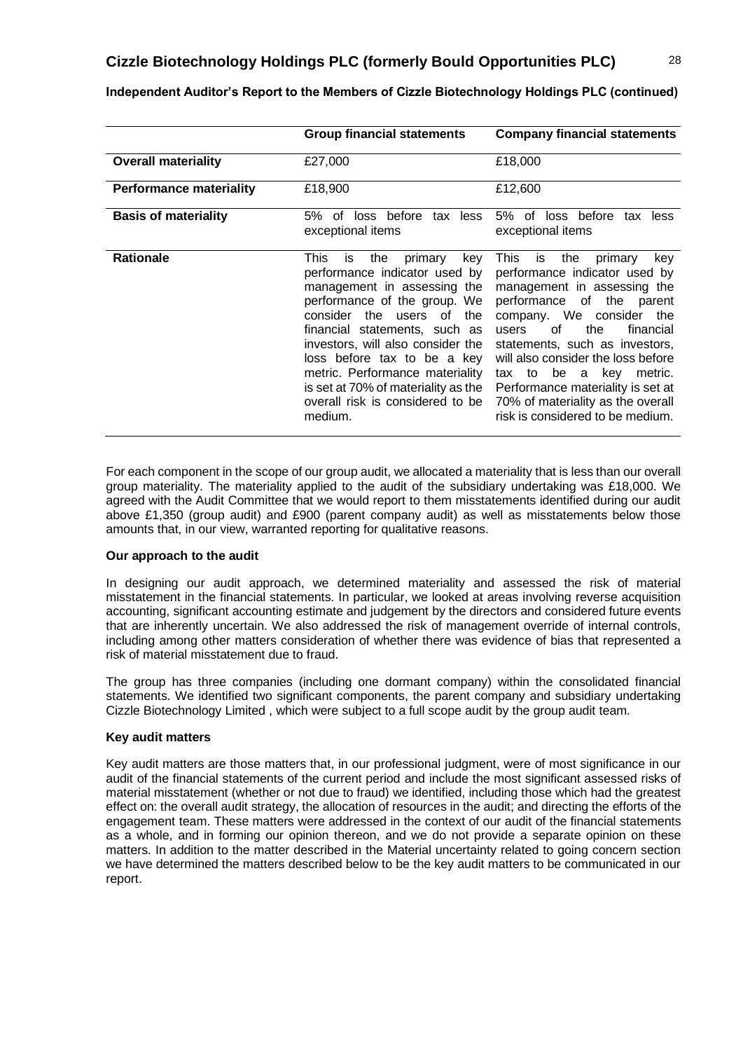**Independent Auditor's Report to the Members of Cizzle Biotechnology Holdings PLC (continued)**

| | Group financial statements | Company financial statements |
|---|---|---|
| **Overall materiality** | £27,000 | £18,000 |
| **Performance materiality** | £18,900 | £12,600 |
| **Basis of materiality** | 5% of loss before tax less exceptional items | 5% of loss before tax less exceptional items |
| **Rationale** | This is the primary key performance indicator used by management in assessing the performance of the group. We consider the users of the financial statements, such as investors, will also consider the loss before tax to be a key metric. Performance materiality is set at 70% of materiality as the overall risk is considered to be medium. | This is the primary key performance indicator used by management in assessing the performance of the parent company. We consider the users of the financial statements, such as investors, will also consider the loss before tax to be a key metric. Performance materiality is set at 70% of materiality as the overall risk is considered to be medium. |

For each component in the scope of our group audit, we allocated a materiality that is less than our overall group materiality. The materiality applied to the audit of the subsidiary undertaking was £18,000. We agreed with the Audit Committee that we would report to them misstatements identified during our audit above £1,350 (group audit) and £900 (parent company audit) as well as misstatements below those amounts that, in our view, warranted reporting for qualitative reasons.

**Our approach to the audit**

In designing our audit approach, we determined materiality and assessed the risk of material misstatement in the financial statements. In particular, we looked at areas involving reverse acquisition accounting, significant accounting estimate and judgement by the directors and considered future events that are inherently uncertain. We also addressed the risk of management override of internal controls, including among other matters consideration of whether there was evidence of bias that represented a risk of material misstatement due to fraud.

The group has three companies (including one dormant company) within the consolidated financial statements. We identified two significant components, the parent company and subsidiary undertaking Cizzle Biotechnology Limited , which were subject to a full scope audit by the group audit team.

**Key audit matters**

Key audit matters are those matters that, in our professional judgment, were of most significance in our audit of the financial statements of the current period and include the most significant assessed risks of material misstatement (whether or not due to fraud) we identified, including those which had the greatest effect on: the overall audit strategy, the allocation of resources in the audit; and directing the efforts of the engagement team. These matters were addressed in the context of our audit of the financial statements as a whole, and in forming our opinion thereon, and we do not provide a separate opinion on these matters. In addition to the matter described in the Material uncertainty related to going concern section we have determined the matters described below to be the key audit matters to be communicated in our report.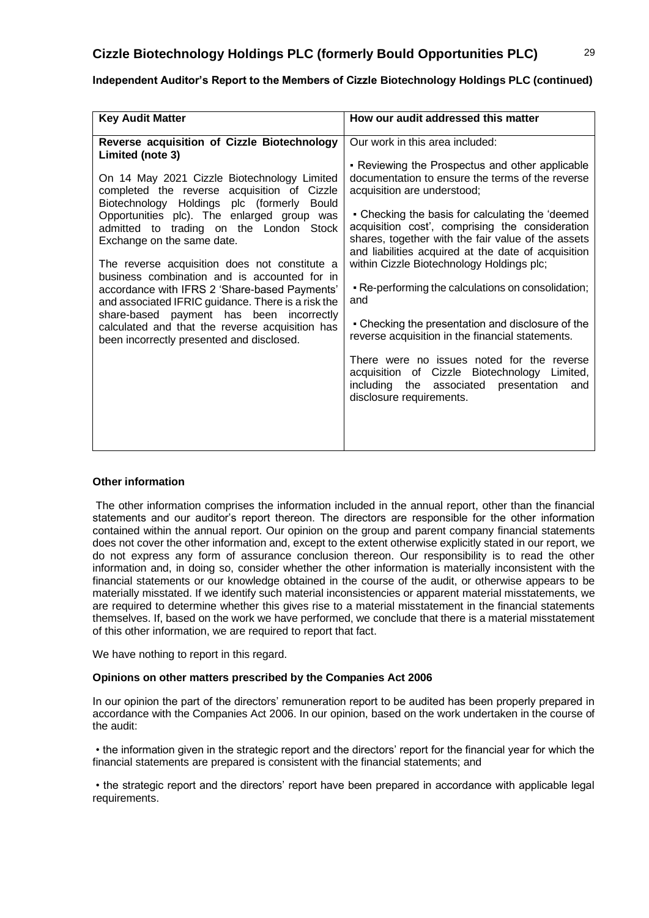**Independent Auditor's Report to the Members of Cizzle Biotechnology Holdings PLC (continued)**

| Key Audit Matter | How our audit addressed this matter |
|---|---|
| **Reverse acquisition of Cizzle Biotechnology Limited (note 3)**<br><br>On 14 May 2021 Cizzle Biotechnology Limited completed the reverse acquisition of Cizzle Biotechnology Holdings plc (formerly Bould Opportunities plc). The enlarged group was admitted to trading on the London Stock Exchange on the same date.<br><br>The reverse acquisition does not constitute a business combination and is accounted for in accordance with IFRS 2 'Share-based Payments' and associated IFRIC guidance. There is a risk the share-based payment has been incorrectly calculated and that the reverse acquisition has been incorrectly presented and disclosed. | Our work in this area included:<br><br>▪ Reviewing the Prospectus and other applicable documentation to ensure the terms of the reverse acquisition are understood;<br><br>▪ Checking the basis for calculating the 'deemed acquisition cost', comprising the consideration shares, together with the fair value of the assets and liabilities acquired at the date of acquisition within Cizzle Biotechnology Holdings plc;<br><br>▪ Re-performing the calculations on consolidation; and<br><br>▪ Checking the presentation and disclosure of the reverse acquisition in the financial statements.<br><br>There were no issues noted for the reverse acquisition of Cizzle Biotechnology Limited, including the associated presentation and disclosure requirements. |

**Other information**

The other information comprises the information included in the annual report, other than the financial statements and our auditor's report thereon. The directors are responsible for the other information contained within the annual report. Our opinion on the group and parent company financial statements does not cover the other information and, except to the extent otherwise explicitly stated in our report, we do not express any form of assurance conclusion thereon. Our responsibility is to read the other information and, in doing so, consider whether the other information is materially inconsistent with the financial statements or our knowledge obtained in the course of the audit, or otherwise appears to be materially misstated. If we identify such material inconsistencies or apparent material misstatements, we are required to determine whether this gives rise to a material misstatement in the financial statements themselves. If, based on the work we have performed, we conclude that there is a material misstatement of this other information, we are required to report that fact.

We have nothing to report in this regard.

**Opinions on other matters prescribed by the Companies Act 2006**

In our opinion the part of the directors' remuneration report to be audited has been properly prepared in accordance with the Companies Act 2006. In our opinion, based on the work undertaken in the course of the audit:

- the information given in the strategic report and the directors' report for the financial year for which the financial statements are prepared is consistent with the financial statements; and

- the strategic report and the directors' report have been prepared in accordance with applicable legal requirements.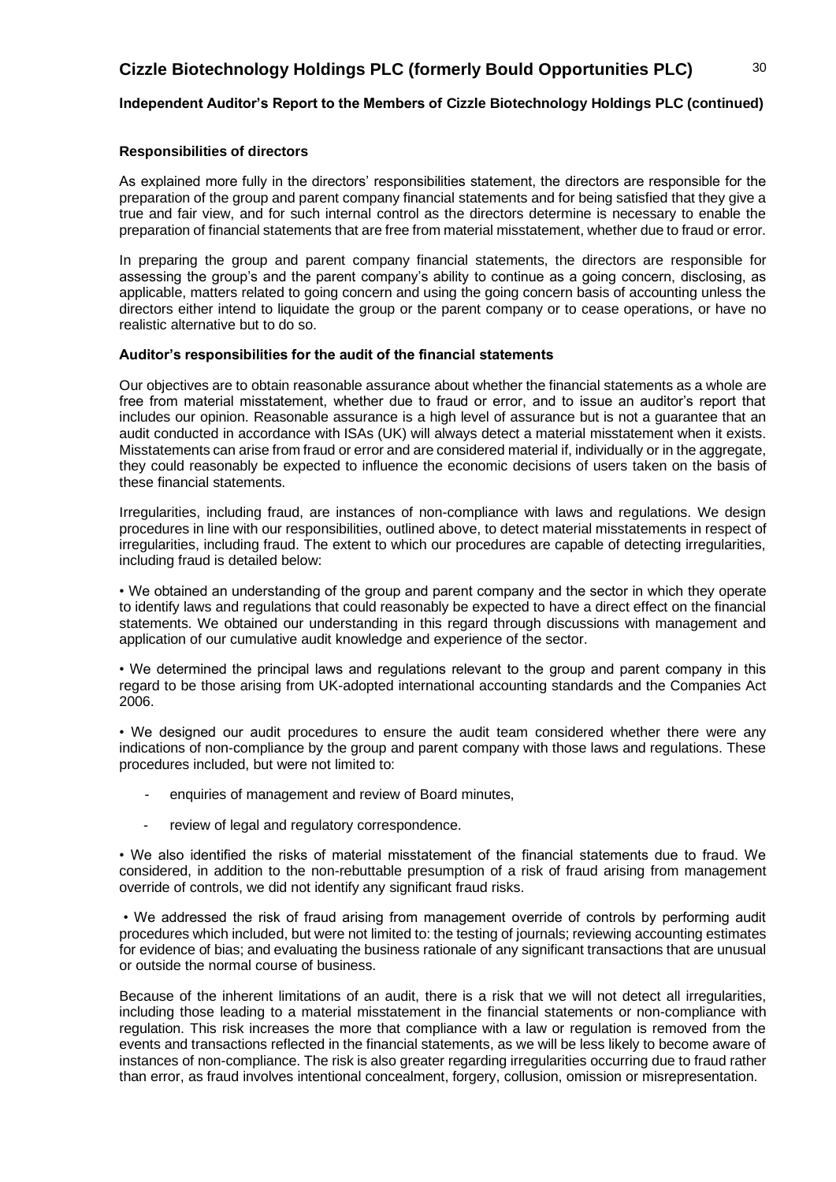**Responsibilities of directors**

As explained more fully in the directors' responsibilities statement, the directors are responsible for the preparation of the group and parent company financial statements and for being satisfied that they give a true and fair view, and for such internal control as the directors determine is necessary to enable the preparation of financial statements that are free from material misstatement, whether due to fraud or error.

In preparing the group and parent company financial statements, the directors are responsible for assessing the group's and the parent company's ability to continue as a going concern, disclosing, as applicable, matters related to going concern and using the going concern basis of accounting unless the directors either intend to liquidate the group or the parent company or to cease operations, or have no realistic alternative but to do so.

**Auditor's responsibilities for the audit of the financial statements**

Our objectives are to obtain reasonable assurance about whether the financial statements as a whole are free from material misstatement, whether due to fraud or error, and to issue an auditor's report that includes our opinion. Reasonable assurance is a high level of assurance but is not a guarantee that an audit conducted in accordance with ISAs (UK) will always detect a material misstatement when it exists. Misstatements can arise from fraud or error and are considered material if, individually or in the aggregate, they could reasonably be expected to influence the economic decisions of users taken on the basis of these financial statements.

Irregularities, including fraud, are instances of non-compliance with laws and regulations. We design procedures in line with our responsibilities, outlined above, to detect material misstatements in respect of irregularities, including fraud. The extent to which our procedures are capable of detecting irregularities, including fraud is detailed below:

• We obtained an understanding of the group and parent company and the sector in which they operate to identify laws and regulations that could reasonably be expected to have a direct effect on the financial statements. We obtained our understanding in this regard through discussions with management and application of our cumulative audit knowledge and experience of the sector.

• We determined the principal laws and regulations relevant to the group and parent company in this regard to be those arising from UK-adopted international accounting standards and the Companies Act 2006.

• We designed our audit procedures to ensure the audit team considered whether there were any indications of non-compliance by the group and parent company with those laws and regulations. These procedures included, but were not limited to:

- enquiries of management and review of Board minutes,
- review of legal and regulatory correspondence.

• We also identified the risks of material misstatement of the financial statements due to fraud. We considered, in addition to the non-rebuttable presumption of a risk of fraud arising from management override of controls, we did not identify any significant fraud risks.

• We addressed the risk of fraud arising from management override of controls by performing audit procedures which included, but were not limited to: the testing of journals; reviewing accounting estimates for evidence of bias; and evaluating the business rationale of any significant transactions that are unusual or outside the normal course of business.

Because of the inherent limitations of an audit, there is a risk that we will not detect all irregularities, including those leading to a material misstatement in the financial statements or non-compliance with regulation. This risk increases the more that compliance with a law or regulation is removed from the events and transactions reflected in the financial statements, as we will be less likely to become aware of instances of non-compliance. The risk is also greater regarding irregularities occurring due to fraud rather than error, as fraud involves intentional concealment, forgery, collusion, omission or misrepresentation.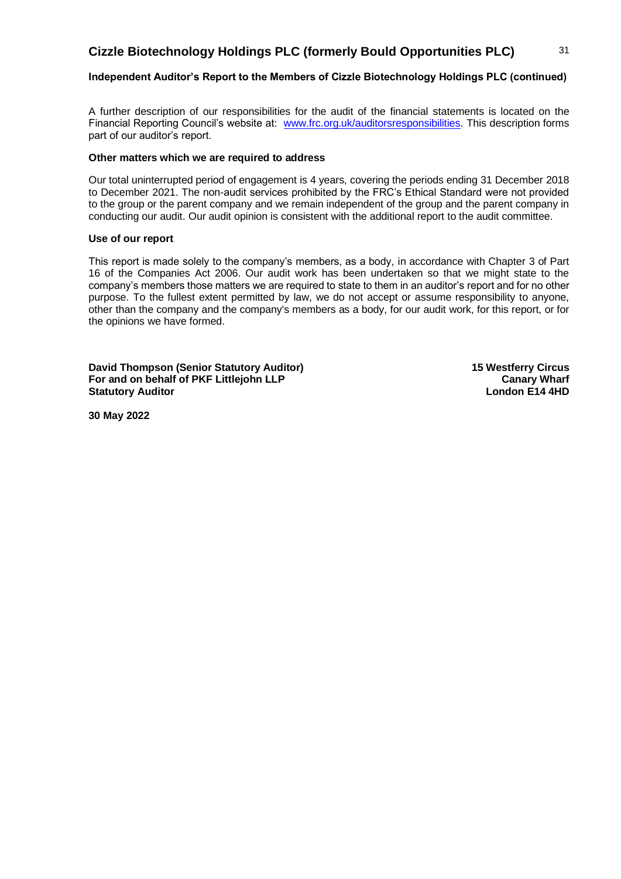A further description of our responsibilities for the audit of the financial statements is located on the Financial Reporting Council's website at: [www.frc.org.uk/auditorsresponsibilities](www.frc.org.uk/auditorsresponsibilities). This description forms part of our auditor's report.

**Other matters which we are required to address**

Our total uninterrupted period of engagement is 4 years, covering the periods ending 31 December 2018 to December 2021. The non-audit services prohibited by the FRC's Ethical Standard were not provided to the group or the parent company and we remain independent of the group and the parent company in conducting our audit. Our audit opinion is consistent with the additional report to the audit committee.

**Use of our report**

This report is made solely to the company's members, as a body, in accordance with Chapter 3 of Part 16 of the Companies Act 2006. Our audit work has been undertaken so that we might state to the company's members those matters we are required to state to them in an auditor's report and for no other purpose. To the fullest extent permitted by law, we do not accept or assume responsibility to anyone, other than the company and the company's members as a body, for our audit work, for this report, or for the opinions we have formed.

**David Thompson (Senior Statutory Auditor)**
**For and on behalf of PKF Littlejohn LLP**
**Statutory Auditor**

**15 Westferry Circus**
**Canary Wharf**
**London E14 4HD**

**30 May 2022**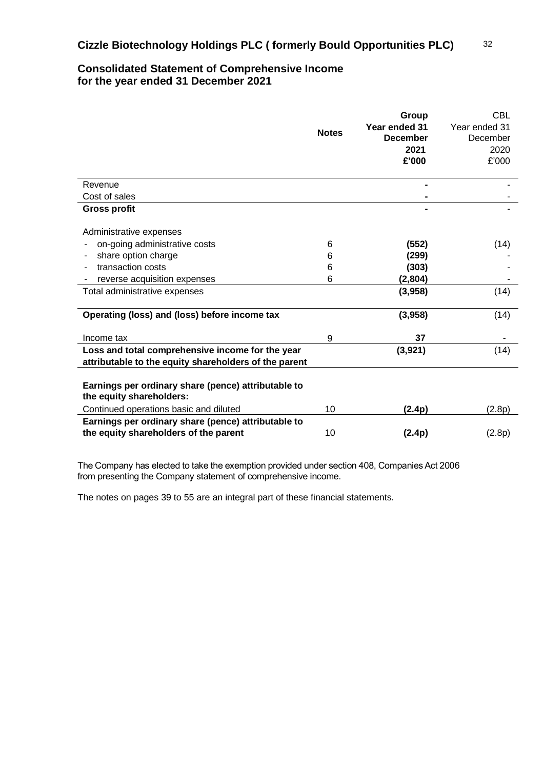## Cizzle Biotechnology Holdings PLC ( formerly Bould Opportunities PLC)

## Consolidated Statement of Comprehensive Income for the year ended 31 December 2021

| | Notes | **Group Year ended 31 December 2021 £'000** | CBL Year ended 31 December 2020 £'000 |
|---|---|---|---|
| Revenue | | **-** | - |
| Cost of sales | | **-** | - |
| **Gross profit** | | **-** | - |
| Administrative expenses | | | |
| - on-going administrative costs | 6 | **(552)** | (14) |
| - share option charge | 6 | **(299)** | - |
| - transaction costs | 6 | **(303)** | - |
| - reverse acquisition expenses | 6 | **(2,804)** | - |
| Total administrative expenses | | **(3,958)** | (14) |
| **Operating (loss) and (loss) before income tax** | | **(3,958)** | (14) |
| Income tax | 9 | **37** | - |
| **Loss and total comprehensive income for the year attributable to the equity shareholders of the parent** | | **(3,921)** | (14) |
| **Earnings per ordinary share (pence) attributable to the equity shareholders:** | | | |
| Continued operations basic and diluted | 10 | **(2.4p)** | (2.8p) |
| **Earnings per ordinary share (pence) attributable to the equity shareholders of the parent** | 10 | **(2.4p)** | (2.8p) |

The Company has elected to take the exemption provided under section 408, Companies Act 2006 from presenting the Company statement of comprehensive income.

The notes on pages 39 to 55 are an integral part of these financial statements.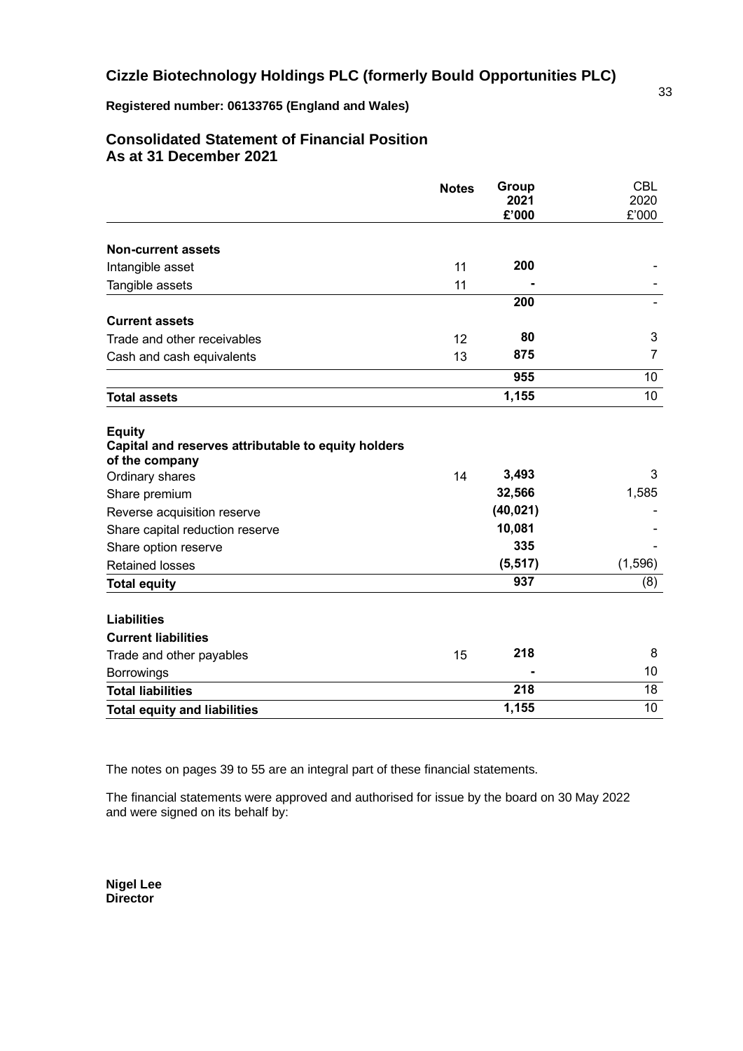# Cizzle Biotechnology Holdings PLC (formerly Bould Opportunities PLC)

**Registered number: 06133765 (England and Wales)**

## Consolidated Statement of Financial Position
## As at 31 December 2021

| | Notes | Group 2021 £'000 | CBL 2020 £'000 |
|---|---|---|---|
| **Non-current assets** | | | |
| Intangible asset | 11 | **200** | - |
| Tangible assets | 11 | **-** | - |
| | | **200** | - |
| **Current assets** | | | |
| Trade and other receivables | 12 | **80** | 3 |
| Cash and cash equivalents | 13 | **875** | 7 |
| | | **955** | 10 |
| **Total assets** | | **1,155** | 10 |
| **Equity** | | | |
| **Capital and reserves attributable to equity holders of the company** | | | |
| Ordinary shares | 14 | **3,493** | 3 |
| Share premium | | **32,566** | 1,585 |
| Reverse acquisition reserve | | **(40,021)** | - |
| Share capital reduction reserve | | **10,081** | - |
| Share option reserve | | **335** | - |
| Retained losses | | **(5,517)** | (1,596) |
| **Total equity** | | **937** | (8) |
| **Liabilities** | | | |
| **Current liabilities** | | | |
| Trade and other payables | 15 | **218** | 8 |
| Borrowings | | **-** | 10 |
| **Total liabilities** | | **218** | 18 |
| **Total equity and liabilities** | | **1,155** | 10 |

The notes on pages 39 to 55 are an integral part of these financial statements.

The financial statements were approved and authorised for issue by the board on 30 May 2022 and were signed on its behalf by:

**Nigel Lee**
**Director**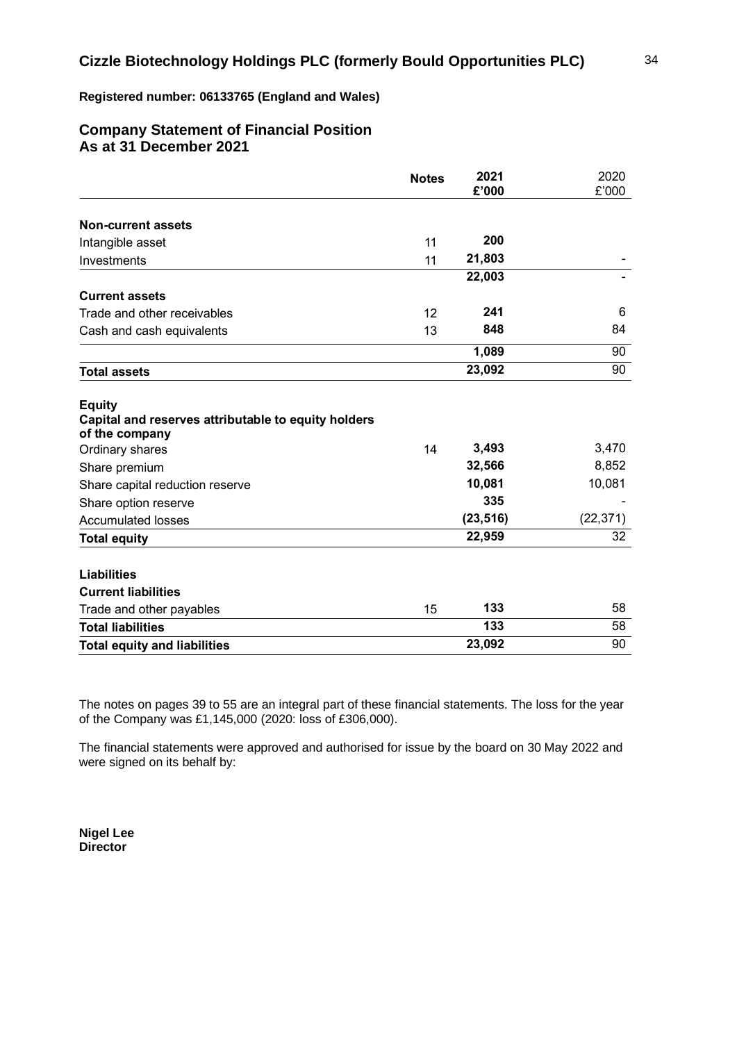# Cizzle Biotechnology Holdings PLC (formerly Bould Opportunities PLC)

**Registered number: 06133765 (England and Wales)**

## Company Statement of Financial Position
## As at 31 December 2021

| | Notes | 2021<br>£'000 | 2020<br>£'000 |
|---|---|---|---|
| **Non-current assets** | | | |
| Intangible asset | 11 | **200** | |
| Investments | 11 | **21,803** | - |
| | | **22,003** | - |
| **Current assets** | | | |
| Trade and other receivables | 12 | **241** | 6 |
| Cash and cash equivalents | 13 | **848** | 84 |
| | | **1,089** | 90 |
| **Total assets** | | **23,092** | 90 |
| **Equity** | | | |
| **Capital and reserves attributable to equity holders of the company** | | | |
| Ordinary shares | 14 | **3,493** | 3,470 |
| Share premium | | **32,566** | 8,852 |
| Share capital reduction reserve | | **10,081** | 10,081 |
| Share option reserve | | **335** | - |
| Accumulated losses | | **(23,516)** | (22,371) |
| **Total equity** | | **22,959** | 32 |
| **Liabilities** | | | |
| **Current liabilities** | | | |
| Trade and other payables | 15 | **133** | 58 |
| **Total liabilities** | | **133** | 58 |
| **Total equity and liabilities** | | **23,092** | 90 |

The notes on pages 39 to 55 are an integral part of these financial statements. The loss for the year of the Company was £1,145,000 (2020: loss of £306,000).

The financial statements were approved and authorised for issue by the board on 30 May 2022 and were signed on its behalf by:

**Nigel Lee**
**Director**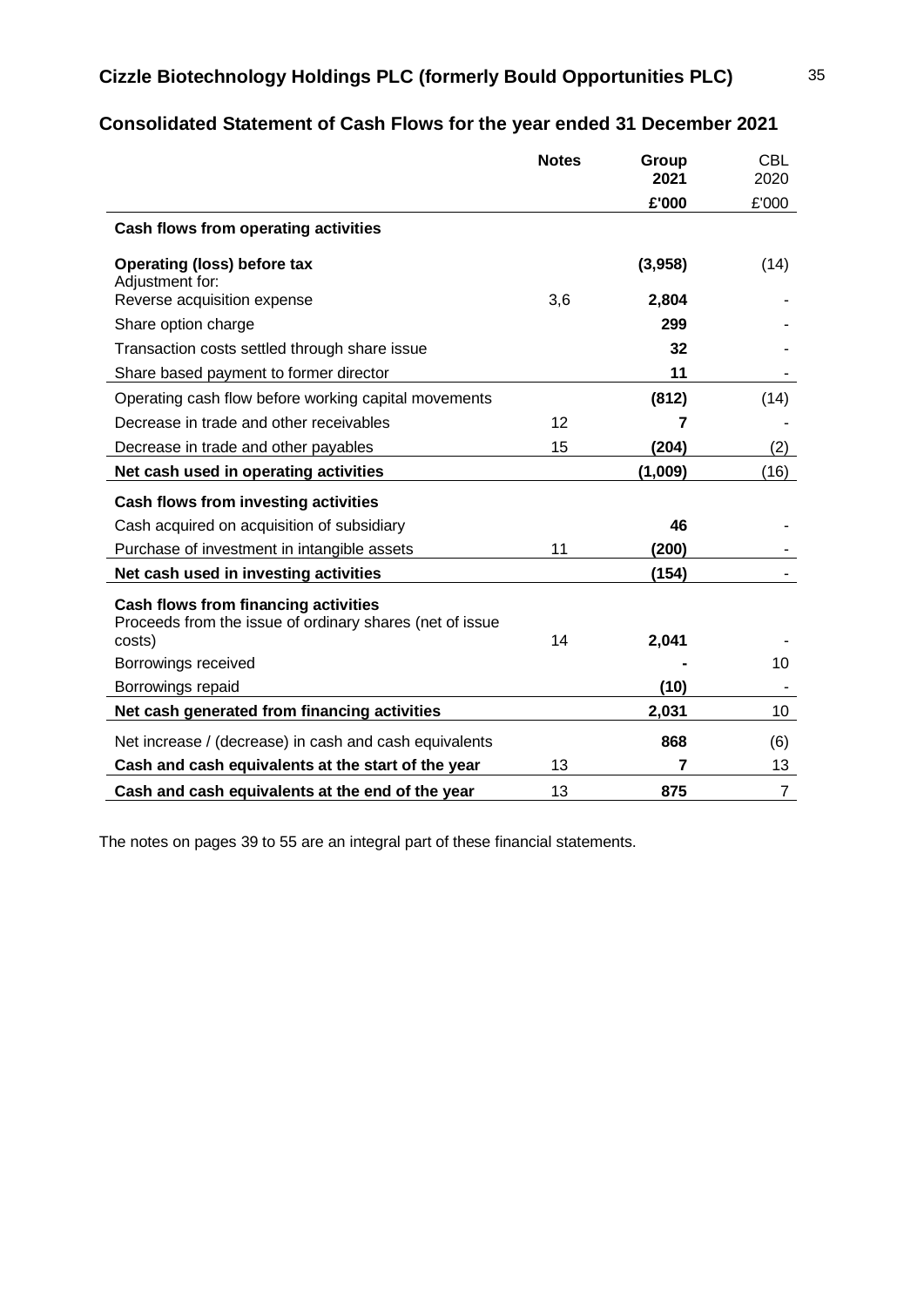# Cizzle Biotechnology Holdings PLC (formerly Bould Opportunities PLC)

## Consolidated Statement of Cash Flows for the year ended 31 December 2021

| | Notes | Group 2021 | CBL 2020 |
|---|---|---|---|
| | | **£'000** | £'000 |
| **Cash flows from operating activities** | | | |
| **Operating (loss) before tax** | | **(3,958)** | (14) |
| Adjustment for: | | | |
| Reverse acquisition expense | 3,6 | **2,804** | - |
| Share option charge | | **299** | - |
| Transaction costs settled through share issue | | **32** | - |
| Share based payment to former director | | **11** | - |
| Operating cash flow before working capital movements | | **(812)** | (14) |
| Decrease in trade and other receivables | 12 | **7** | - |
| Decrease in trade and other payables | 15 | **(204)** | (2) |
| **Net cash used in operating activities** | | **(1,009)** | (16) |
| **Cash flows from investing activities** | | | |
| Cash acquired on acquisition of subsidiary | | **46** | - |
| Purchase of investment in intangible assets | 11 | **(200)** | - |
| **Net cash used in investing activities** | | **(154)** | - |
| **Cash flows from financing activities** | | | |
| Proceeds from the issue of ordinary shares (net of issue costs) | 14 | **2,041** | - |
| Borrowings received | | **-** | 10 |
| Borrowings repaid | | **(10)** | - |
| **Net cash generated from financing activities** | | **2,031** | 10 |
| Net increase / (decrease) in cash and cash equivalents | | **868** | (6) |
| **Cash and cash equivalents at the start of the year** | 13 | **7** | 13 |
| **Cash and cash equivalents at the end of the year** | 13 | **875** | 7 |

The notes on pages 39 to 55 are an integral part of these financial statements.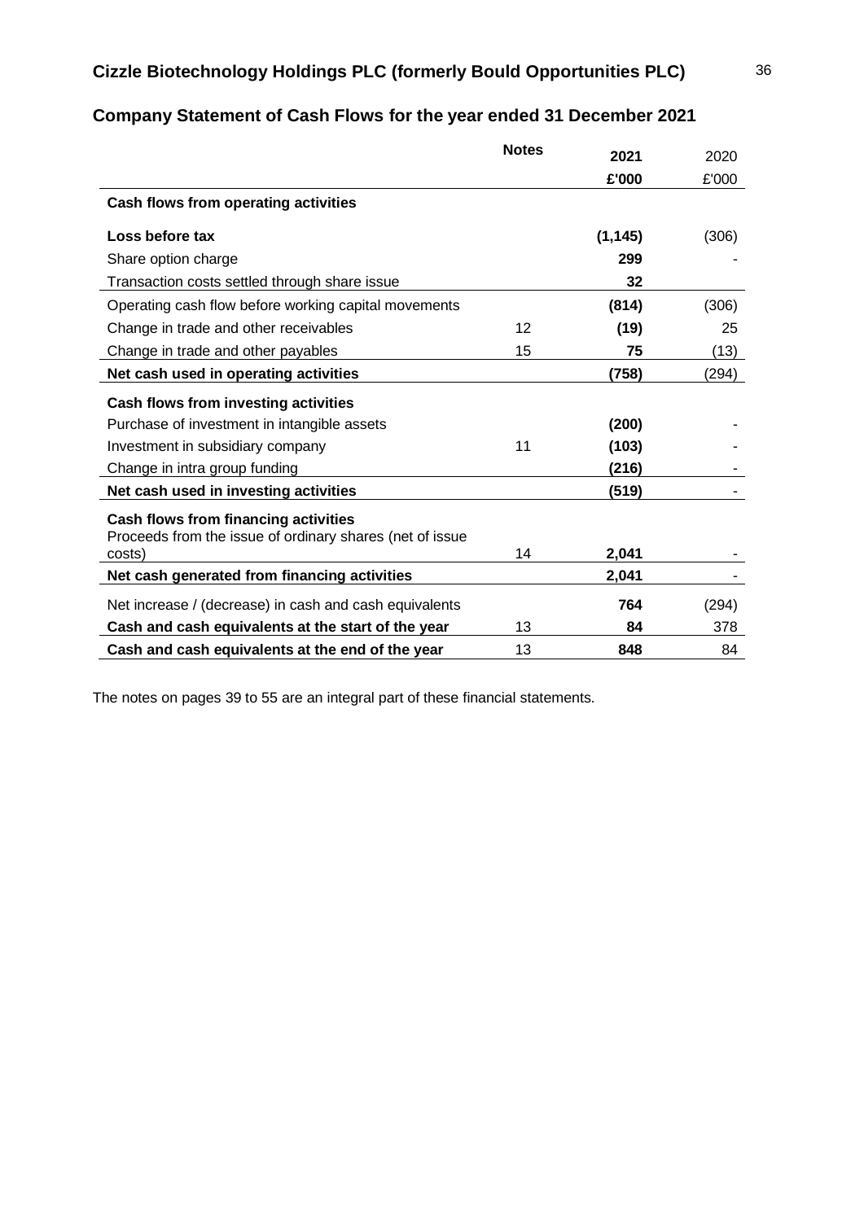## Company Statement of Cash Flows for the year ended 31 December 2021

| | Notes | 2021 | 2020 |
|---|---|---|---|
| | | £'000 | £'000 |
| **Cash flows from operating activities** | | | |
| **Loss before tax** | | **(1,145)** | (306) |
| Share option charge | | **299** | - |
| Transaction costs settled through share issue | | **32** | |
| Operating cash flow before working capital movements | | **(814)** | (306) |
| Change in trade and other receivables | 12 | **(19)** | 25 |
| Change in trade and other payables | 15 | **75** | (13) |
| **Net cash used in operating activities** | | **(758)** | (294) |
| **Cash flows from investing activities** | | | |
| Purchase of investment in intangible assets | | **(200)** | - |
| Investment in subsidiary company | 11 | **(103)** | - |
| Change in intra group funding | | **(216)** | - |
| **Net cash used in investing activities** | | **(519)** | - |
| **Cash flows from financing activities** | | | |
| Proceeds from the issue of ordinary shares (net of issue costs) | 14 | **2,041** | - |
| **Net cash generated from financing activities** | | **2,041** | - |
| Net increase / (decrease) in cash and cash equivalents | | **764** | (294) |
| **Cash and cash equivalents at the start of the year** | 13 | **84** | 378 |
| **Cash and cash equivalents at the end of the year** | 13 | **848** | 84 |

The notes on pages 39 to 55 are an integral part of these financial statements.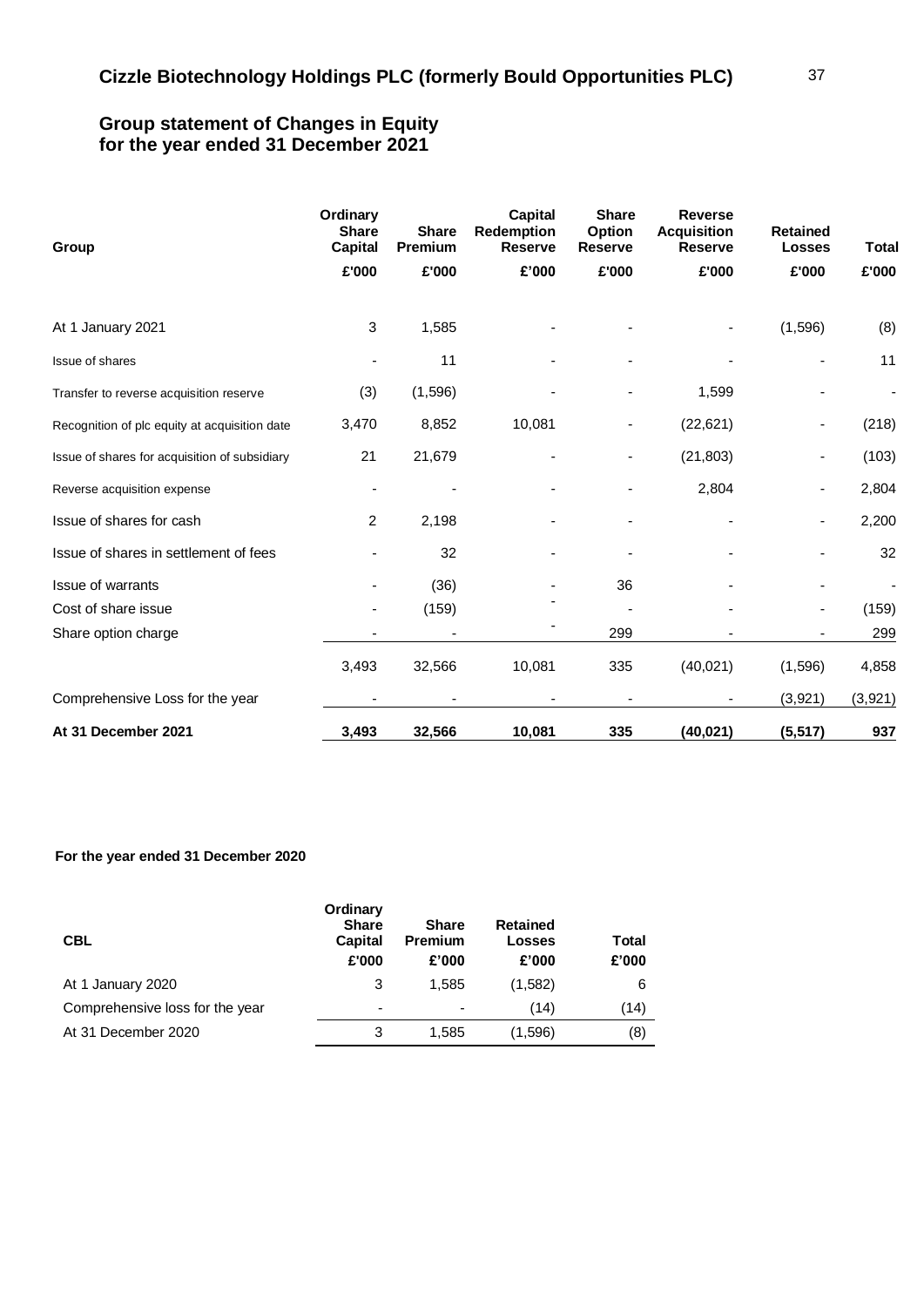# Cizzle Biotechnology Holdings PLC (formerly Bould Opportunities PLC)

## Group statement of Changes in Equity for the year ended 31 December 2021

| Group | Ordinary Share Capital | Share Premium | Capital Redemption Reserve | Share Option Reserve | Reverse Acquisition Reserve | Retained Losses | Total |
|---|---|---|---|---|---|---|---|
| | £'000 | £'000 | £'000 | £'000 | £'000 | £'000 | £'000 |
| At 1 January 2021 | 3 | 1,585 | - | - | - | (1,596) | (8) |
| Issue of shares | - | 11 | - | - | - | - | 11 |
| Transfer to reverse acquisition reserve | (3) | (1,596) | - | - | 1,599 | - | - |
| Recognition of plc equity at acquisition date | 3,470 | 8,852 | 10,081 | - | (22,621) | - | (218) |
| Issue of shares for acquisition of subsidiary | 21 | 21,679 | - | - | (21,803) | - | (103) |
| Reverse acquisition expense | - | - | - | - | 2,804 | - | 2,804 |
| Issue of shares for cash | 2 | 2,198 | - | - | - | - | 2,200 |
| Issue of shares in settlement of fees | - | 32 | - | - | - | - | 32 |
| Issue of warrants | - | (36) | - | 36 | - | - | - |
| Cost of share issue | - | (159) | - | - | - | - | (159) |
| Share option charge | - | - | - | 299 | - | - | 299 |
| | 3,493 | 32,566 | 10,081 | 335 | (40,021) | (1,596) | 4,858 |
| Comprehensive Loss for the year | - | - | - | - | - | (3,921) | (3,921) |
| **At 31 December 2021** | **3,493** | **32,566** | **10,081** | **335** | **(40,021)** | **(5,517)** | **937** |

**For the year ended 31 December 2020**

| CBL | Ordinary Share Capital | Share Premium | Retained Losses | Total |
|---|---|---|---|---|
| | £'000 | £'000 | £'000 | £'000 |
| At 1 January 2020 | 3 | 1,585 | (1,582) | 6 |
| Comprehensive loss for the year | - | - | (14) | (14) |
| At 31 December 2020 | 3 | 1,585 | (1,596) | (8) |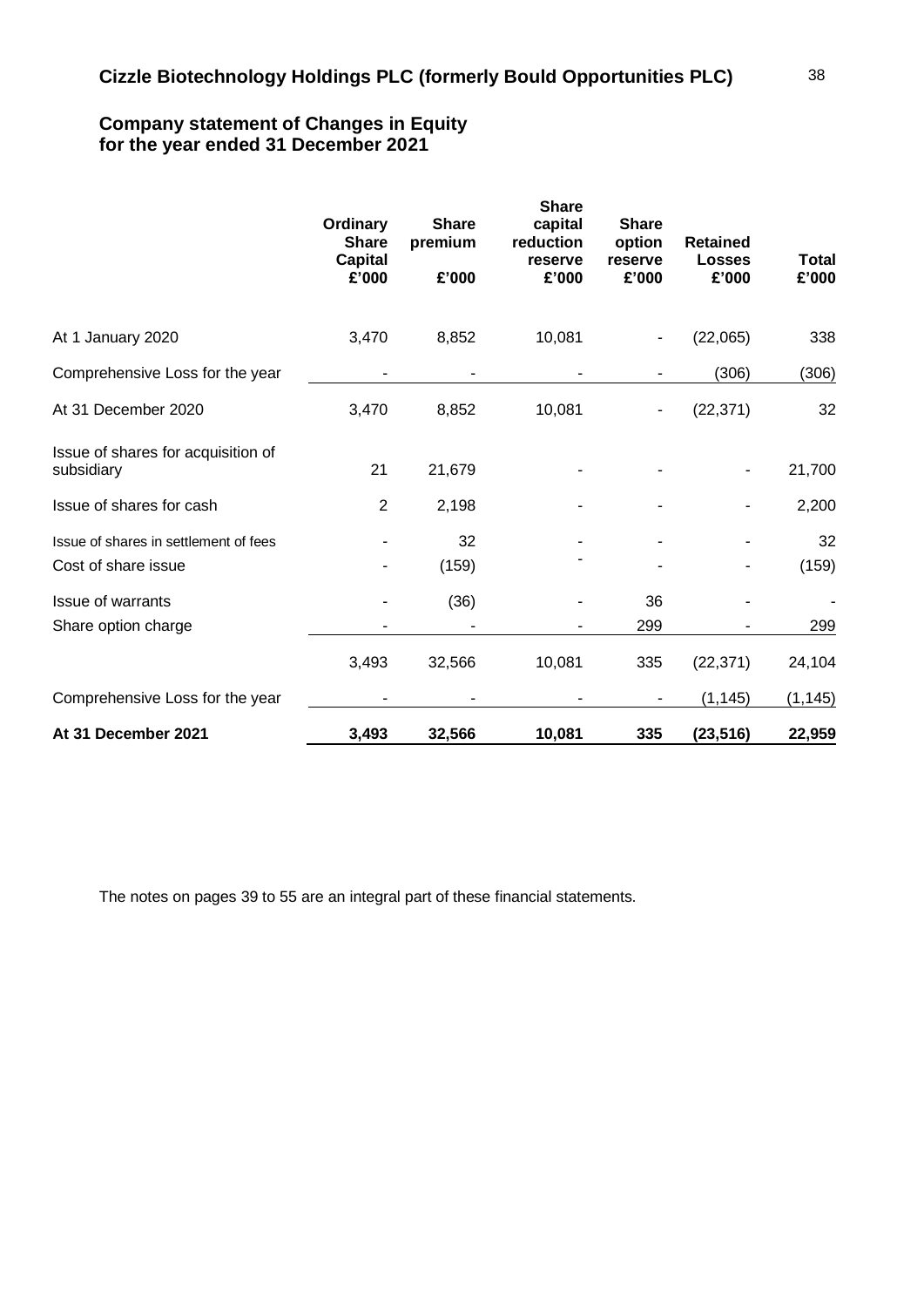## Cizzle Biotechnology Holdings PLC (formerly Bould Opportunities PLC)

### Company statement of Changes in Equity for the year ended 31 December 2021

| | Ordinary Share Capital £'000 | Share premium £'000 | Share capital reduction reserve £'000 | Share option reserve £'000 | Retained Losses £'000 | Total £'000 |
|---|---|---|---|---|---|---|
| At 1 January 2020 | 3,470 | 8,852 | 10,081 | - | (22,065) | 338 |
| Comprehensive Loss for the year | - | - | - | - | (306) | (306) |
| At 31 December 2020 | 3,470 | 8,852 | 10,081 | - | (22,371) | 32 |
| Issue of shares for acquisition of subsidiary | 21 | 21,679 | - | - | - | 21,700 |
| Issue of shares for cash | 2 | 2,198 | - | - | - | 2,200 |
| Issue of shares in settlement of fees | - | 32 | - | - | - | 32 |
| Cost of share issue | - | (159) | - | - | - | (159) |
| Issue of warrants | - | (36) | - | 36 | - | - |
| Share option charge | - | - | - | 299 | - | 299 |
| | 3,493 | 32,566 | 10,081 | 335 | (22,371) | 24,104 |
| Comprehensive Loss for the year | - | - | - | - | (1,145) | (1,145) |
| **At 31 December 2021** | **3,493** | **32,566** | **10,081** | **335** | **(23,516)** | **22,959** |

The notes on pages 39 to 55 are an integral part of these financial statements.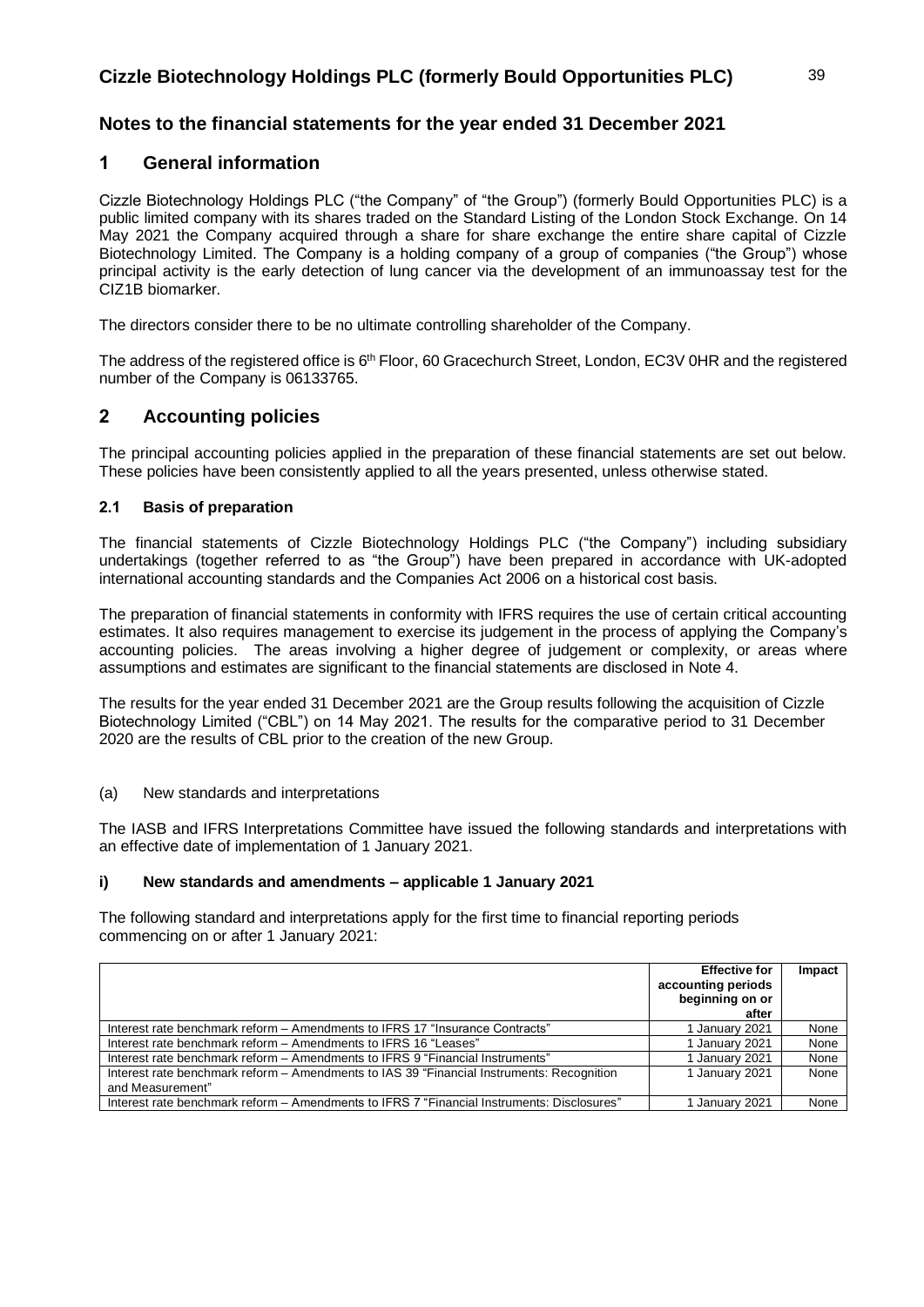# Notes to the financial statements for the year ended 31 December 2021

## 1 General information

Cizzle Biotechnology Holdings PLC ("the Company" of "the Group") (formerly Bould Opportunities PLC) is a public limited company with its shares traded on the Standard Listing of the London Stock Exchange. On 14 May 2021 the Company acquired through a share for share exchange the entire share capital of Cizzle Biotechnology Limited. The Company is a holding company of a group of companies ("the Group") whose principal activity is the early detection of lung cancer via the development of an immunoassay test for the CIZ1B biomarker.

The directors consider there to be no ultimate controlling shareholder of the Company.

The address of the registered office is 6th Floor, 60 Gracechurch Street, London, EC3V 0HR and the registered number of the Company is 06133765.

## 2 Accounting policies

The principal accounting policies applied in the preparation of these financial statements are set out below. These policies have been consistently applied to all the years presented, unless otherwise stated.

### 2.1 Basis of preparation

The financial statements of Cizzle Biotechnology Holdings PLC ("the Company") including subsidiary undertakings (together referred to as "the Group") have been prepared in accordance with UK-adopted international accounting standards and the Companies Act 2006 on a historical cost basis.

The preparation of financial statements in conformity with IFRS requires the use of certain critical accounting estimates. It also requires management to exercise its judgement in the process of applying the Company's accounting policies. The areas involving a higher degree of judgement or complexity, or areas where assumptions and estimates are significant to the financial statements are disclosed in Note 4.

The results for the year ended 31 December 2021 are the Group results following the acquisition of Cizzle Biotechnology Limited ("CBL") on 14 May 2021. The results for the comparative period to 31 December 2020 are the results of CBL prior to the creation of the new Group.

(a) New standards and interpretations

The IASB and IFRS Interpretations Committee have issued the following standards and interpretations with an effective date of implementation of 1 January 2021.

**i) New standards and amendments – applicable 1 January 2021**

The following standard and interpretations apply for the first time to financial reporting periods commencing on or after 1 January 2021:

| | Effective for accounting periods beginning on or after | Impact |
|---|---|---|
| Interest rate benchmark reform – Amendments to IFRS 17 "Insurance Contracts" | 1 January 2021 | None |
| Interest rate benchmark reform – Amendments to IFRS 16 "Leases" | 1 January 2021 | None |
| Interest rate benchmark reform – Amendments to IFRS 9 "Financial Instruments" | 1 January 2021 | None |
| Interest rate benchmark reform – Amendments to IAS 39 "Financial Instruments: Recognition and Measurement" | 1 January 2021 | None |
| Interest rate benchmark reform – Amendments to IFRS 7 "Financial Instruments: Disclosures" | 1 January 2021 | None |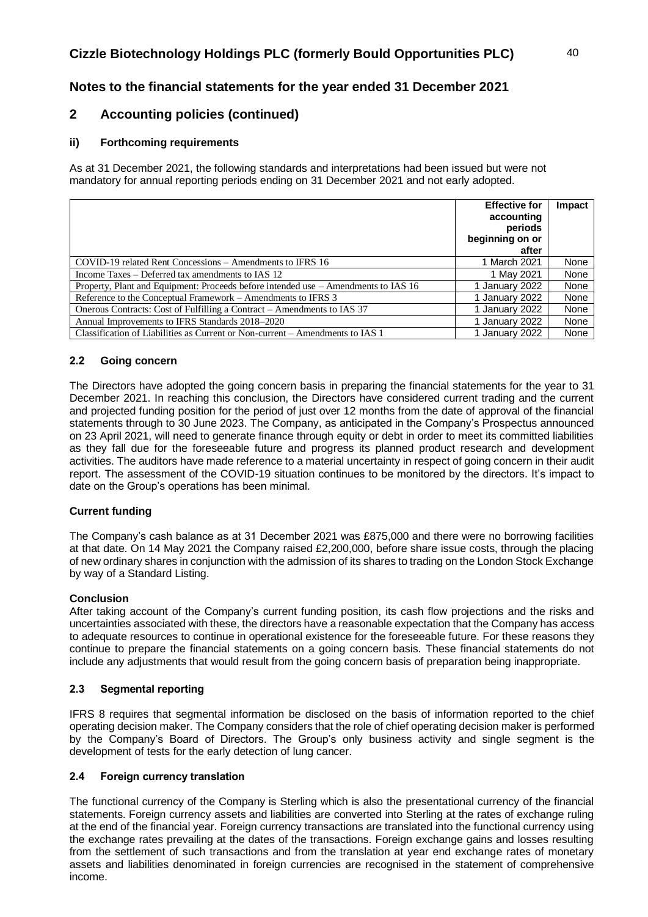# Cizzle Biotechnology Holdings PLC (formerly Bould Opportunities PLC)

## Notes to the financial statements for the year ended 31 December 2021

## 2 Accounting policies (continued)

### ii) Forthcoming requirements

As at 31 December 2021, the following standards and interpretations had been issued but were not mandatory for annual reporting periods ending on 31 December 2021 and not early adopted.

| | Effective for accounting periods beginning on or after | Impact |
|---|---|---|
| COVID-19 related Rent Concessions – Amendments to IFRS 16 | 1 March 2021 | None |
| Income Taxes – Deferred tax amendments to IAS 12 | 1 May 2021 | None |
| Property, Plant and Equipment: Proceeds before intended use – Amendments to IAS 16 | 1 January 2022 | None |
| Reference to the Conceptual Framework – Amendments to IFRS 3 | 1 January 2022 | None |
| Onerous Contracts: Cost of Fulfilling a Contract – Amendments to IAS 37 | 1 January 2022 | None |
| Annual Improvements to IFRS Standards 2018–2020 | 1 January 2022 | None |
| Classification of Liabilities as Current or Non-current – Amendments to IAS 1 | 1 January 2022 | None |

### 2.2 Going concern

The Directors have adopted the going concern basis in preparing the financial statements for the year to 31 December 2021. In reaching this conclusion, the Directors have considered current trading and the current and projected funding position for the period of just over 12 months from the date of approval of the financial statements through to 30 June 2023. The Company, as anticipated in the Company's Prospectus announced on 23 April 2021, will need to generate finance through equity or debt in order to meet its committed liabilities as they fall due for the foreseeable future and progress its planned product research and development activities. The auditors have made reference to a material uncertainty in respect of going concern in their audit report. The assessment of the COVID-19 situation continues to be monitored by the directors. It's impact to date on the Group's operations has been minimal.

#### Current funding

The Company's cash balance as at 31 December 2021 was £875,000 and there were no borrowing facilities at that date. On 14 May 2021 the Company raised £2,200,000, before share issue costs, through the placing of new ordinary shares in conjunction with the admission of its shares to trading on the London Stock Exchange by way of a Standard Listing.

#### Conclusion

After taking account of the Company's current funding position, its cash flow projections and the risks and uncertainties associated with these, the directors have a reasonable expectation that the Company has access to adequate resources to continue in operational existence for the foreseeable future. For these reasons they continue to prepare the financial statements on a going concern basis. These financial statements do not include any adjustments that would result from the going concern basis of preparation being inappropriate.

### 2.3 Segmental reporting

IFRS 8 requires that segmental information be disclosed on the basis of information reported to the chief operating decision maker. The Company considers that the role of chief operating decision maker is performed by the Company's Board of Directors. The Group's only business activity and single segment is the development of tests for the early detection of lung cancer.

### 2.4 Foreign currency translation

The functional currency of the Company is Sterling which is also the presentational currency of the financial statements. Foreign currency assets and liabilities are converted into Sterling at the rates of exchange ruling at the end of the financial year. Foreign currency transactions are translated into the functional currency using the exchange rates prevailing at the dates of the transactions. Foreign exchange gains and losses resulting from the settlement of such transactions and from the translation at year end exchange rates of monetary assets and liabilities denominated in foreign currencies are recognised in the statement of comprehensive income.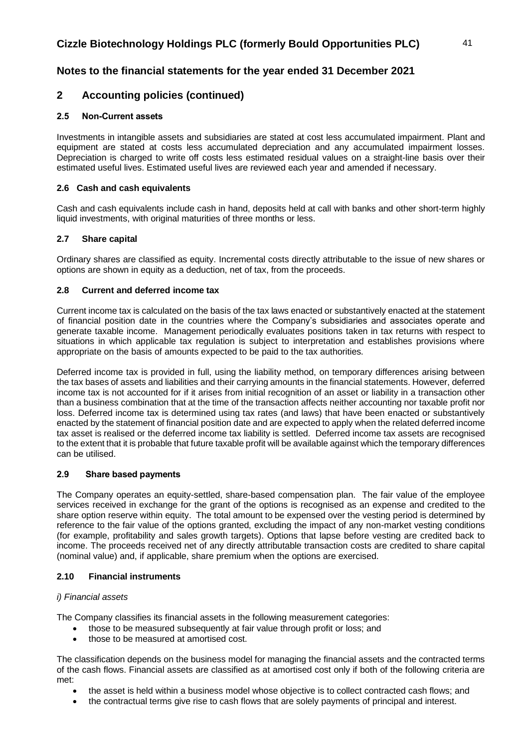# Notes to the financial statements for the year ended 31 December 2021

## 2 Accounting policies (continued)

### 2.5 Non-Current assets

Investments in intangible assets and subsidiaries are stated at cost less accumulated impairment. Plant and equipment are stated at costs less accumulated depreciation and any accumulated impairment losses. Depreciation is charged to write off costs less estimated residual values on a straight-line basis over their estimated useful lives. Estimated useful lives are reviewed each year and amended if necessary.

### 2.6 Cash and cash equivalents

Cash and cash equivalents include cash in hand, deposits held at call with banks and other short-term highly liquid investments, with original maturities of three months or less.

### 2.7 Share capital

Ordinary shares are classified as equity. Incremental costs directly attributable to the issue of new shares or options are shown in equity as a deduction, net of tax, from the proceeds.

### 2.8 Current and deferred income tax

Current income tax is calculated on the basis of the tax laws enacted or substantively enacted at the statement of financial position date in the countries where the Company's subsidiaries and associates operate and generate taxable income. Management periodically evaluates positions taken in tax returns with respect to situations in which applicable tax regulation is subject to interpretation and establishes provisions where appropriate on the basis of amounts expected to be paid to the tax authorities.

Deferred income tax is provided in full, using the liability method, on temporary differences arising between the tax bases of assets and liabilities and their carrying amounts in the financial statements. However, deferred income tax is not accounted for if it arises from initial recognition of an asset or liability in a transaction other than a business combination that at the time of the transaction affects neither accounting nor taxable profit nor loss. Deferred income tax is determined using tax rates (and laws) that have been enacted or substantively enacted by the statement of financial position date and are expected to apply when the related deferred income tax asset is realised or the deferred income tax liability is settled. Deferred income tax assets are recognised to the extent that it is probable that future taxable profit will be available against which the temporary differences can be utilised.

### 2.9 Share based payments

The Company operates an equity-settled, share-based compensation plan. The fair value of the employee services received in exchange for the grant of the options is recognised as an expense and credited to the share option reserve within equity. The total amount to be expensed over the vesting period is determined by reference to the fair value of the options granted, excluding the impact of any non-market vesting conditions (for example, profitability and sales growth targets). Options that lapse before vesting are credited back to income. The proceeds received net of any directly attributable transaction costs are credited to share capital (nominal value) and, if applicable, share premium when the options are exercised.

### 2.10 Financial instruments

*i) Financial assets*

The Company classifies its financial assets in the following measurement categories:

- those to be measured subsequently at fair value through profit or loss; and
- those to be measured at amortised cost.

The classification depends on the business model for managing the financial assets and the contracted terms of the cash flows. Financial assets are classified as at amortised cost only if both of the following criteria are met:

- the asset is held within a business model whose objective is to collect contracted cash flows; and
- the contractual terms give rise to cash flows that are solely payments of principal and interest.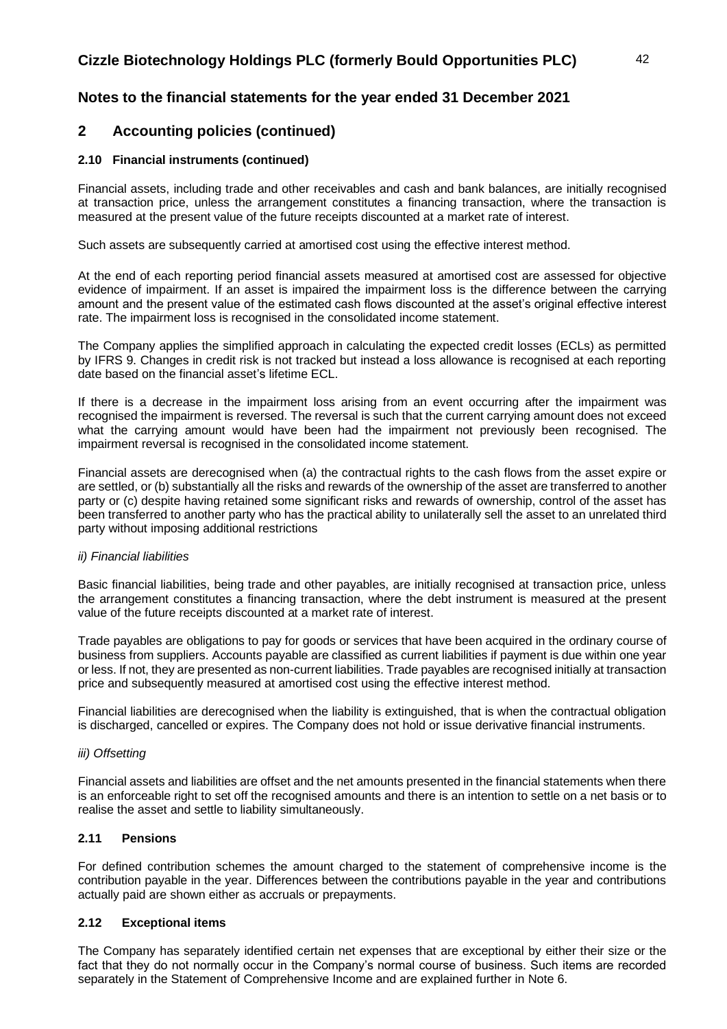# Notes to the financial statements for the year ended 31 December 2021

## 2 Accounting policies (continued)

### 2.10 Financial instruments (continued)

Financial assets, including trade and other receivables and cash and bank balances, are initially recognised at transaction price, unless the arrangement constitutes a financing transaction, where the transaction is measured at the present value of the future receipts discounted at a market rate of interest.

Such assets are subsequently carried at amortised cost using the effective interest method.

At the end of each reporting period financial assets measured at amortised cost are assessed for objective evidence of impairment. If an asset is impaired the impairment loss is the difference between the carrying amount and the present value of the estimated cash flows discounted at the asset's original effective interest rate. The impairment loss is recognised in the consolidated income statement.

The Company applies the simplified approach in calculating the expected credit losses (ECLs) as permitted by IFRS 9. Changes in credit risk is not tracked but instead a loss allowance is recognised at each reporting date based on the financial asset's lifetime ECL.

If there is a decrease in the impairment loss arising from an event occurring after the impairment was recognised the impairment is reversed. The reversal is such that the current carrying amount does not exceed what the carrying amount would have been had the impairment not previously been recognised. The impairment reversal is recognised in the consolidated income statement.

Financial assets are derecognised when (a) the contractual rights to the cash flows from the asset expire or are settled, or (b) substantially all the risks and rewards of the ownership of the asset are transferred to another party or (c) despite having retained some significant risks and rewards of ownership, control of the asset has been transferred to another party who has the practical ability to unilaterally sell the asset to an unrelated third party without imposing additional restrictions

*ii) Financial liabilities*

Basic financial liabilities, being trade and other payables, are initially recognised at transaction price, unless the arrangement constitutes a financing transaction, where the debt instrument is measured at the present value of the future receipts discounted at a market rate of interest.

Trade payables are obligations to pay for goods or services that have been acquired in the ordinary course of business from suppliers. Accounts payable are classified as current liabilities if payment is due within one year or less. If not, they are presented as non-current liabilities. Trade payables are recognised initially at transaction price and subsequently measured at amortised cost using the effective interest method.

Financial liabilities are derecognised when the liability is extinguished, that is when the contractual obligation is discharged, cancelled or expires. The Company does not hold or issue derivative financial instruments.

*iii) Offsetting*

Financial assets and liabilities are offset and the net amounts presented in the financial statements when there is an enforceable right to set off the recognised amounts and there is an intention to settle on a net basis or to realise the asset and settle to liability simultaneously.

### 2.11 Pensions

For defined contribution schemes the amount charged to the statement of comprehensive income is the contribution payable in the year. Differences between the contributions payable in the year and contributions actually paid are shown either as accruals or prepayments.

### 2.12 Exceptional items

The Company has separately identified certain net expenses that are exceptional by either their size or the fact that they do not normally occur in the Company's normal course of business. Such items are recorded separately in the Statement of Comprehensive Income and are explained further in Note 6.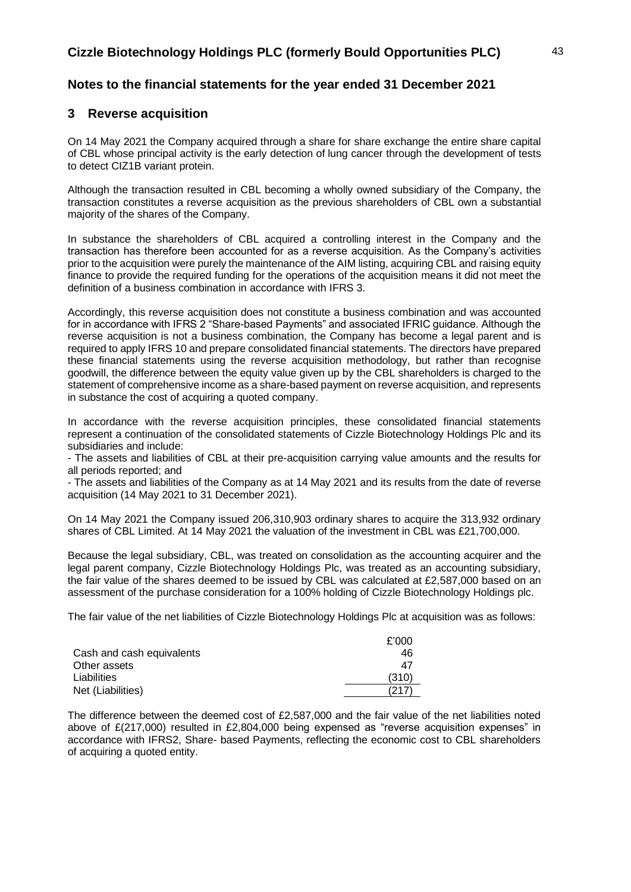## Notes to the financial statements for the year ended 31 December 2021

### 3 Reverse acquisition

On 14 May 2021 the Company acquired through a share for share exchange the entire share capital of CBL whose principal activity is the early detection of lung cancer through the development of tests to detect CIZ1B variant protein.

Although the transaction resulted in CBL becoming a wholly owned subsidiary of the Company, the transaction constitutes a reverse acquisition as the previous shareholders of CBL own a substantial majority of the shares of the Company.

In substance the shareholders of CBL acquired a controlling interest in the Company and the transaction has therefore been accounted for as a reverse acquisition. As the Company's activities prior to the acquisition were purely the maintenance of the AIM listing, acquiring CBL and raising equity finance to provide the required funding for the operations of the acquisition means it did not meet the definition of a business combination in accordance with IFRS 3.

Accordingly, this reverse acquisition does not constitute a business combination and was accounted for in accordance with IFRS 2 "Share-based Payments" and associated IFRIC guidance. Although the reverse acquisition is not a business combination, the Company has become a legal parent and is required to apply IFRS 10 and prepare consolidated financial statements. The directors have prepared these financial statements using the reverse acquisition methodology, but rather than recognise goodwill, the difference between the equity value given up by the CBL shareholders is charged to the statement of comprehensive income as a share-based payment on reverse acquisition, and represents in substance the cost of acquiring a quoted company.

In accordance with the reverse acquisition principles, these consolidated financial statements represent a continuation of the consolidated statements of Cizzle Biotechnology Holdings Plc and its subsidiaries and include:

- The assets and liabilities of CBL at their pre-acquisition carrying value amounts and the results for all periods reported; and
- The assets and liabilities of the Company as at 14 May 2021 and its results from the date of reverse acquisition (14 May 2021 to 31 December 2021).

On 14 May 2021 the Company issued 206,310,903 ordinary shares to acquire the 313,932 ordinary shares of CBL Limited. At 14 May 2021 the valuation of the investment in CBL was £21,700,000.

Because the legal subsidiary, CBL, was treated on consolidation as the accounting acquirer and the legal parent company, Cizzle Biotechnology Holdings Plc, was treated as an accounting subsidiary, the fair value of the shares deemed to be issued by CBL was calculated at £2,587,000 based on an assessment of the purchase consideration for a 100% holding of Cizzle Biotechnology Holdings plc.

The fair value of the net liabilities of Cizzle Biotechnology Holdings Plc at acquisition was as follows:

| | £'000 |
|---|---|
| Cash and cash equivalents | 46 |
| Other assets | 47 |
| Liabilities | (310) |
| Net (Liabilities) | (217) |

The difference between the deemed cost of £2,587,000 and the fair value of the net liabilities noted above of £(217,000) resulted in £2,804,000 being expensed as "reverse acquisition expenses" in accordance with IFRS2, Share- based Payments, reflecting the economic cost to CBL shareholders of acquiring a quoted entity.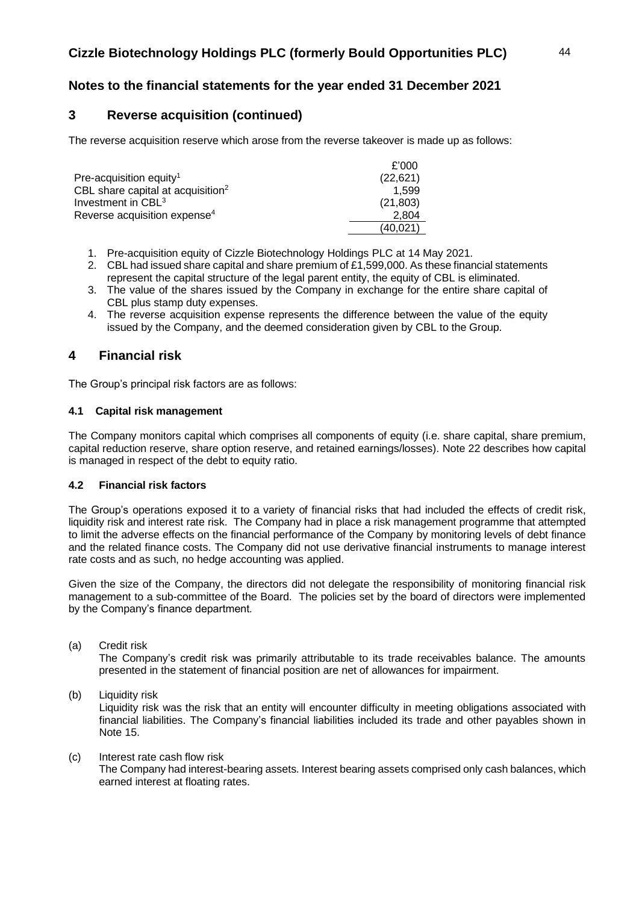## Notes to the financial statements for the year ended 31 December 2021

## 3 Reverse acquisition (continued)

The reverse acquisition reserve which arose from the reverse takeover is made up as follows:

| | £'000 |
|---|---|
| Pre-acquisition equity[1] | (22,621) |
| CBL share capital at acquisition[2] | 1,599 |
| Investment in CBL[3] | (21,803) |
| Reverse acquisition expense[4] | 2,804 |
| | (40,021) |

1. Pre-acquisition equity of Cizzle Biotechnology Holdings PLC at 14 May 2021.
2. CBL had issued share capital and share premium of £1,599,000. As these financial statements represent the capital structure of the legal parent entity, the equity of CBL is eliminated.
3. The value of the shares issued by the Company in exchange for the entire share capital of CBL plus stamp duty expenses.
4. The reverse acquisition expense represents the difference between the value of the equity issued by the Company, and the deemed consideration given by CBL to the Group.

## 4 Financial risk

The Group's principal risk factors are as follows:

### 4.1 Capital risk management

The Company monitors capital which comprises all components of equity (i.e. share capital, share premium, capital reduction reserve, share option reserve, and retained earnings/losses). Note 22 describes how capital is managed in respect of the debt to equity ratio.

### 4.2 Financial risk factors

The Group's operations exposed it to a variety of financial risks that had included the effects of credit risk, liquidity risk and interest rate risk. The Company had in place a risk management programme that attempted to limit the adverse effects on the financial performance of the Company by monitoring levels of debt finance and the related finance costs. The Company did not use derivative financial instruments to manage interest rate costs and as such, no hedge accounting was applied.

Given the size of the Company, the directors did not delegate the responsibility of monitoring financial risk management to a sub-committee of the Board. The policies set by the board of directors were implemented by the Company's finance department.

(a) Credit risk
The Company's credit risk was primarily attributable to its trade receivables balance. The amounts presented in the statement of financial position are net of allowances for impairment.

(b) Liquidity risk
Liquidity risk was the risk that an entity will encounter difficulty in meeting obligations associated with financial liabilities. The Company's financial liabilities included its trade and other payables shown in Note 15.

(c) Interest rate cash flow risk
The Company had interest-bearing assets. Interest bearing assets comprised only cash balances, which earned interest at floating rates.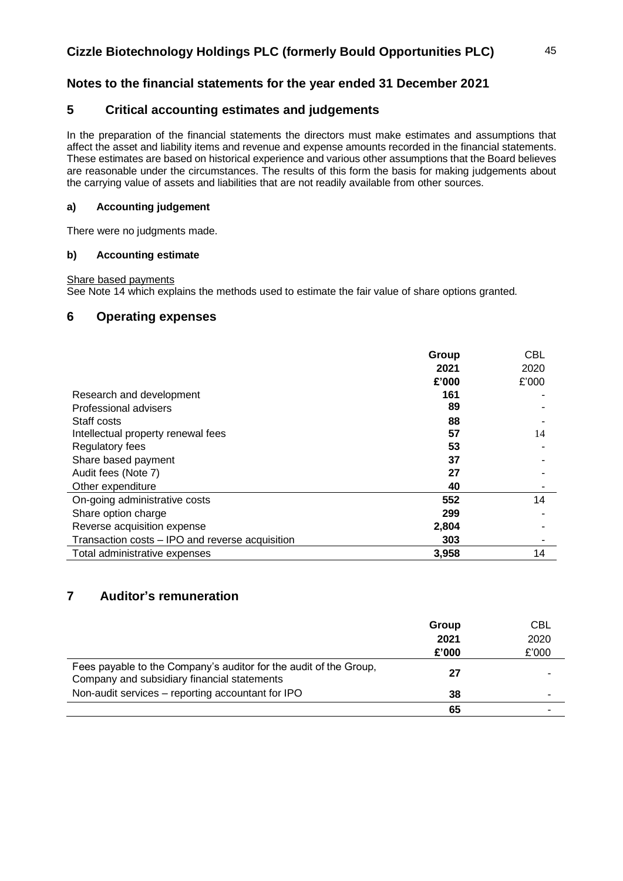# Cizzle Biotechnology Holdings PLC (formerly Bould Opportunities PLC)

## Notes to the financial statements for the year ended 31 December 2021

## 5 Critical accounting estimates and judgements

In the preparation of the financial statements the directors must make estimates and assumptions that affect the asset and liability items and revenue and expense amounts recorded in the financial statements. These estimates are based on historical experience and various other assumptions that the Board believes are reasonable under the circumstances. The results of this form the basis for making judgements about the carrying value of assets and liabilities that are not readily available from other sources.

### a) Accounting judgement

There were no judgments made.

### b) Accounting estimate

Share based payments
See Note 14 which explains the methods used to estimate the fair value of share options granted.

## 6 Operating expenses

| | **Group** | CBL |
|---|---|---|
| | **2021** | 2020 |
| | **£'000** | £'000 |
| Research and development | **161** | - |
| Professional advisers | **89** | - |
| Staff costs | **88** | - |
| Intellectual property renewal fees | **57** | 14 |
| Regulatory fees | **53** | - |
| Share based payment | **37** | - |
| Audit fees (Note 7) | **27** | - |
| Other expenditure | **40** | - |
| On-going administrative costs | **552** | 14 |
| Share option charge | **299** | - |
| Reverse acquisition expense | **2,804** | - |
| Transaction costs – IPO and reverse acquisition | **303** | - |
| Total administrative expenses | **3,958** | 14 |

## 7 Auditor's remuneration

| | **Group** | CBL |
|---|---|---|
| | **2021** | 2020 |
| | **£'000** | £'000 |
| Fees payable to the Company's auditor for the audit of the Group, Company and subsidiary financial statements | **27** | - |
| Non-audit services – reporting accountant for IPO | **38** | - |
| | **65** | - |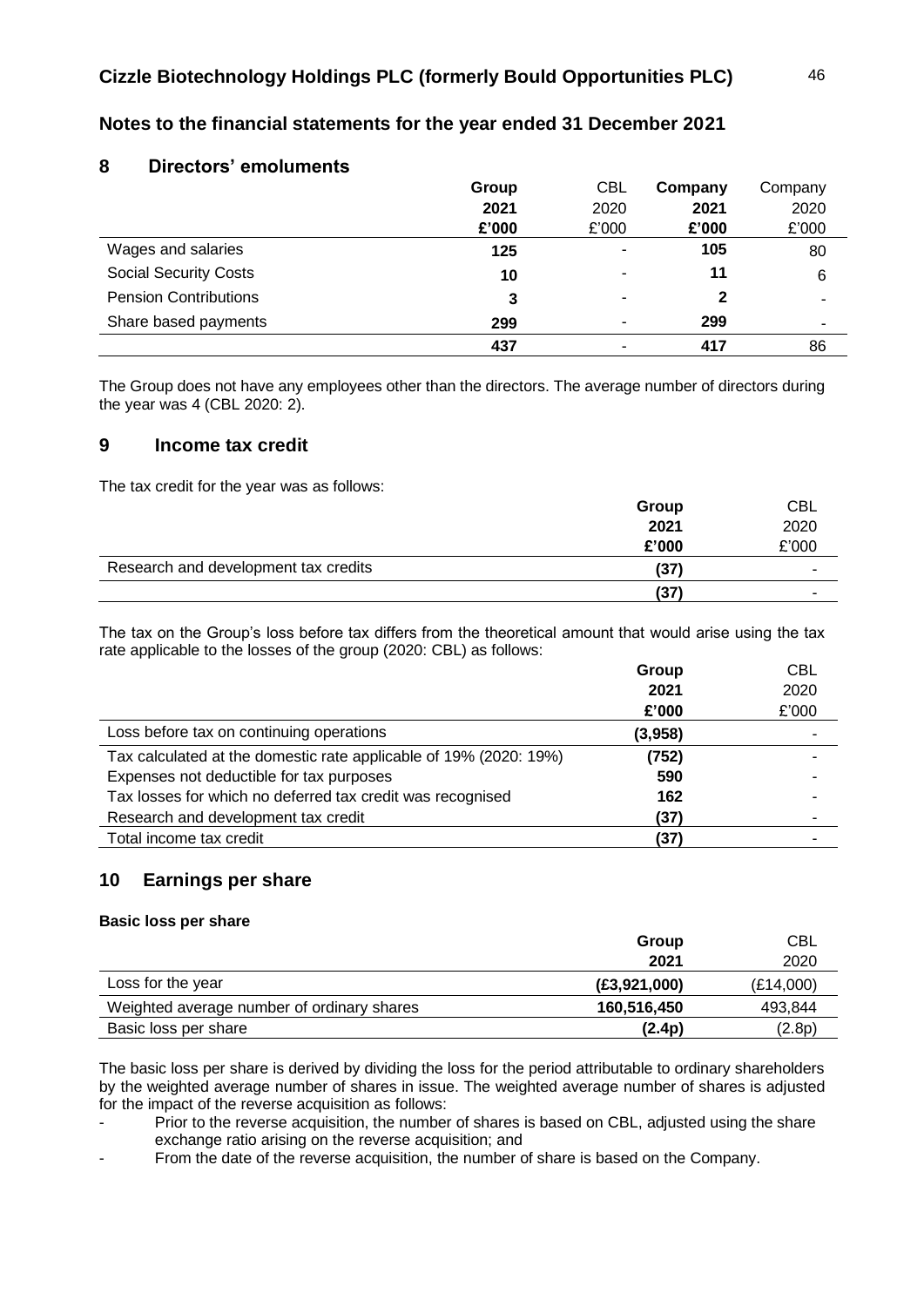## Notes to the financial statements for the year ended 31 December 2021

## 8 Directors' emoluments

| | Group 2021 £'000 | CBL 2020 £'000 | Company 2021 £'000 | Company 2020 £'000 |
|---|---|---|---|---|
| Wages and salaries | **125** | - | **105** | 80 |
| Social Security Costs | **10** | - | **11** | 6 |
| Pension Contributions | **3** | - | **2** | - |
| Share based payments | **299** | - | **299** | - |
| | **437** | - | **417** | 86 |

The Group does not have any employees other than the directors. The average number of directors during the year was 4 (CBL 2020: 2).

## 9 Income tax credit

The tax credit for the year was as follows:

| | Group 2021 £'000 | CBL 2020 £'000 |
|---|---|---|
| Research and development tax credits | **(37)** | - |
| | **(37)** | - |

The tax on the Group's loss before tax differs from the theoretical amount that would arise using the tax rate applicable to the losses of the group (2020: CBL) as follows:

| | Group 2021 £'000 | CBL 2020 £'000 |
|---|---|---|
| Loss before tax on continuing operations | **(3,958)** | - |
| Tax calculated at the domestic rate applicable of 19% (2020: 19%) | **(752)** | - |
| Expenses not deductible for tax purposes | **590** | - |
| Tax losses for which no deferred tax credit was recognised | **162** | - |
| Research and development tax credit | **(37)** | - |
| Total income tax credit | **(37)** | - |

## 10 Earnings per share

**Basic loss per share**

| | Group 2021 | CBL 2020 |
|---|---|---|
| Loss for the year | **(£3,921,000)** | (£14,000) |
| Weighted average number of ordinary shares | **160,516,450** | 493,844 |
| Basic loss per share | **(2.4p)** | (2.8p) |

The basic loss per share is derived by dividing the loss for the period attributable to ordinary shareholders by the weighted average number of shares in issue. The weighted average number of shares is adjusted for the impact of the reverse acquisition as follows:

- Prior to the reverse acquisition, the number of shares is based on CBL, adjusted using the share exchange ratio arising on the reverse acquisition; and
- From the date of the reverse acquisition, the number of share is based on the Company.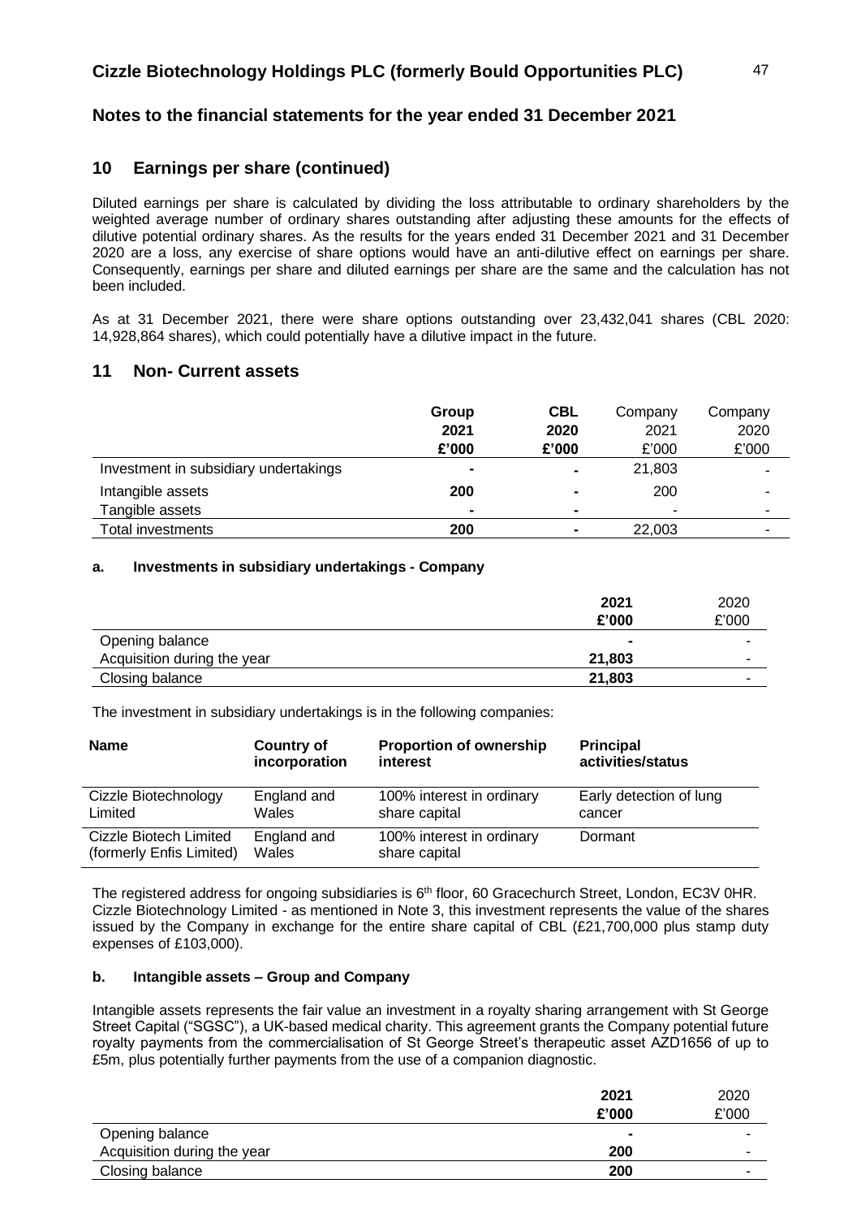## 10 Earnings per share (continued)

Diluted earnings per share is calculated by dividing the loss attributable to ordinary shareholders by the weighted average number of ordinary shares outstanding after adjusting these amounts for the effects of dilutive potential ordinary shares. As the results for the years ended 31 December 2021 and 31 December 2020 are a loss, any exercise of share options would have an anti-dilutive effect on earnings per share. Consequently, earnings per share and diluted earnings per share are the same and the calculation has not been included.

As at 31 December 2021, there were share options outstanding over 23,432,041 shares (CBL 2020: 14,928,864 shares), which could potentially have a dilutive impact in the future.

## 11 Non- Current assets

| | **Group 2021 £'000** | **CBL 2020 £'000** | Company 2021 £'000 | Company 2020 £'000 |
|---|---|---|---|---|
| Investment in subsidiary undertakings | **-** | **-** | 21,803 | - |
| Intangible assets | **200** | **-** | 200 | - |
| Tangible assets | **-** | **-** | - | - |
| Total investments | **200** | **-** | 22,003 | - |

### a. Investments in subsidiary undertakings - Company

| | **2021 £'000** | 2020 £'000 |
|---|---|---|
| Opening balance | **-** | - |
| Acquisition during the year | **21,803** | - |
| Closing balance | **21,803** | - |

The investment in subsidiary undertakings is in the following companies:

| **Name** | **Country of incorporation** | **Proportion of ownership interest** | **Principal activities/status** |
|---|---|---|---|
| Cizzle Biotechnology Limited | England and Wales | 100% interest in ordinary share capital | Early detection of lung cancer |
| Cizzle Biotech Limited (formerly Enfis Limited) | England and Wales | 100% interest in ordinary share capital | Dormant |

The registered address for ongoing subsidiaries is 6th floor, 60 Gracechurch Street, London, EC3V 0HR. Cizzle Biotechnology Limited - as mentioned in Note 3, this investment represents the value of the shares issued by the Company in exchange for the entire share capital of CBL (£21,700,000 plus stamp duty expenses of £103,000).

### b. Intangible assets – Group and Company

Intangible assets represents the fair value an investment in a royalty sharing arrangement with St George Street Capital ("SGSC"), a UK-based medical charity. This agreement grants the Company potential future royalty payments from the commercialisation of St George Street's therapeutic asset AZD1656 of up to £5m, plus potentially further payments from the use of a companion diagnostic.

| | **2021 £'000** | 2020 £'000 |
|---|---|---|
| Opening balance | **-** | - |
| Acquisition during the year | **200** | - |
| Closing balance | **200** | - |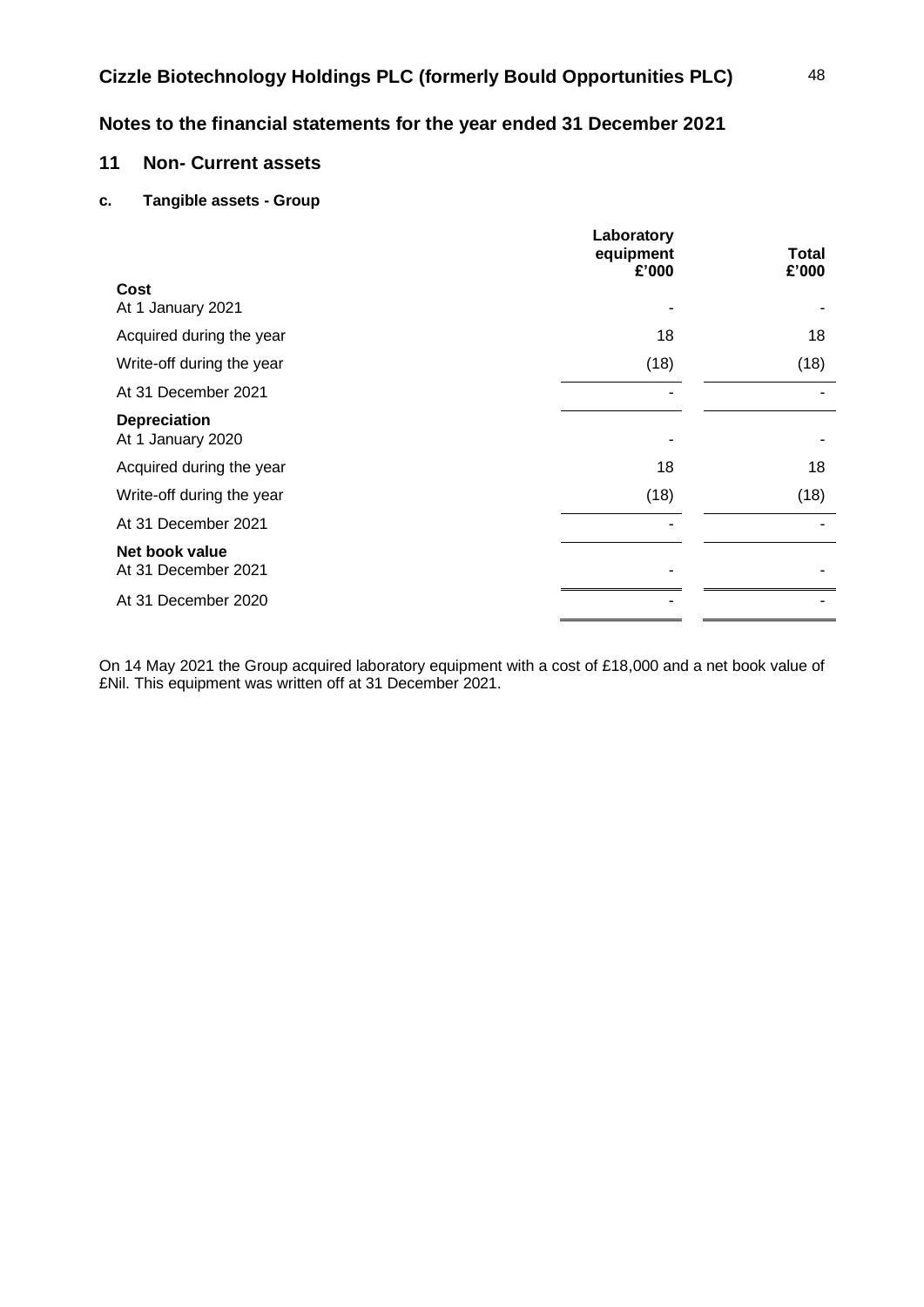# Cizzle Biotechnology Holdings PLC (formerly Bould Opportunities PLC)

## Notes to the financial statements for the year ended 31 December 2021

### 11 Non- Current assets

#### c. Tangible assets - Group

| | Laboratory equipment £'000 | Total £'000 |
|---|---|---|
| **Cost** | | |
| At 1 January 2021 | - | - |
| Acquired during the year | 18 | 18 |
| Write-off during the year | (18) | (18) |
| At 31 December 2021 | - | - |
| **Depreciation** | | |
| At 1 January 2020 | - | - |
| Acquired during the year | 18 | 18 |
| Write-off during the year | (18) | (18) |
| At 31 December 2021 | - | - |
| **Net book value** | | |
| At 31 December 2021 | - | - |
| At 31 December 2020 | - | - |

On 14 May 2021 the Group acquired laboratory equipment with a cost of £18,000 and a net book value of £Nil. This equipment was written off at 31 December 2021.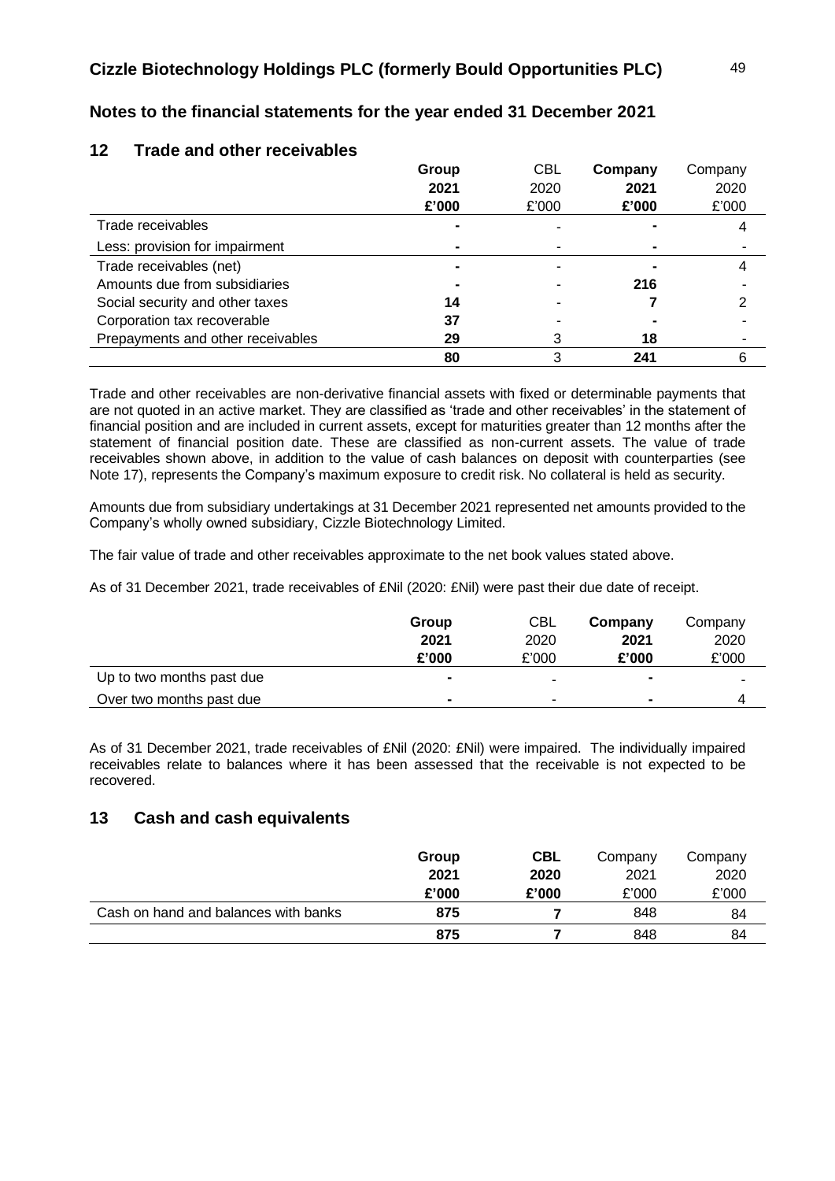## Notes to the financial statements for the year ended 31 December 2021

## 12 Trade and other receivables

| | **Group** | CBL | **Company** | Company |
|---|---|---|---|---|
| | **2021** | 2020 | **2021** | 2020 |
| | **£'000** | £'000 | **£'000** | £'000 |
| Trade receivables | **-** | - | **-** | 4 |
| Less: provision for impairment | **-** | - | **-** | - |
| Trade receivables (net) | **-** | - | **-** | 4 |
| Amounts due from subsidiaries | **-** | - | **216** | - |
| Social security and other taxes | **14** | - | **7** | 2 |
| Corporation tax recoverable | **37** | - | **-** | - |
| Prepayments and other receivables | **29** | 3 | **18** | - |
| | **80** | 3 | **241** | 6 |

Trade and other receivables are non-derivative financial assets with fixed or determinable payments that are not quoted in an active market. They are classified as 'trade and other receivables' in the statement of financial position and are included in current assets, except for maturities greater than 12 months after the statement of financial position date. These are classified as non-current assets. The value of trade receivables shown above, in addition to the value of cash balances on deposit with counterparties (see Note 17), represents the Company's maximum exposure to credit risk. No collateral is held as security.

Amounts due from subsidiary undertakings at 31 December 2021 represented net amounts provided to the Company's wholly owned subsidiary, Cizzle Biotechnology Limited.

The fair value of trade and other receivables approximate to the net book values stated above.

As of 31 December 2021, trade receivables of £Nil (2020: £Nil) were past their due date of receipt.

| | **Group** | CBL | **Company** | Company |
|---|---|---|---|---|
| | **2021** | 2020 | **2021** | 2020 |
| | **£'000** | £'000 | **£'000** | £'000 |
| Up to two months past due | **-** | - | **-** | - |
| Over two months past due | **-** | - | **-** | 4 |

As of 31 December 2021, trade receivables of £Nil (2020: £Nil) were impaired. The individually impaired receivables relate to balances where it has been assessed that the receivable is not expected to be recovered.

## 13 Cash and cash equivalents

| | **Group** | **CBL** | Company | Company |
|---|---|---|---|---|
| | **2021** | **2020** | 2021 | 2020 |
| | **£'000** | **£'000** | £'000 | £'000 |
| Cash on hand and balances with banks | **875** | **7** | 848 | 84 |
| | **875** | **7** | 848 | 84 |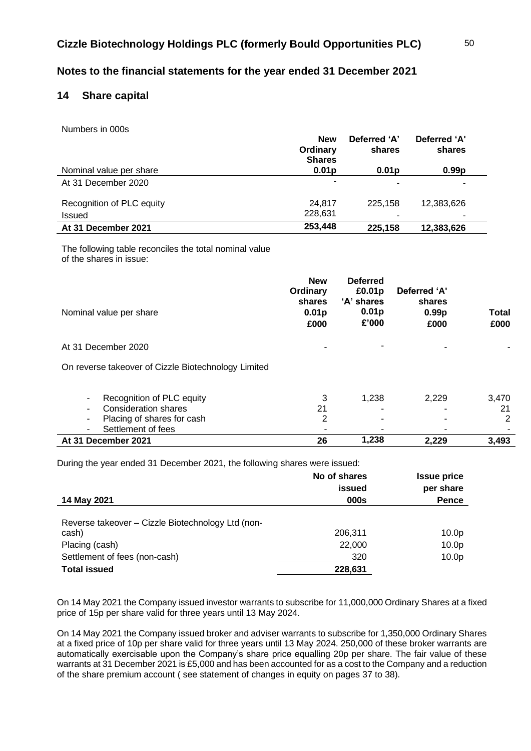## Cizzle Biotechnology Holdings PLC (formerly Bould Opportunities PLC)

## Notes to the financial statements for the year ended 31 December 2021

## 14 Share capital

Numbers in 000s

| | New Ordinary Shares | Deferred 'A' shares | Deferred 'A' shares |
|---|---|---|---|
| Nominal value per share | 0.01p | 0.01p | 0.99p |
| At 31 December 2020 | - | - | - |
| Recognition of PLC equity | 24,817 | 225,158 | 12,383,626 |
| Issued | 228,631 | - | - |
| **At 31 December 2021** | **253,448** | **225,158** | **12,383,626** |

The following table reconciles the total nominal value of the shares in issue:

| Nominal value per share | New Ordinary shares 0.01p £000 | Deferred £0.01p 'A' shares 0.01p £'000 | Deferred 'A' shares 0.99p £000 | Total £000 |
|---|---|---|---|---|
| At 31 December 2020 | - | - | - | - |
| On reverse takeover of Cizzle Biotechnology Limited | | | | |
| - Recognition of PLC equity | 3 | 1,238 | 2,229 | 3,470 |
| - Consideration shares | 21 | - | - | 21 |
| - Placing of shares for cash | 2 | - | - | 2 |
| - Settlement of fees | - | - | - | - |
| **At 31 December 2021** | **26** | **1,238** | **2,229** | **3,493** |

During the year ended 31 December 2021, the following shares were issued:

| 14 May 2021 | No of shares issued 000s | Issue price per share Pence |
|---|---|---|
| Reverse takeover – Cizzle Biotechnology Ltd (non-cash) | 206,311 | 10.0p |
| Placing (cash) | 22,000 | 10.0p |
| Settlement of fees (non-cash) | 320 | 10.0p |
| **Total issued** | **228,631** | |

On 14 May 2021 the Company issued investor warrants to subscribe for 11,000,000 Ordinary Shares at a fixed price of 15p per share valid for three years until 13 May 2024.

On 14 May 2021 the Company issued broker and adviser warrants to subscribe for 1,350,000 Ordinary Shares at a fixed price of 10p per share valid for three years until 13 May 2024. 250,000 of these broker warrants are automatically exercisable upon the Company's share price equalling 20p per share. The fair value of these warrants at 31 December 2021 is £5,000 and has been accounted for as a cost to the Company and a reduction of the share premium account ( see statement of changes in equity on pages 37 to 38).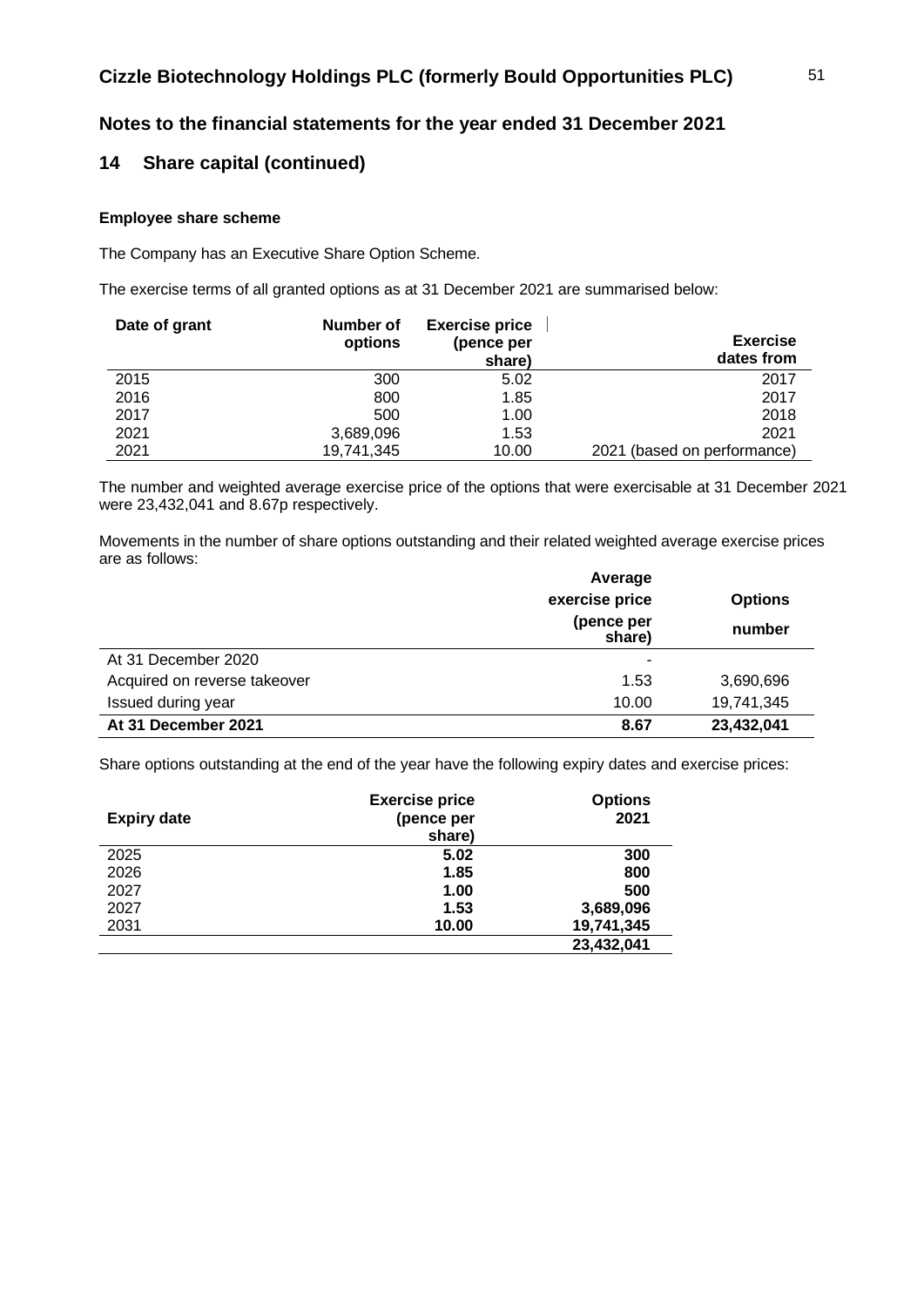## Notes to the financial statements for the year ended 31 December 2021

## 14 Share capital (continued)

**Employee share scheme**

The Company has an Executive Share Option Scheme.

The exercise terms of all granted options as at 31 December 2021 are summarised below:

| Date of grant | Number of options | Exercise price (pence per share) | Exercise dates from |
|---|---|---|---|
| 2015 | 300 | 5.02 | 2017 |
| 2016 | 800 | 1.85 | 2017 |
| 2017 | 500 | 1.00 | 2018 |
| 2021 | 3,689,096 | 1.53 | 2021 |
| 2021 | 19,741,345 | 10.00 | 2021 (based on performance) |

The number and weighted average exercise price of the options that were exercisable at 31 December 2021 were 23,432,041 and 8.67p respectively.

Movements in the number of share options outstanding and their related weighted average exercise prices are as follows:

| | Average exercise price (pence per share) | Options number |
|---|---|---|
| At 31 December 2020 | - | |
| Acquired on reverse takeover | 1.53 | 3,690,696 |
| Issued during year | 10.00 | 19,741,345 |
| **At 31 December 2021** | **8.67** | **23,432,041** |

Share options outstanding at the end of the year have the following expiry dates and exercise prices:

| Expiry date | Exercise price (pence per share) | Options 2021 |
|---|---|---|
| 2025 | **5.02** | **300** |
| 2026 | **1.85** | **800** |
| 2027 | **1.00** | **500** |
| 2027 | **1.53** | **3,689,096** |
| 2031 | **10.00** | **19,741,345** |
| | | **23,432,041** |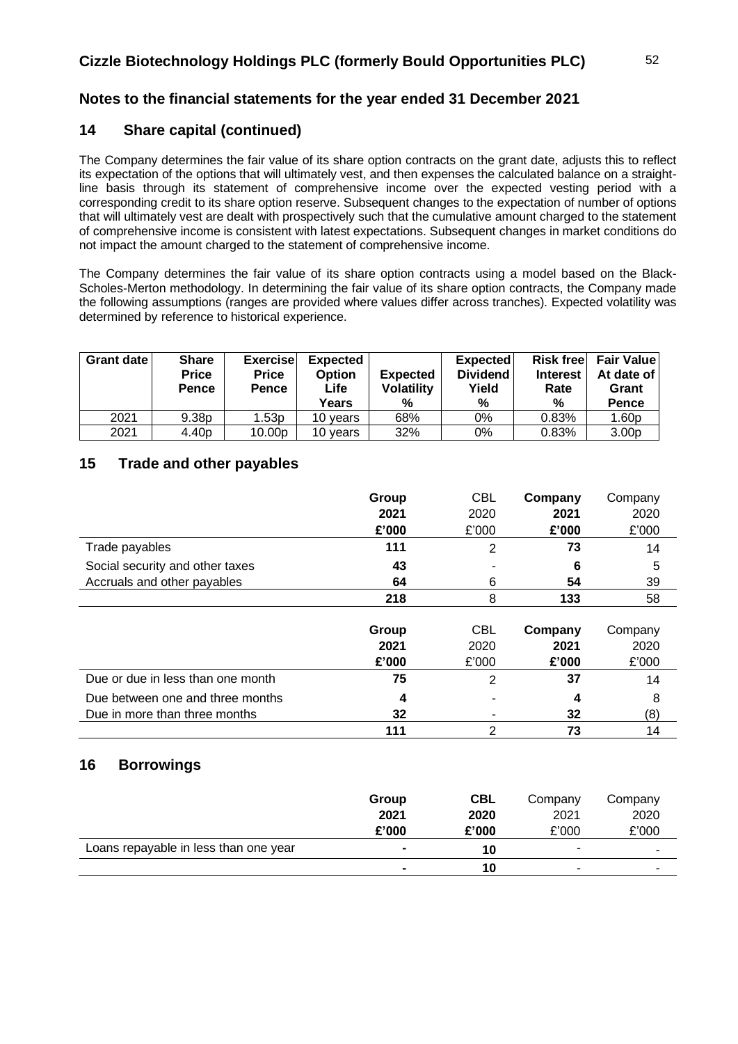# Notes to the financial statements for the year ended 31 December 2021

## 14 Share capital (continued)

The Company determines the fair value of its share option contracts on the grant date, adjusts this to reflect its expectation of the options that will ultimately vest, and then expenses the calculated balance on a straight-line basis through its statement of comprehensive income over the expected vesting period with a corresponding credit to its share option reserve. Subsequent changes to the expectation of number of options that will ultimately vest are dealt with prospectively such that the cumulative amount charged to the statement of comprehensive income is consistent with latest expectations. Subsequent changes in market conditions do not impact the amount charged to the statement of comprehensive income.

The Company determines the fair value of its share option contracts using a model based on the Black-Scholes-Merton methodology. In determining the fair value of its share option contracts, the Company made the following assumptions (ranges are provided where values differ across tranches). Expected volatility was determined by reference to historical experience.

| Grant date | Share Price Pence | Exercise Price Pence | Expected Option Life Years | Expected Volatility % | Expected Dividend Yield % | Risk free Interest Rate % | Fair Value At date of Grant Pence |
|---|---|---|---|---|---|---|---|
| 2021 | 9.38p | 1.53p | 10 years | 68% | 0% | 0.83% | 1.60p |
| 2021 | 4.40p | 10.00p | 10 years | 32% | 0% | 0.83% | 3.00p |

## 15 Trade and other payables

| | **Group 2021 £'000** | CBL 2020 £'000 | **Company 2021 £'000** | Company 2020 £'000 |
|---|---|---|---|---|
| Trade payables | **111** | 2 | **73** | 14 |
| Social security and other taxes | **43** | - | **6** | 5 |
| Accruals and other payables | **64** | 6 | **54** | 39 |
| | **218** | 8 | **133** | 58 |

| | **Group 2021 £'000** | CBL 2020 £'000 | **Company 2021 £'000** | Company 2020 £'000 |
|---|---|---|---|---|
| Due or due in less than one month | **75** | 2 | **37** | 14 |
| Due between one and three months | **4** | - | **4** | 8 |
| Due in more than three months | **32** | - | **32** | (8) |
| | **111** | 2 | **73** | 14 |

## 16 Borrowings

| | **Group 2021 £'000** | **CBL 2020 £'000** | Company 2021 £'000 | Company 2020 £'000 |
|---|---|---|---|---|
| Loans repayable in less than one year | **-** | **10** | - | - |
| | **-** | **10** | - | - |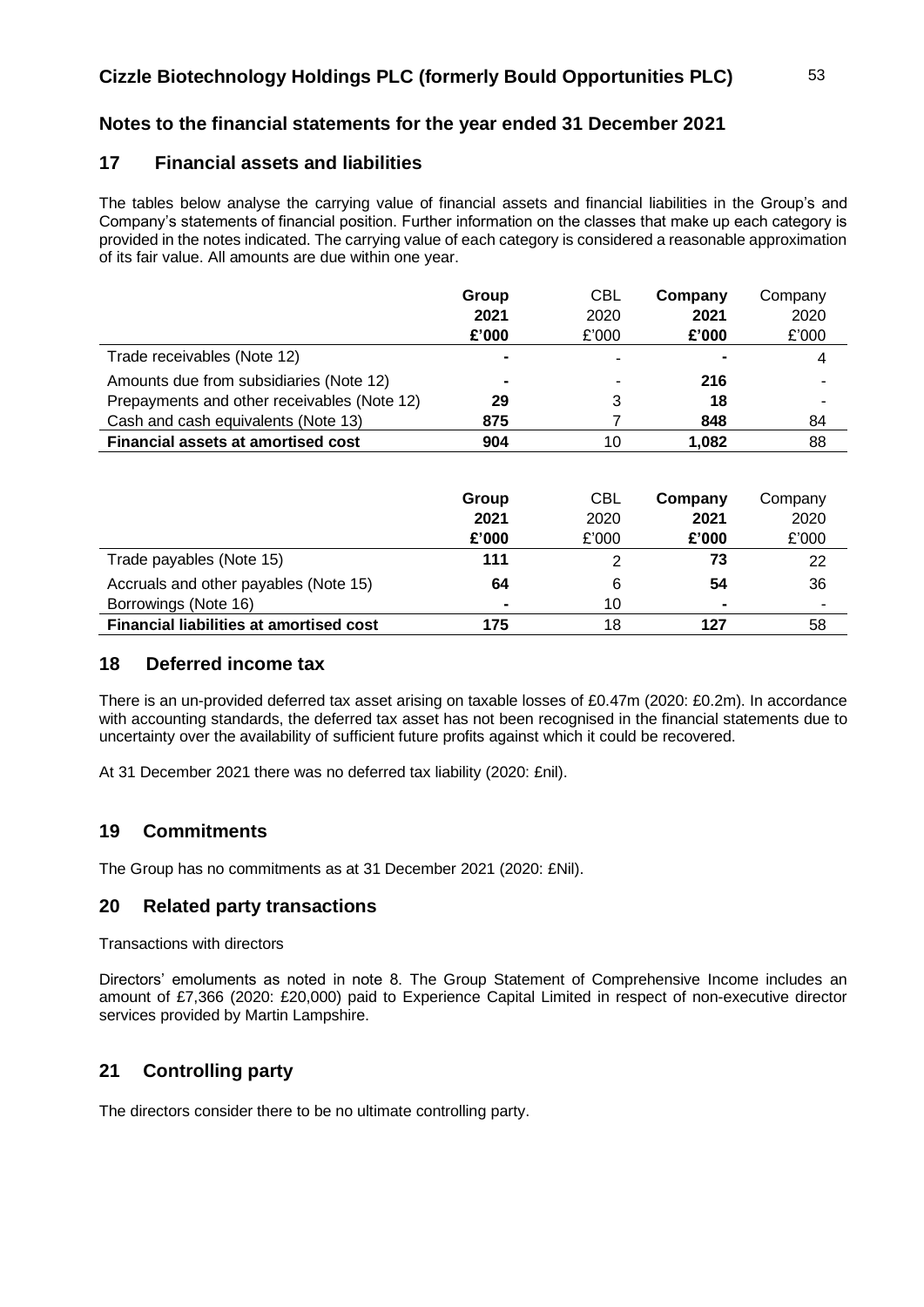## Notes to the financial statements for the year ended 31 December 2021

## 17 Financial assets and liabilities

The tables below analyse the carrying value of financial assets and financial liabilities in the Group's and Company's statements of financial position. Further information on the classes that make up each category is provided in the notes indicated. The carrying value of each category is considered a reasonable approximation of its fair value. All amounts are due within one year.

| | **Group 2021 £'000** | CBL 2020 £'000 | **Company 2021 £'000** | Company 2020 £'000 |
|---|---|---|---|---|
| Trade receivables (Note 12) | **-** | - | **-** | 4 |
| Amounts due from subsidiaries (Note 12) | **-** | - | **216** | - |
| Prepayments and other receivables (Note 12) | **29** | 3 | **18** | - |
| Cash and cash equivalents (Note 13) | **875** | 7 | **848** | 84 |
| **Financial assets at amortised cost** | **904** | 10 | **1,082** | 88 |

| | **Group 2021 £'000** | CBL 2020 £'000 | **Company 2021 £'000** | Company 2020 £'000 |
|---|---|---|---|---|
| Trade payables (Note 15) | **111** | 2 | **73** | 22 |
| Accruals and other payables (Note 15) | **64** | 6 | **54** | 36 |
| Borrowings (Note 16) | **-** | 10 | **-** | - |
| **Financial liabilities at amortised cost** | **175** | 18 | **127** | 58 |

## 18 Deferred income tax

There is an un-provided deferred tax asset arising on taxable losses of £0.47m (2020: £0.2m). In accordance with accounting standards, the deferred tax asset has not been recognised in the financial statements due to uncertainty over the availability of sufficient future profits against which it could be recovered.

At 31 December 2021 there was no deferred tax liability (2020: £nil).

## 19 Commitments

The Group has no commitments as at 31 December 2021 (2020: £Nil).

## 20 Related party transactions

Transactions with directors

Directors' emoluments as noted in note 8. The Group Statement of Comprehensive Income includes an amount of £7,366 (2020: £20,000) paid to Experience Capital Limited in respect of non-executive director services provided by Martin Lampshire.

## 21 Controlling party

The directors consider there to be no ultimate controlling party.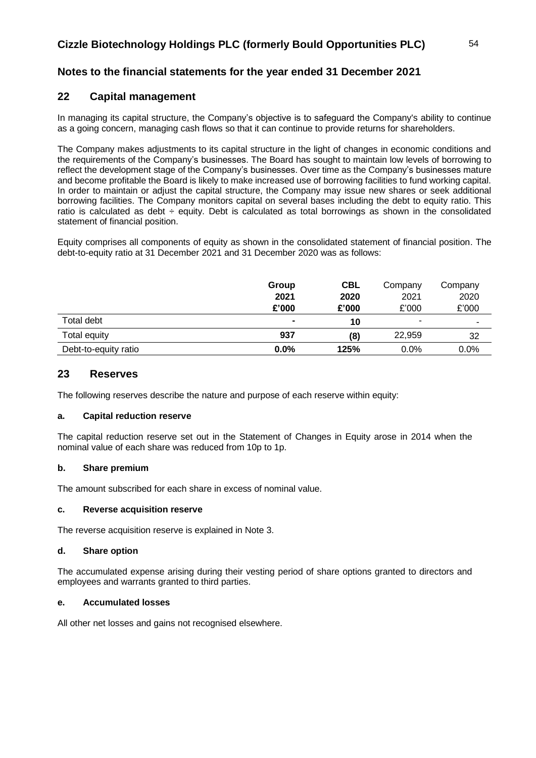## 22 Capital management

In managing its capital structure, the Company's objective is to safeguard the Company's ability to continue as a going concern, managing cash flows so that it can continue to provide returns for shareholders.

The Company makes adjustments to its capital structure in the light of changes in economic conditions and the requirements of the Company's businesses. The Board has sought to maintain low levels of borrowing to reflect the development stage of the Company's businesses. Over time as the Company's businesses mature and become profitable the Board is likely to make increased use of borrowing facilities to fund working capital. In order to maintain or adjust the capital structure, the Company may issue new shares or seek additional borrowing facilities. The Company monitors capital on several bases including the debt to equity ratio. This ratio is calculated as debt ÷ equity. Debt is calculated as total borrowings as shown in the consolidated statement of financial position.

Equity comprises all components of equity as shown in the consolidated statement of financial position. The debt-to-equity ratio at 31 December 2021 and 31 December 2020 was as follows:

| | **Group 2021 £'000** | **CBL 2020 £'000** | Company 2021 £'000 | Company 2020 £'000 |
|---|---|---|---|---|
| Total debt | **-** | **10** | - | - |
| Total equity | **937** | **(8)** | 22,959 | 32 |
| Debt-to-equity ratio | **0.0%** | **125%** | 0.0% | 0.0% |

## 23 Reserves

The following reserves describe the nature and purpose of each reserve within equity:

### a. Capital reduction reserve

The capital reduction reserve set out in the Statement of Changes in Equity arose in 2014 when the nominal value of each share was reduced from 10p to 1p.

### b. Share premium

The amount subscribed for each share in excess of nominal value.

### c. Reverse acquisition reserve

The reverse acquisition reserve is explained in Note 3.

### d. Share option

The accumulated expense arising during their vesting period of share options granted to directors and employees and warrants granted to third parties.

### e. Accumulated losses

All other net losses and gains not recognised elsewhere.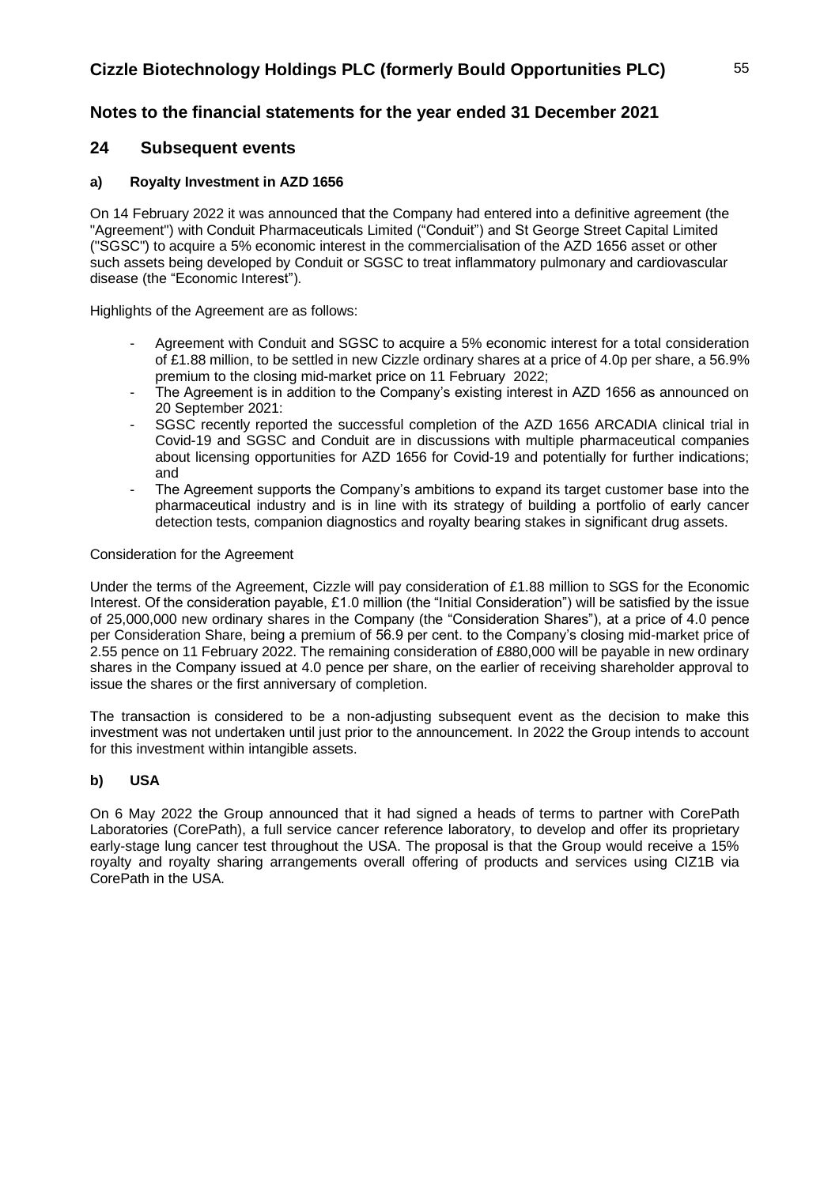# Cizzle Biotechnology Holdings PLC (formerly Bould Opportunities PLC)

## Notes to the financial statements for the year ended 31 December 2021

## 24 Subsequent events

### a) Royalty Investment in AZD 1656

On 14 February 2022 it was announced that the Company had entered into a definitive agreement (the "Agreement") with Conduit Pharmaceuticals Limited ("Conduit") and St George Street Capital Limited ("SGSC") to acquire a 5% economic interest in the commercialisation of the AZD 1656 asset or other such assets being developed by Conduit or SGSC to treat inflammatory pulmonary and cardiovascular disease (the "Economic Interest").

Highlights of the Agreement are as follows:

- Agreement with Conduit and SGSC to acquire a 5% economic interest for a total consideration of £1.88 million, to be settled in new Cizzle ordinary shares at a price of 4.0p per share, a 56.9% premium to the closing mid-market price on 11 February 2022;
- The Agreement is in addition to the Company's existing interest in AZD 1656 as announced on 20 September 2021:
- SGSC recently reported the successful completion of the AZD 1656 ARCADIA clinical trial in Covid-19 and SGSC and Conduit are in discussions with multiple pharmaceutical companies about licensing opportunities for AZD 1656 for Covid-19 and potentially for further indications; and
- The Agreement supports the Company's ambitions to expand its target customer base into the pharmaceutical industry and is in line with its strategy of building a portfolio of early cancer detection tests, companion diagnostics and royalty bearing stakes in significant drug assets.

Consideration for the Agreement

Under the terms of the Agreement, Cizzle will pay consideration of £1.88 million to SGS for the Economic Interest. Of the consideration payable, £1.0 million (the "Initial Consideration") will be satisfied by the issue of 25,000,000 new ordinary shares in the Company (the "Consideration Shares"), at a price of 4.0 pence per Consideration Share, being a premium of 56.9 per cent. to the Company's closing mid-market price of 2.55 pence on 11 February 2022. The remaining consideration of £880,000 will be payable in new ordinary shares in the Company issued at 4.0 pence per share, on the earlier of receiving shareholder approval to issue the shares or the first anniversary of completion.

The transaction is considered to be a non-adjusting subsequent event as the decision to make this investment was not undertaken until just prior to the announcement. In 2022 the Group intends to account for this investment within intangible assets.

### b) USA

On 6 May 2022 the Group announced that it had signed a heads of terms to partner with CorePath Laboratories (CorePath), a full service cancer reference laboratory, to develop and offer its proprietary early-stage lung cancer test throughout the USA. The proposal is that the Group would receive a 15% royalty and royalty sharing arrangements overall offering of products and services using CIZ1B via CorePath in the USA.